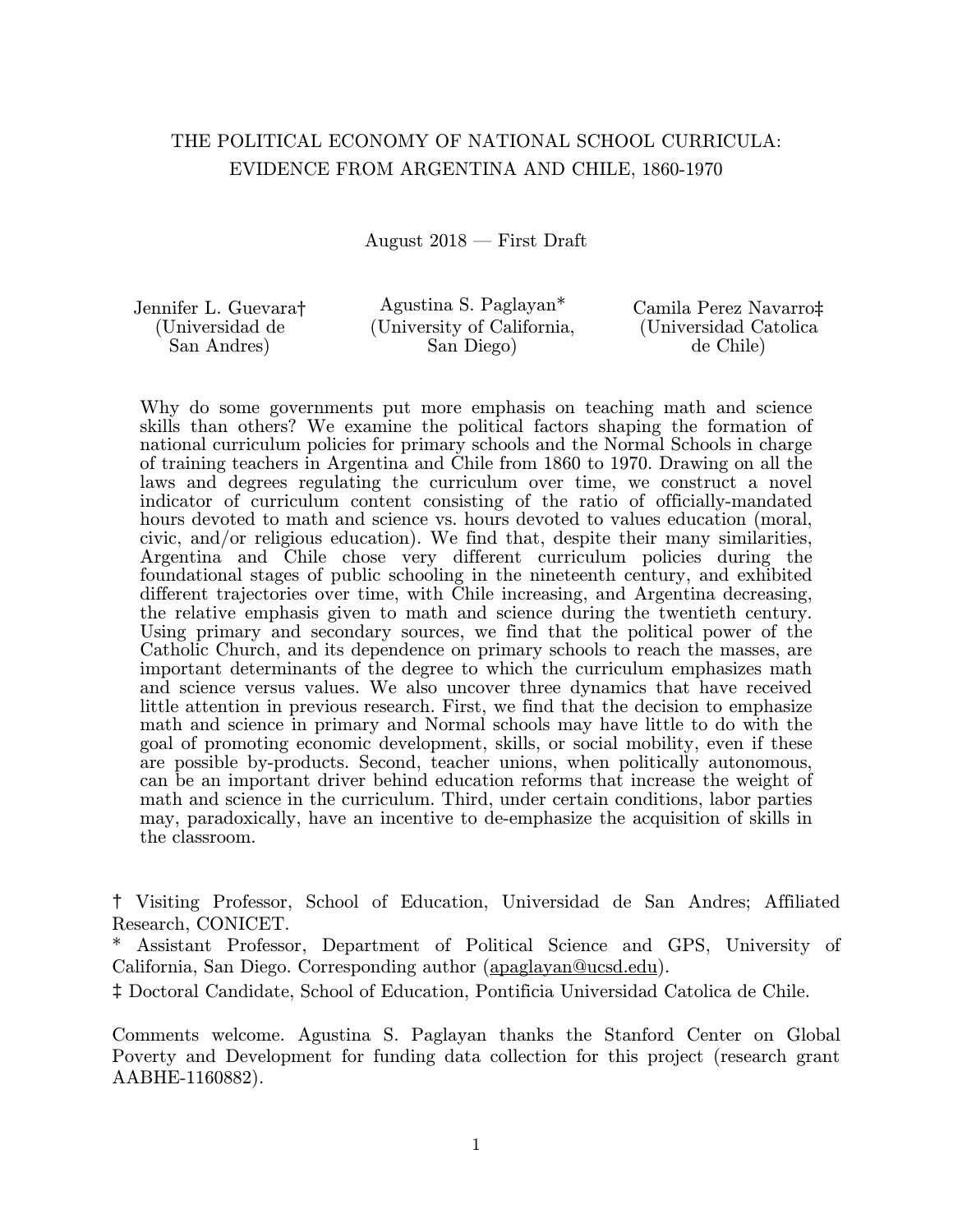# THE POLITICAL ECONOMY OF NATIONAL SCHOOL CURRICULA: EVIDENCE FROM ARGENTINA AND CHILE, 1860-1970

August 2018 — First Draft

Jennifer L. Guevara† (Universidad de San Andres)

Agustina S. Paglayan* (University of California, San Diego)

Camila Perez Navarro‡ (Universidad Catolica de Chile)

Why do some governments put more emphasis on teaching math and science skills than others? We examine the political factors shaping the formation of national curriculum policies for primary schools and the Normal Schools in charge of training teachers in Argentina and Chile from 1860 to 1970. Drawing on all the laws and degrees regulating the curriculum over time, we construct a novel indicator of curriculum content consisting of the ratio of officially-mandated hours devoted to math and science vs. hours devoted to values education (moral, civic, and/or religious education). We find that, despite their many similarities, Argentina and Chile chose very different curriculum policies during the foundational stages of public schooling in the nineteenth century, and exhibited different trajectories over time, with Chile increasing, and Argentina decreasing, the relative emphasis given to math and science during the twentieth century. Using primary and secondary sources, we find that the political power of the Catholic Church, and its dependence on primary schools to reach the masses, are important determinants of the degree to which the curriculum emphasizes math and science versus values. We also uncover three dynamics that have received little attention in previous research. First, we find that the decision to emphasize math and science in primary and Normal schools may have little to do with the goal of promoting economic development, skills, or social mobility, even if these are possible by-products. Second, teacher unions, when politically autonomous, can be an important driver behind education reforms that increase the weight of math and science in the curriculum. Third, under certain conditions, labor parties may, paradoxically, have an incentive to de-emphasize the acquisition of skills in the classroom.

† Visiting Professor, School of Education, Universidad de San Andres; Affiliated Research, CONICET.

\* Assistant Professor, Department of Political Science and GPS, University of California, San Diego. Corresponding author (apaglayan@ucsd.edu).

‡ Doctoral Candidate, School of Education, Pontificia Universidad Catolica de Chile.

Comments welcome. Agustina S. Paglayan thanks the Stanford Center on Global Poverty and Development for funding data collection for this project (research grant AABHE-1160882).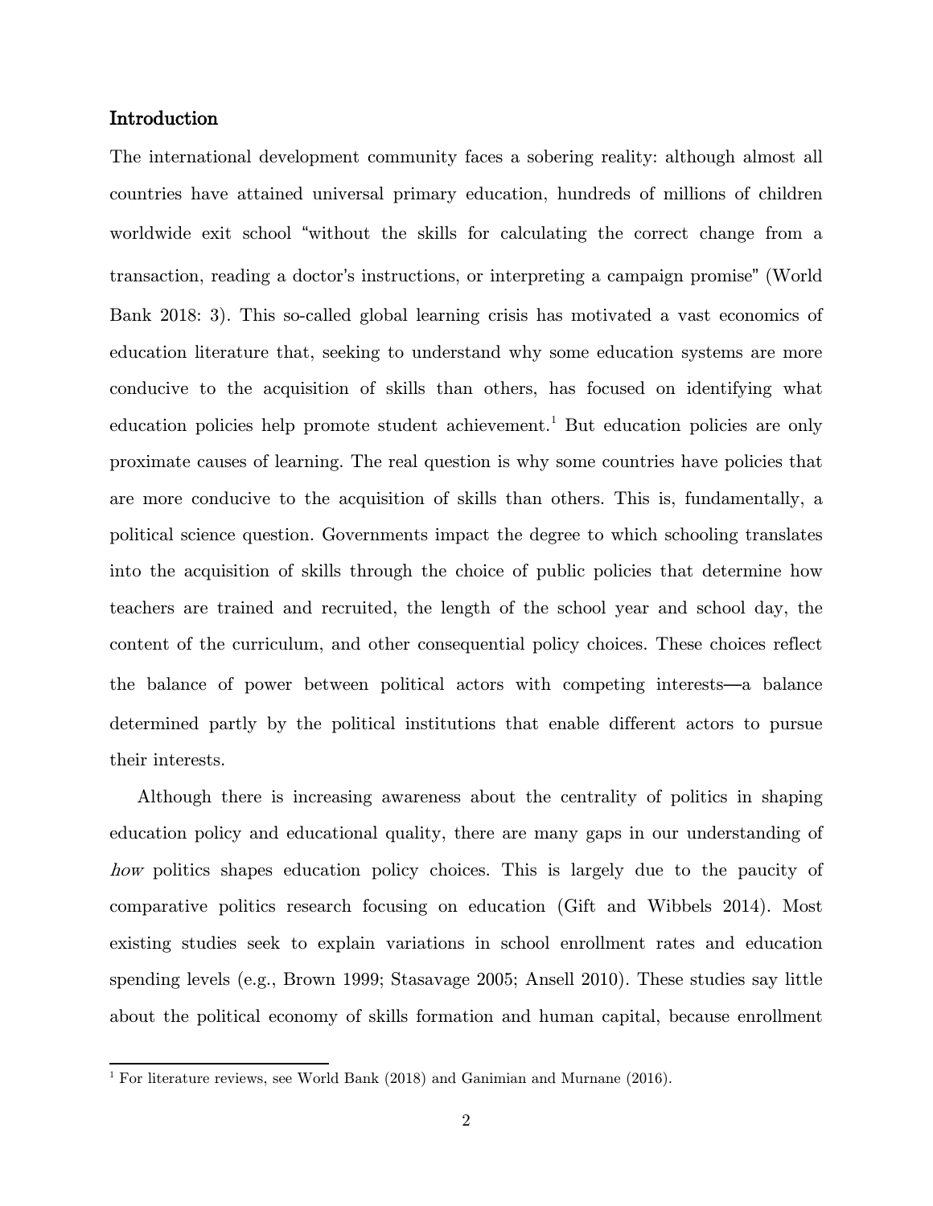## Introduction

The international development community faces a sobering reality: although almost all countries have attained universal primary education, hundreds of millions of children worldwide exit school "without the skills for calculating the correct change from a transaction, reading a doctor's instructions, or interpreting a campaign promise" (World Bank 2018: 3). This so-called global learning crisis has motivated a vast economics of education literature that, seeking to understand why some education systems are more conducive to the acquisition of skills than others, has focused on identifying what education policies help promote student achievement.[1] But education policies are only proximate causes of learning. The real question is why some countries have policies that are more conducive to the acquisition of skills than others. This is, fundamentally, a political science question. Governments impact the degree to which schooling translates into the acquisition of skills through the choice of public policies that determine how teachers are trained and recruited, the length of the school year and school day, the content of the curriculum, and other consequential policy choices. These choices reflect the balance of power between political actors with competing interests—a balance determined partly by the political institutions that enable different actors to pursue their interests.

Although there is increasing awareness about the centrality of politics in shaping education policy and educational quality, there are many gaps in our understanding of *how* politics shapes education policy choices. This is largely due to the paucity of comparative politics research focusing on education (Gift and Wibbels 2014). Most existing studies seek to explain variations in school enrollment rates and education spending levels (e.g., Brown 1999; Stasavage 2005; Ansell 2010). These studies say little about the political economy of skills formation and human capital, because enrollment

[1] For literature reviews, see World Bank (2018) and Ganimian and Murnane (2016).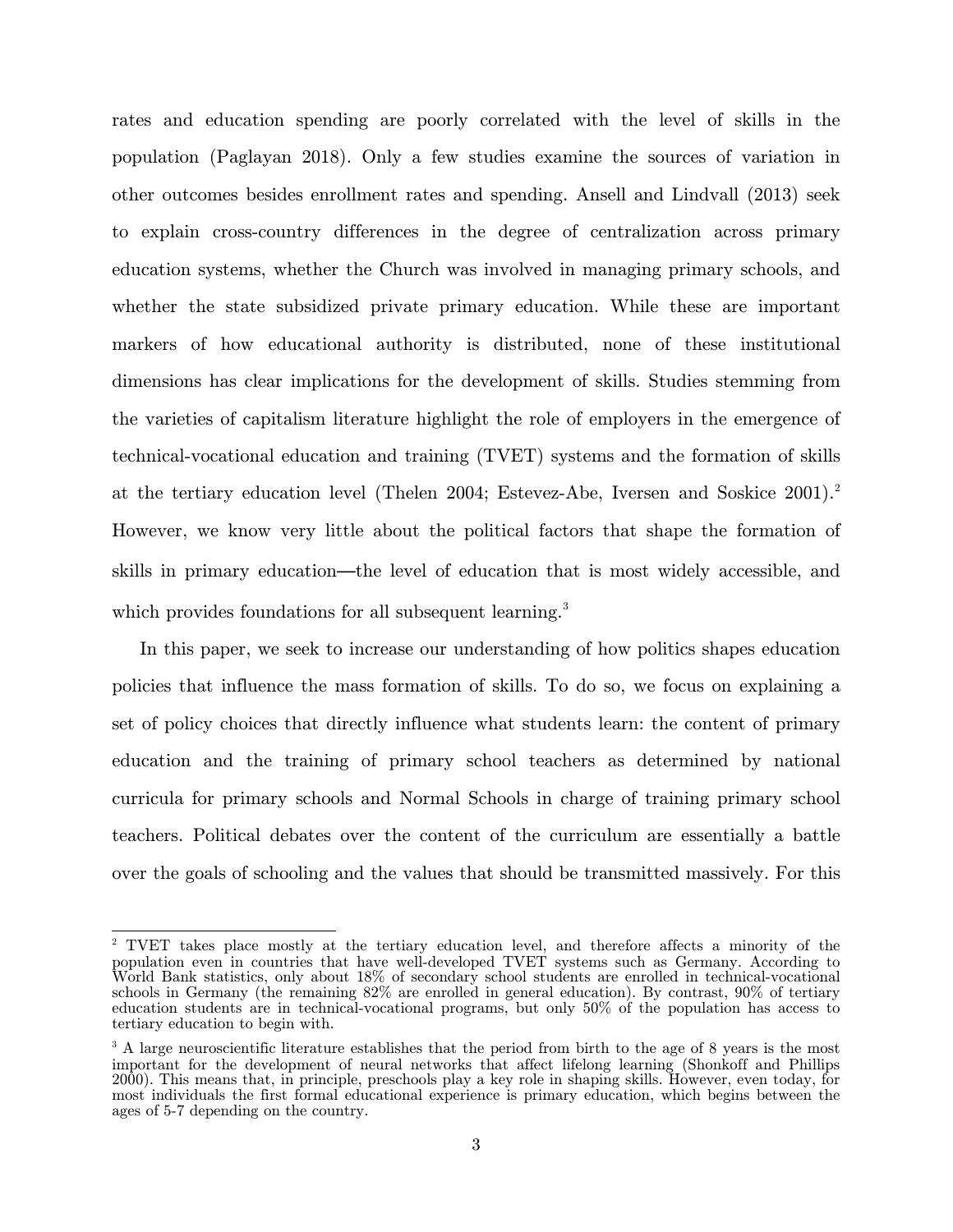rates and education spending are poorly correlated with the level of skills in the population (Paglayan 2018). Only a few studies examine the sources of variation in other outcomes besides enrollment rates and spending. Ansell and Lindvall (2013) seek to explain cross-country differences in the degree of centralization across primary education systems, whether the Church was involved in managing primary schools, and whether the state subsidized private primary education. While these are important markers of how educational authority is distributed, none of these institutional dimensions has clear implications for the development of skills. Studies stemming from the varieties of capitalism literature highlight the role of employers in the emergence of technical-vocational education and training (TVET) systems and the formation of skills at the tertiary education level (Thelen 2004; Estevez-Abe, Iversen and Soskice 2001).[2] However, we know very little about the political factors that shape the formation of skills in primary education—the level of education that is most widely accessible, and which provides foundations for all subsequent learning.[3]

In this paper, we seek to increase our understanding of how politics shapes education policies that influence the mass formation of skills. To do so, we focus on explaining a set of policy choices that directly influence what students learn: the content of primary education and the training of primary school teachers as determined by national curricula for primary schools and Normal Schools in charge of training primary school teachers. Political debates over the content of the curriculum are essentially a battle over the goals of schooling and the values that should be transmitted massively. For this

[2] TVET takes place mostly at the tertiary education level, and therefore affects a minority of the population even in countries that have well-developed TVET systems such as Germany. According to World Bank statistics, only about 18% of secondary school students are enrolled in technical-vocational schools in Germany (the remaining 82% are enrolled in general education). By contrast, 90% of tertiary education students are in technical-vocational programs, but only 50% of the population has access to tertiary education to begin with.

[3] A large neuroscientific literature establishes that the period from birth to the age of 8 years is the most important for the development of neural networks that affect lifelong learning (Shonkoff and Phillips 2000). This means that, in principle, preschools play a key role in shaping skills. However, even today, for most individuals the first formal educational experience is primary education, which begins between the ages of 5-7 depending on the country.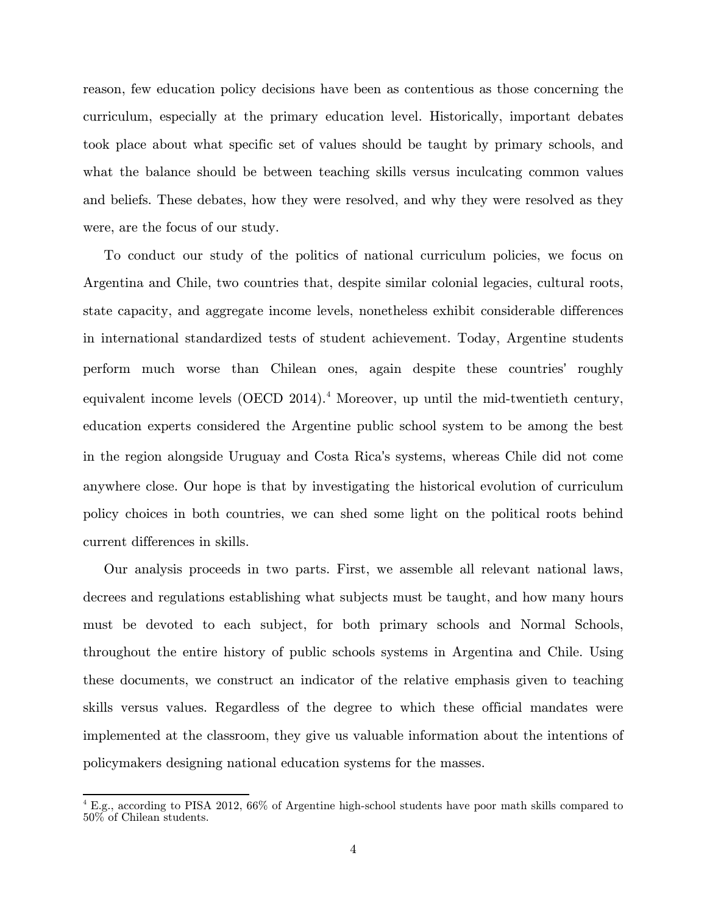reason, few education policy decisions have been as contentious as those concerning the curriculum, especially at the primary education level. Historically, important debates took place about what specific set of values should be taught by primary schools, and what the balance should be between teaching skills versus inculcating common values and beliefs. These debates, how they were resolved, and why they were resolved as they were, are the focus of our study.

To conduct our study of the politics of national curriculum policies, we focus on Argentina and Chile, two countries that, despite similar colonial legacies, cultural roots, state capacity, and aggregate income levels, nonetheless exhibit considerable differences in international standardized tests of student achievement. Today, Argentine students perform much worse than Chilean ones, again despite these countries' roughly equivalent income levels (OECD 2014).[4] Moreover, up until the mid-twentieth century, education experts considered the Argentine public school system to be among the best in the region alongside Uruguay and Costa Rica's systems, whereas Chile did not come anywhere close. Our hope is that by investigating the historical evolution of curriculum policy choices in both countries, we can shed some light on the political roots behind current differences in skills.

Our analysis proceeds in two parts. First, we assemble all relevant national laws, decrees and regulations establishing what subjects must be taught, and how many hours must be devoted to each subject, for both primary schools and Normal Schools, throughout the entire history of public schools systems in Argentina and Chile. Using these documents, we construct an indicator of the relative emphasis given to teaching skills versus values. Regardless of the degree to which these official mandates were implemented at the classroom, they give us valuable information about the intentions of policymakers designing national education systems for the masses.

---

[4] E.g., according to PISA 2012, 66% of Argentine high-school students have poor math skills compared to 50% of Chilean students.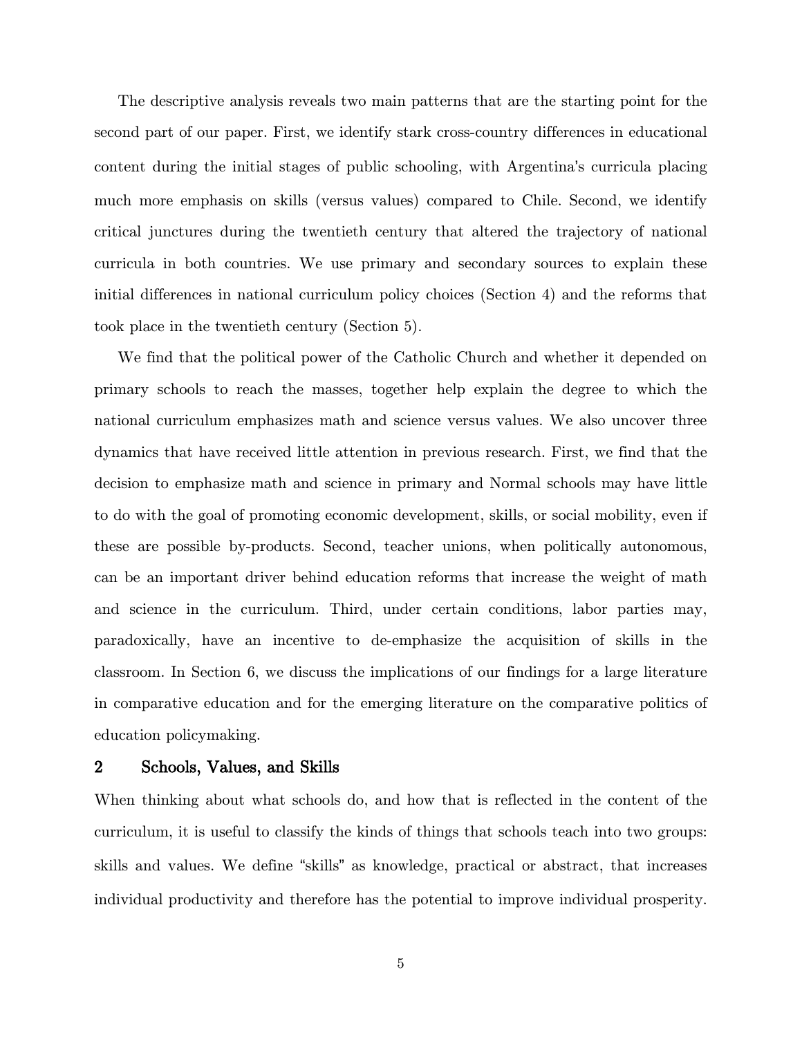The descriptive analysis reveals two main patterns that are the starting point for the second part of our paper. First, we identify stark cross-country differences in educational content during the initial stages of public schooling, with Argentina's curricula placing much more emphasis on skills (versus values) compared to Chile. Second, we identify critical junctures during the twentieth century that altered the trajectory of national curricula in both countries. We use primary and secondary sources to explain these initial differences in national curriculum policy choices (Section 4) and the reforms that took place in the twentieth century (Section 5).

We find that the political power of the Catholic Church and whether it depended on primary schools to reach the masses, together help explain the degree to which the national curriculum emphasizes math and science versus values. We also uncover three dynamics that have received little attention in previous research. First, we find that the decision to emphasize math and science in primary and Normal schools may have little to do with the goal of promoting economic development, skills, or social mobility, even if these are possible by-products. Second, teacher unions, when politically autonomous, can be an important driver behind education reforms that increase the weight of math and science in the curriculum. Third, under certain conditions, labor parties may, paradoxically, have an incentive to de-emphasize the acquisition of skills in the classroom. In Section 6, we discuss the implications of our findings for a large literature in comparative education and for the emerging literature on the comparative politics of education policymaking.

## 2 Schools, Values, and Skills

When thinking about what schools do, and how that is reflected in the content of the curriculum, it is useful to classify the kinds of things that schools teach into two groups: skills and values. We define "skills" as knowledge, practical or abstract, that increases individual productivity and therefore has the potential to improve individual prosperity.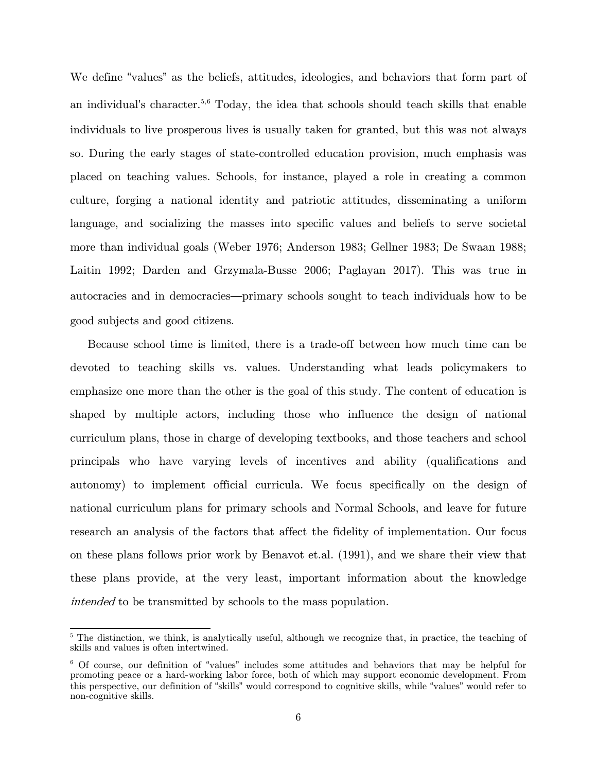We define "values" as the beliefs, attitudes, ideologies, and behaviors that form part of an individual's character.[5,6] Today, the idea that schools should teach skills that enable individuals to live prosperous lives is usually taken for granted, but this was not always so. During the early stages of state-controlled education provision, much emphasis was placed on teaching values. Schools, for instance, played a role in creating a common culture, forging a national identity and patriotic attitudes, disseminating a uniform language, and socializing the masses into specific values and beliefs to serve societal more than individual goals (Weber 1976; Anderson 1983; Gellner 1983; De Swaan 1988; Laitin 1992; Darden and Grzymala-Busse 2006; Paglayan 2017). This was true in autocracies and in democracies—primary schools sought to teach individuals how to be good subjects and good citizens.

Because school time is limited, there is a trade-off between how much time can be devoted to teaching skills vs. values. Understanding what leads policymakers to emphasize one more than the other is the goal of this study. The content of education is shaped by multiple actors, including those who influence the design of national curriculum plans, those in charge of developing textbooks, and those teachers and school principals who have varying levels of incentives and ability (qualifications and autonomy) to implement official curricula. We focus specifically on the design of national curriculum plans for primary schools and Normal Schools, and leave for future research an analysis of the factors that affect the fidelity of implementation. Our focus on these plans follows prior work by Benavot et.al. (1991), and we share their view that these plans provide, at the very least, important information about the knowledge *intended* to be transmitted by schools to the mass population.

[5] The distinction, we think, is analytically useful, although we recognize that, in practice, the teaching of skills and values is often intertwined.

[6] Of course, our definition of "values" includes some attitudes and behaviors that may be helpful for promoting peace or a hard-working labor force, both of which may support economic development. From this perspective, our definition of "skills" would correspond to cognitive skills, while "values" would refer to non-cognitive skills.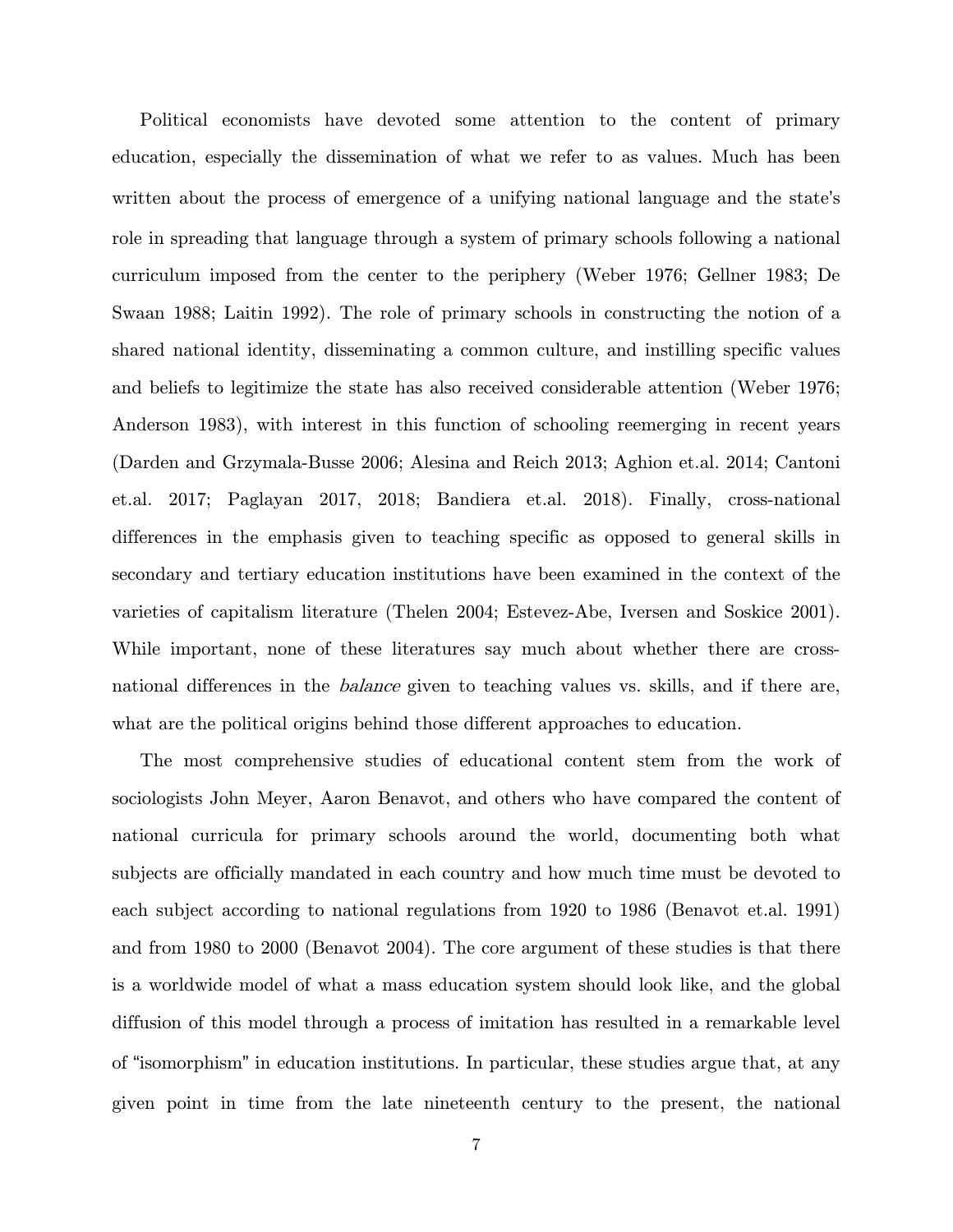Political economists have devoted some attention to the content of primary education, especially the dissemination of what we refer to as values. Much has been written about the process of emergence of a unifying national language and the state's role in spreading that language through a system of primary schools following a national curriculum imposed from the center to the periphery (Weber 1976; Gellner 1983; De Swaan 1988; Laitin 1992). The role of primary schools in constructing the notion of a shared national identity, disseminating a common culture, and instilling specific values and beliefs to legitimize the state has also received considerable attention (Weber 1976; Anderson 1983), with interest in this function of schooling reemerging in recent years (Darden and Grzymala-Busse 2006; Alesina and Reich 2013; Aghion et.al. 2014; Cantoni et.al. 2017; Paglayan 2017, 2018; Bandiera et.al. 2018). Finally, cross-national differences in the emphasis given to teaching specific as opposed to general skills in secondary and tertiary education institutions have been examined in the context of the varieties of capitalism literature (Thelen 2004; Estevez-Abe, Iversen and Soskice 2001). While important, none of these literatures say much about whether there are cross-national differences in the *balance* given to teaching values vs. skills, and if there are, what are the political origins behind those different approaches to education.

The most comprehensive studies of educational content stem from the work of sociologists John Meyer, Aaron Benavot, and others who have compared the content of national curricula for primary schools around the world, documenting both what subjects are officially mandated in each country and how much time must be devoted to each subject according to national regulations from 1920 to 1986 (Benavot et.al. 1991) and from 1980 to 2000 (Benavot 2004). The core argument of these studies is that there is a worldwide model of what a mass education system should look like, and the global diffusion of this model through a process of imitation has resulted in a remarkable level of "isomorphism" in education institutions. In particular, these studies argue that, at any given point in time from the late nineteenth century to the present, the national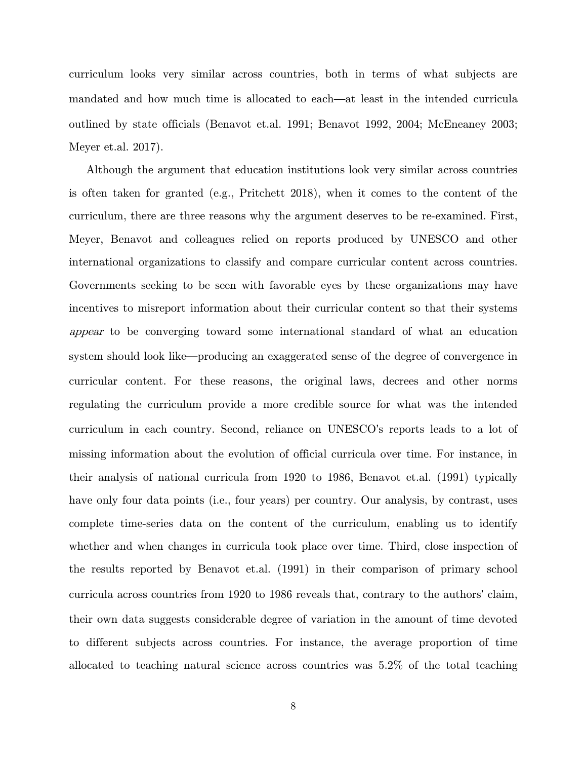curriculum looks very similar across countries, both in terms of what subjects are mandated and how much time is allocated to each—at least in the intended curricula outlined by state officials (Benavot et.al. 1991; Benavot 1992, 2004; McEneaney 2003; Meyer et.al. 2017).

Although the argument that education institutions look very similar across countries is often taken for granted (e.g., Pritchett 2018), when it comes to the content of the curriculum, there are three reasons why the argument deserves to be re-examined. First, Meyer, Benavot and colleagues relied on reports produced by UNESCO and other international organizations to classify and compare curricular content across countries. Governments seeking to be seen with favorable eyes by these organizations may have incentives to misreport information about their curricular content so that their systems *appear* to be converging toward some international standard of what an education system should look like—producing an exaggerated sense of the degree of convergence in curricular content. For these reasons, the original laws, decrees and other norms regulating the curriculum provide a more credible source for what was the intended curriculum in each country. Second, reliance on UNESCO's reports leads to a lot of missing information about the evolution of official curricula over time. For instance, in their analysis of national curricula from 1920 to 1986, Benavot et.al. (1991) typically have only four data points (i.e., four years) per country. Our analysis, by contrast, uses complete time-series data on the content of the curriculum, enabling us to identify whether and when changes in curricula took place over time. Third, close inspection of the results reported by Benavot et.al. (1991) in their comparison of primary school curricula across countries from 1920 to 1986 reveals that, contrary to the authors' claim, their own data suggests considerable degree of variation in the amount of time devoted to different subjects across countries. For instance, the average proportion of time allocated to teaching natural science across countries was 5.2% of the total teaching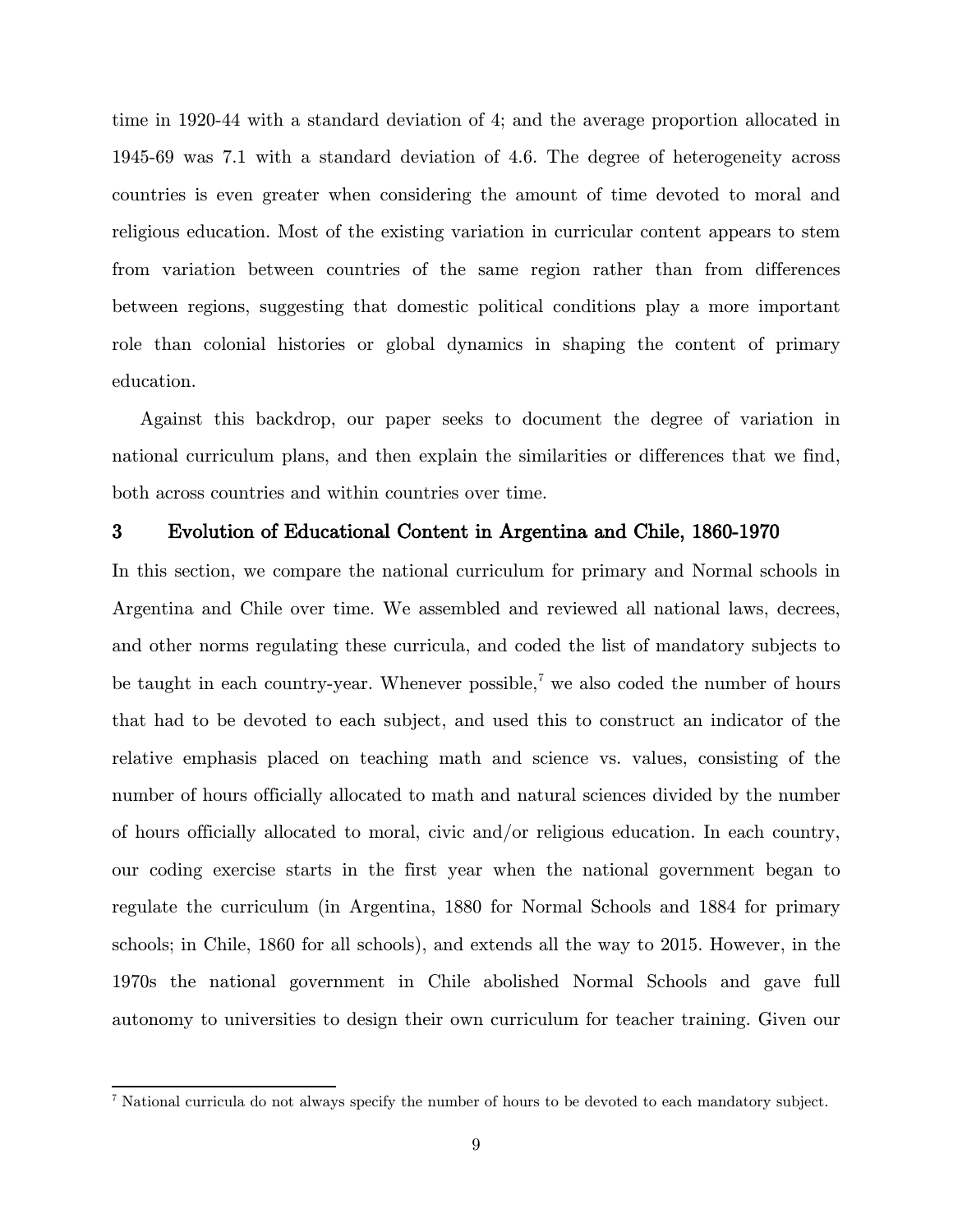time in 1920-44 with a standard deviation of 4; and the average proportion allocated in 1945-69 was 7.1 with a standard deviation of 4.6. The degree of heterogeneity across countries is even greater when considering the amount of time devoted to moral and religious education. Most of the existing variation in curricular content appears to stem from variation between countries of the same region rather than from differences between regions, suggesting that domestic political conditions play a more important role than colonial histories or global dynamics in shaping the content of primary education.

Against this backdrop, our paper seeks to document the degree of variation in national curriculum plans, and then explain the similarities or differences that we find, both across countries and within countries over time.

## 3 Evolution of Educational Content in Argentina and Chile, 1860-1970

In this section, we compare the national curriculum for primary and Normal schools in Argentina and Chile over time. We assembled and reviewed all national laws, decrees, and other norms regulating these curricula, and coded the list of mandatory subjects to be taught in each country-year. Whenever possible,[7] we also coded the number of hours that had to be devoted to each subject, and used this to construct an indicator of the relative emphasis placed on teaching math and science vs. values, consisting of the number of hours officially allocated to math and natural sciences divided by the number of hours officially allocated to moral, civic and/or religious education. In each country, our coding exercise starts in the first year when the national government began to regulate the curriculum (in Argentina, 1880 for Normal Schools and 1884 for primary schools; in Chile, 1860 for all schools), and extends all the way to 2015. However, in the 1970s the national government in Chile abolished Normal Schools and gave full autonomy to universities to design their own curriculum for teacher training. Given our

[7] National curricula do not always specify the number of hours to be devoted to each mandatory subject.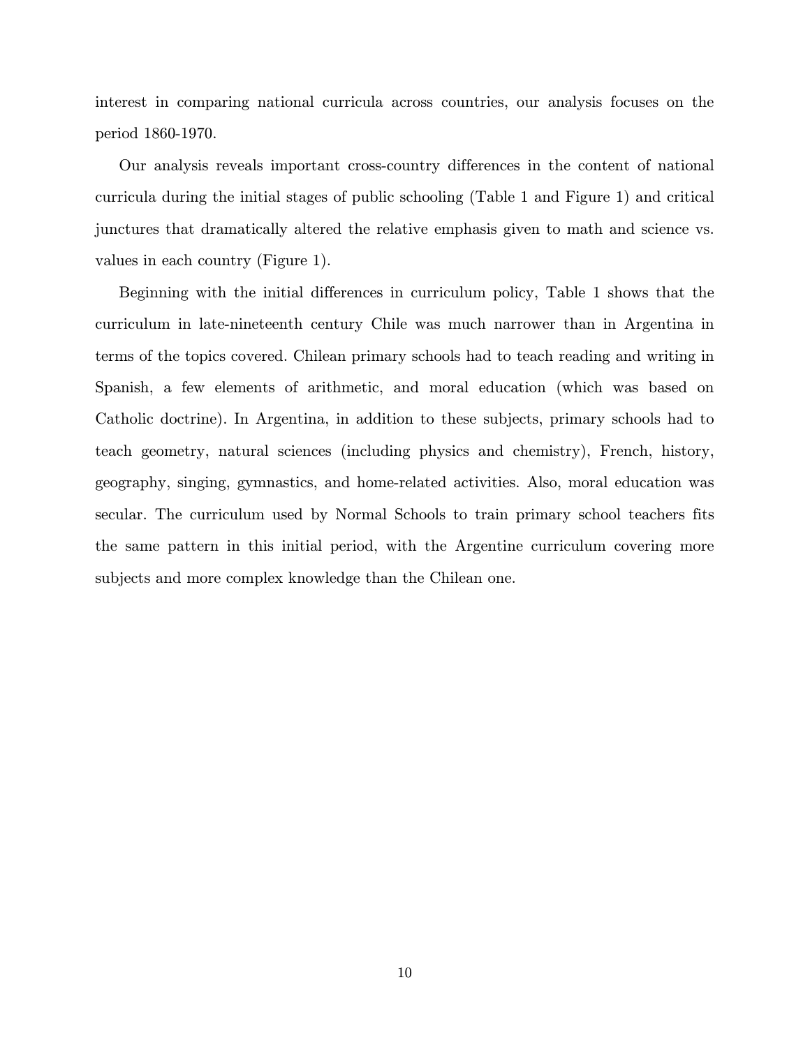interest in comparing national curricula across countries, our analysis focuses on the period 1860-1970.

Our analysis reveals important cross-country differences in the content of national curricula during the initial stages of public schooling (Table 1 and Figure 1) and critical junctures that dramatically altered the relative emphasis given to math and science vs. values in each country (Figure 1).

Beginning with the initial differences in curriculum policy, Table 1 shows that the curriculum in late-nineteenth century Chile was much narrower than in Argentina in terms of the topics covered. Chilean primary schools had to teach reading and writing in Spanish, a few elements of arithmetic, and moral education (which was based on Catholic doctrine). In Argentina, in addition to these subjects, primary schools had to teach geometry, natural sciences (including physics and chemistry), French, history, geography, singing, gymnastics, and home-related activities. Also, moral education was secular. The curriculum used by Normal Schools to train primary school teachers fits the same pattern in this initial period, with the Argentine curriculum covering more subjects and more complex knowledge than the Chilean one.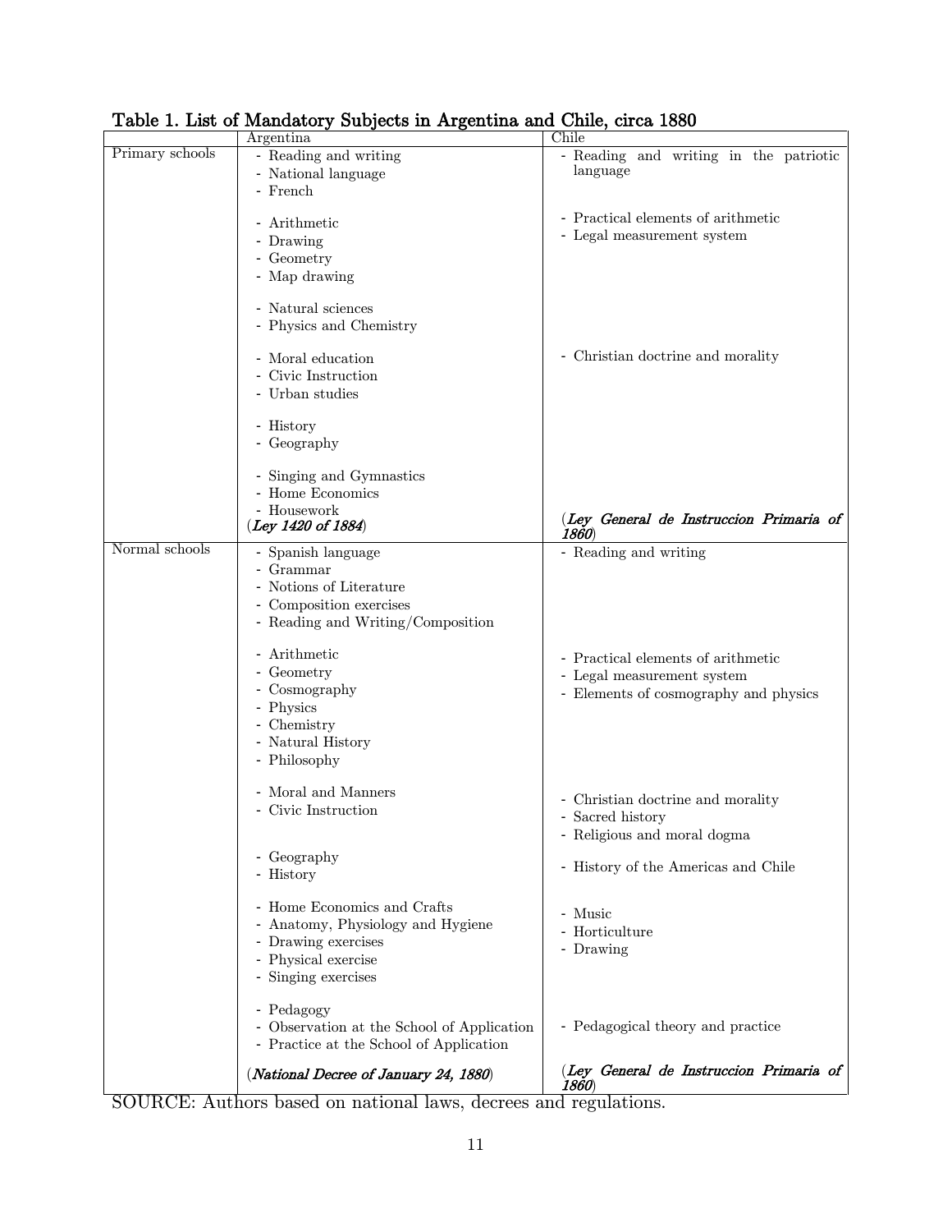**Table 1. List of Mandatory Subjects in Argentina and Chile, circa 1880**

| | Argentina | Chile |
|---|---|---|
| Primary schools | - Reading and writing<br>- National language<br>- French<br><br>- Arithmetic<br>- Drawing<br>- Geometry<br>- Map drawing<br><br>- Natural sciences<br>- Physics and Chemistry<br><br>- Moral education<br>- Civic Instruction<br>- Urban studies<br><br>- History<br>- Geography<br><br>- Singing and Gymnastics<br>- Home Economics<br>- Housework<br>(*Ley 1420 of 1884*) | - Reading and writing in the patriotic language<br><br>- Practical elements of arithmetic<br>- Legal measurement system<br><br>- Christian doctrine and morality<br><br>(*Ley General de Instruccion Primaria of 1860*) |
| Normal schools | - Spanish language<br>- Grammar<br>- Notions of Literature<br>- Composition exercises<br>- Reading and Writing/Composition<br><br>- Arithmetic<br>- Geometry<br>- Cosmography<br>- Physics<br>- Chemistry<br>- Natural History<br>- Philosophy<br><br>- Moral and Manners<br>- Civic Instruction<br><br>- Geography<br>- History<br><br>- Home Economics and Crafts<br>- Anatomy, Physiology and Hygiene<br>- Drawing exercises<br>- Physical exercise<br>- Singing exercises<br><br>- Pedagogy<br>- Observation at the School of Application<br>- Practice at the School of Application<br><br>(*National Decree of January 24, 1880*) | - Reading and writing<br><br>- Practical elements of arithmetic<br>- Legal measurement system<br>- Elements of cosmography and physics<br><br>- Christian doctrine and morality<br>- Sacred history<br>- Religious and moral dogma<br><br>- History of the Americas and Chile<br><br>- Music<br>- Horticulture<br>- Drawing<br><br>- Pedagogical theory and practice<br><br>(*Ley General de Instruccion Primaria of 1860*) |

SOURCE: Authors based on national laws, decrees and regulations.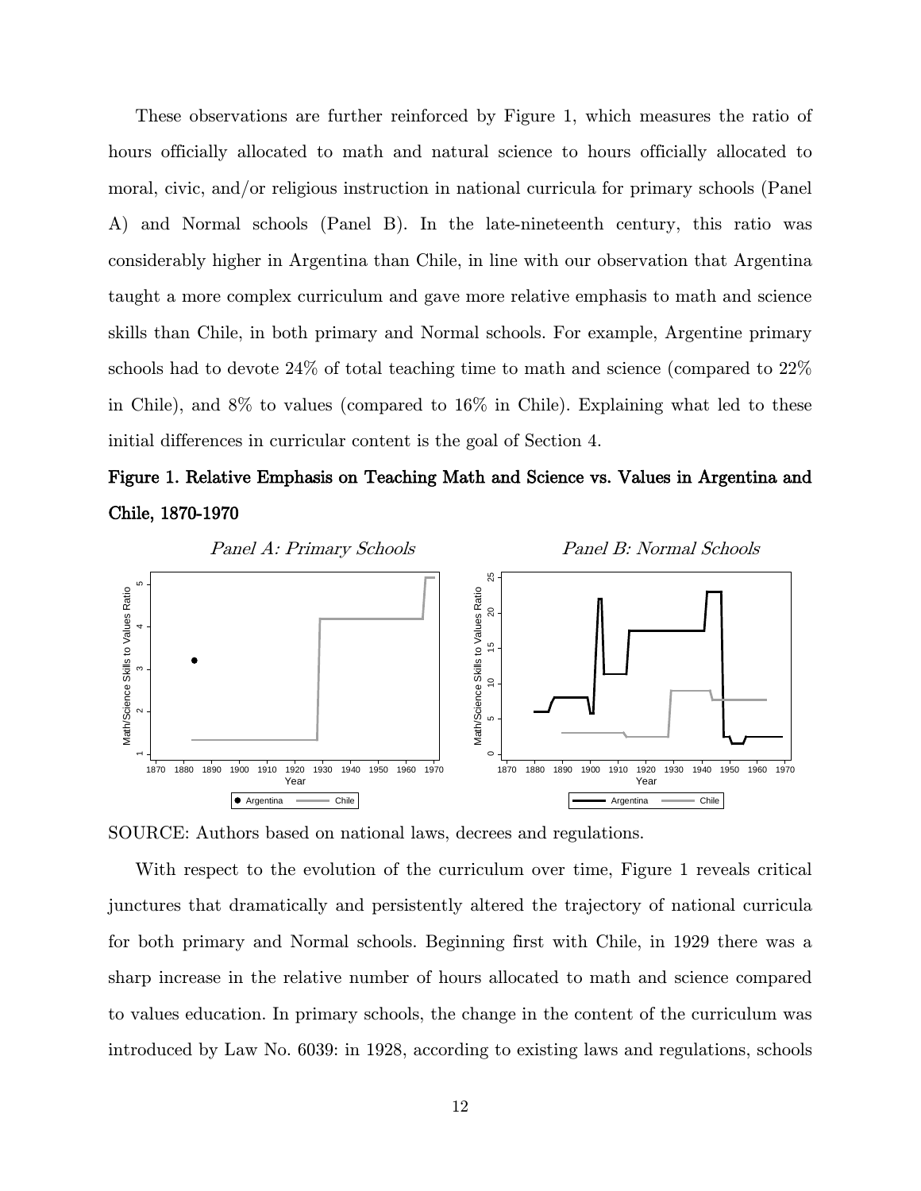These observations are further reinforced by Figure 1, which measures the ratio of hours officially allocated to math and natural science to hours officially allocated to moral, civic, and/or religious instruction in national curricula for primary schools (Panel A) and Normal schools (Panel B). In the late-nineteenth century, this ratio was considerably higher in Argentina than Chile, in line with our observation that Argentina taught a more complex curriculum and gave more relative emphasis to math and science skills than Chile, in both primary and Normal schools. For example, Argentine primary schools had to devote 24% of total teaching time to math and science (compared to 22% in Chile), and 8% to values (compared to 16% in Chile). Explaining what led to these initial differences in curricular content is the goal of Section 4.

**Figure 1. Relative Emphasis on Teaching Math and Science vs. Values in Argentina and Chile, 1870-1970**

*Panel A: Primary Schools* *Panel B: Normal Schools*

SOURCE: Authors based on national laws, decrees and regulations.

With respect to the evolution of the curriculum over time, Figure 1 reveals critical junctures that dramatically and persistently altered the trajectory of national curricula for both primary and Normal schools. Beginning first with Chile, in 1929 there was a sharp increase in the relative number of hours allocated to math and science compared to values education. In primary schools, the change in the content of the curriculum was introduced by Law No. 6039: in 1928, according to existing laws and regulations, schools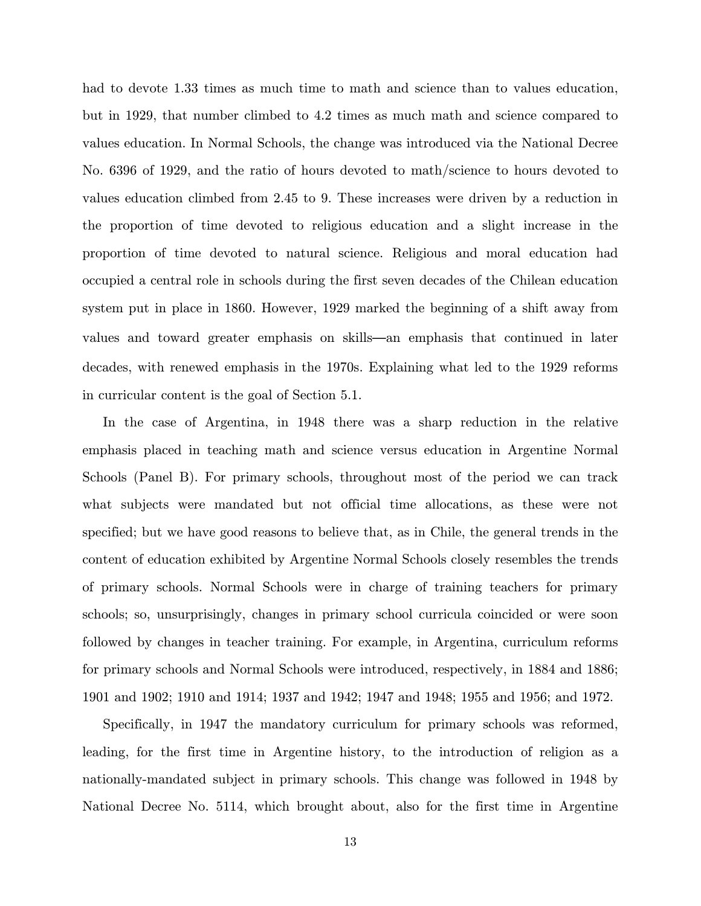had to devote 1.33 times as much time to math and science than to values education, but in 1929, that number climbed to 4.2 times as much math and science compared to values education. In Normal Schools, the change was introduced via the National Decree No. 6396 of 1929, and the ratio of hours devoted to math/science to hours devoted to values education climbed from 2.45 to 9. These increases were driven by a reduction in the proportion of time devoted to religious education and a slight increase in the proportion of time devoted to natural science. Religious and moral education had occupied a central role in schools during the first seven decades of the Chilean education system put in place in 1860. However, 1929 marked the beginning of a shift away from values and toward greater emphasis on skills—an emphasis that continued in later decades, with renewed emphasis in the 1970s. Explaining what led to the 1929 reforms in curricular content is the goal of Section 5.1.

In the case of Argentina, in 1948 there was a sharp reduction in the relative emphasis placed in teaching math and science versus education in Argentine Normal Schools (Panel B). For primary schools, throughout most of the period we can track what subjects were mandated but not official time allocations, as these were not specified; but we have good reasons to believe that, as in Chile, the general trends in the content of education exhibited by Argentine Normal Schools closely resembles the trends of primary schools. Normal Schools were in charge of training teachers for primary schools; so, unsurprisingly, changes in primary school curricula coincided or were soon followed by changes in teacher training. For example, in Argentina, curriculum reforms for primary schools and Normal Schools were introduced, respectively, in 1884 and 1886; 1901 and 1902; 1910 and 1914; 1937 and 1942; 1947 and 1948; 1955 and 1956; and 1972.

Specifically, in 1947 the mandatory curriculum for primary schools was reformed, leading, for the first time in Argentine history, to the introduction of religion as a nationally-mandated subject in primary schools. This change was followed in 1948 by National Decree No. 5114, which brought about, also for the first time in Argentine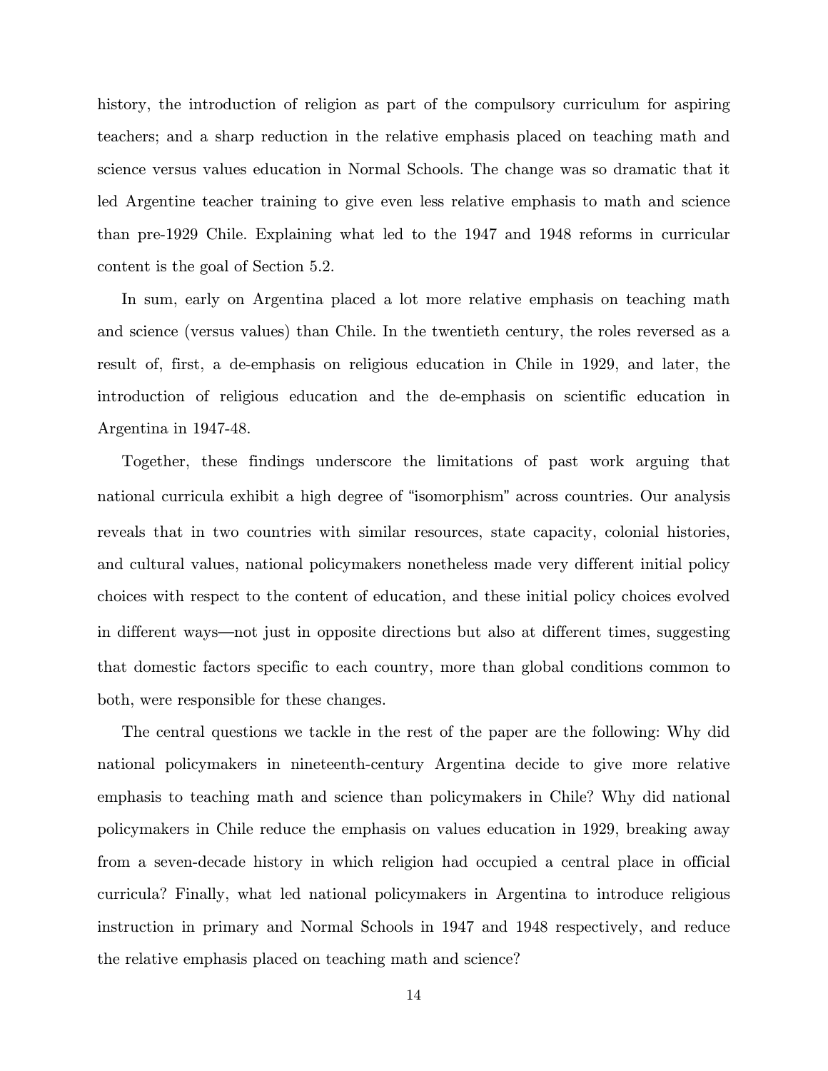history, the introduction of religion as part of the compulsory curriculum for aspiring teachers; and a sharp reduction in the relative emphasis placed on teaching math and science versus values education in Normal Schools. The change was so dramatic that it led Argentine teacher training to give even less relative emphasis to math and science than pre-1929 Chile. Explaining what led to the 1947 and 1948 reforms in curricular content is the goal of Section 5.2.

In sum, early on Argentina placed a lot more relative emphasis on teaching math and science (versus values) than Chile. In the twentieth century, the roles reversed as a result of, first, a de-emphasis on religious education in Chile in 1929, and later, the introduction of religious education and the de-emphasis on scientific education in Argentina in 1947-48.

Together, these findings underscore the limitations of past work arguing that national curricula exhibit a high degree of "isomorphism" across countries. Our analysis reveals that in two countries with similar resources, state capacity, colonial histories, and cultural values, national policymakers nonetheless made very different initial policy choices with respect to the content of education, and these initial policy choices evolved in different ways—not just in opposite directions but also at different times, suggesting that domestic factors specific to each country, more than global conditions common to both, were responsible for these changes.

The central questions we tackle in the rest of the paper are the following: Why did national policymakers in nineteenth-century Argentina decide to give more relative emphasis to teaching math and science than policymakers in Chile? Why did national policymakers in Chile reduce the emphasis on values education in 1929, breaking away from a seven-decade history in which religion had occupied a central place in official curricula? Finally, what led national policymakers in Argentina to introduce religious instruction in primary and Normal Schools in 1947 and 1948 respectively, and reduce the relative emphasis placed on teaching math and science?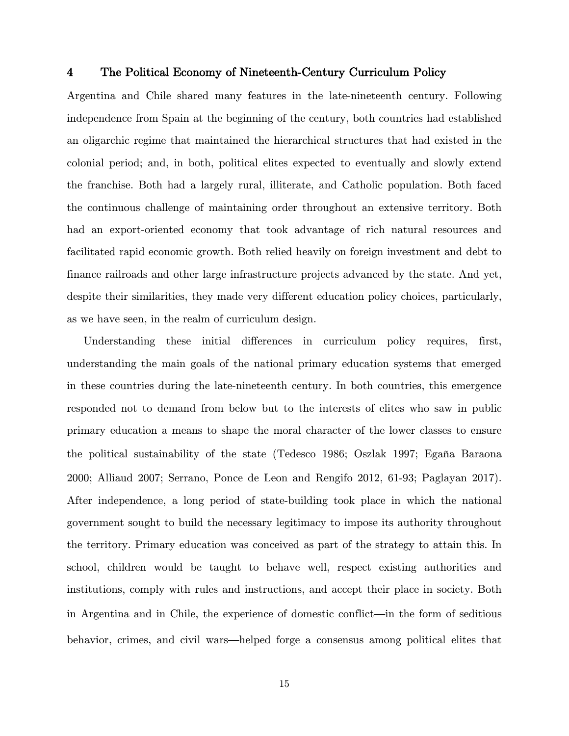# 4 The Political Economy of Nineteenth-Century Curriculum Policy

Argentina and Chile shared many features in the late-nineteenth century. Following independence from Spain at the beginning of the century, both countries had established an oligarchic regime that maintained the hierarchical structures that had existed in the colonial period; and, in both, political elites expected to eventually and slowly extend the franchise. Both had a largely rural, illiterate, and Catholic population. Both faced the continuous challenge of maintaining order throughout an extensive territory. Both had an export-oriented economy that took advantage of rich natural resources and facilitated rapid economic growth. Both relied heavily on foreign investment and debt to finance railroads and other large infrastructure projects advanced by the state. And yet, despite their similarities, they made very different education policy choices, particularly, as we have seen, in the realm of curriculum design.

Understanding these initial differences in curriculum policy requires, first, understanding the main goals of the national primary education systems that emerged in these countries during the late-nineteenth century. In both countries, this emergence responded not to demand from below but to the interests of elites who saw in public primary education a means to shape the moral character of the lower classes to ensure the political sustainability of the state (Tedesco 1986; Oszlak 1997; Egaña Baraona 2000; Alliaud 2007; Serrano, Ponce de Leon and Rengifo 2012, 61-93; Paglayan 2017). After independence, a long period of state-building took place in which the national government sought to build the necessary legitimacy to impose its authority throughout the territory. Primary education was conceived as part of the strategy to attain this. In school, children would be taught to behave well, respect existing authorities and institutions, comply with rules and instructions, and accept their place in society. Both in Argentina and in Chile, the experience of domestic conflict—in the form of seditious behavior, crimes, and civil wars—helped forge a consensus among political elites that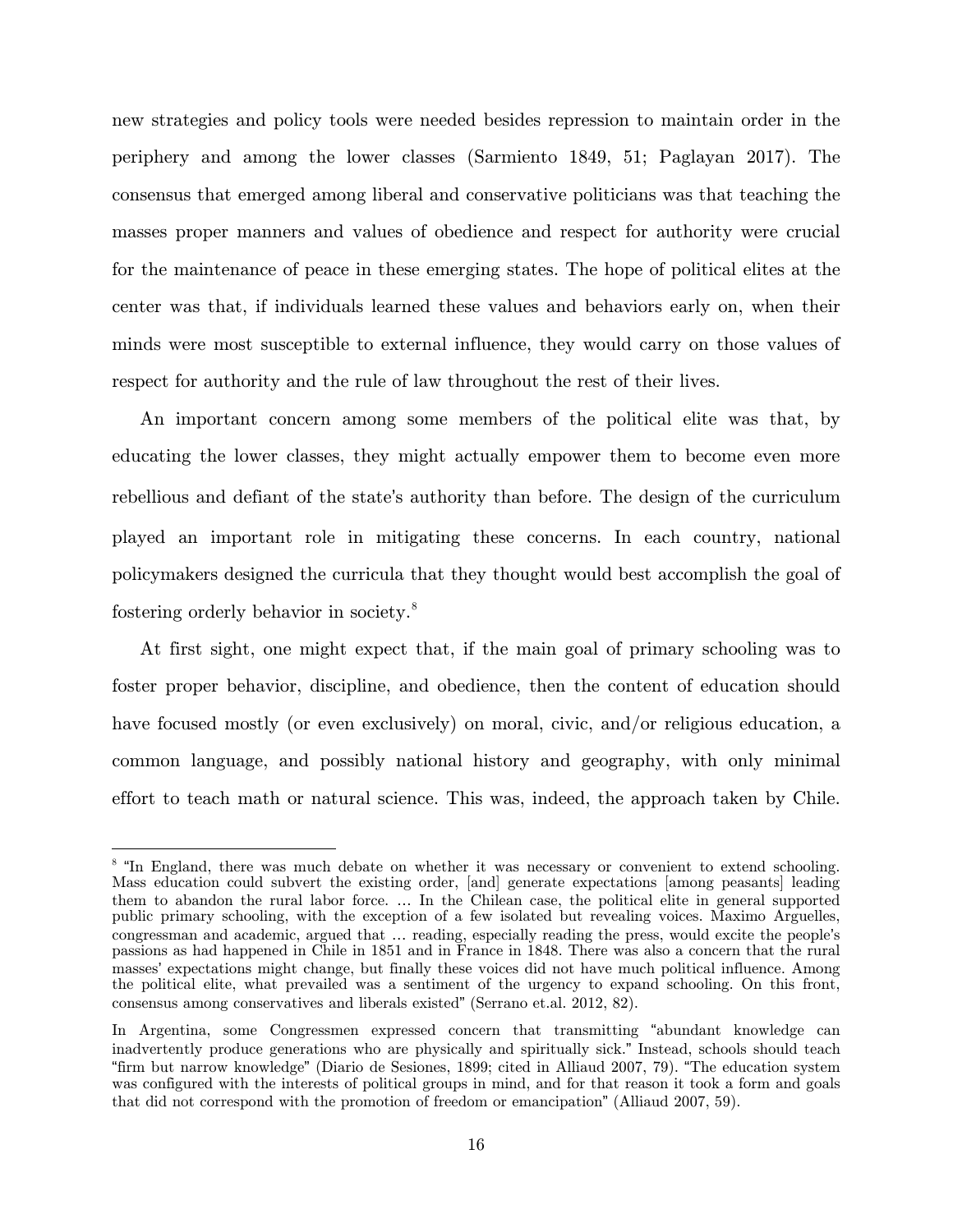new strategies and policy tools were needed besides repression to maintain order in the periphery and among the lower classes (Sarmiento 1849, 51; Paglayan 2017). The consensus that emerged among liberal and conservative politicians was that teaching the masses proper manners and values of obedience and respect for authority were crucial for the maintenance of peace in these emerging states. The hope of political elites at the center was that, if individuals learned these values and behaviors early on, when their minds were most susceptible to external influence, they would carry on those values of respect for authority and the rule of law throughout the rest of their lives.

An important concern among some members of the political elite was that, by educating the lower classes, they might actually empower them to become even more rebellious and defiant of the state's authority than before. The design of the curriculum played an important role in mitigating these concerns. In each country, national policymakers designed the curricula that they thought would best accomplish the goal of fostering orderly behavior in society.[8]

At first sight, one might expect that, if the main goal of primary schooling was to foster proper behavior, discipline, and obedience, then the content of education should have focused mostly (or even exclusively) on moral, civic, and/or religious education, a common language, and possibly national history and geography, with only minimal effort to teach math or natural science. This was, indeed, the approach taken by Chile.

---

[8] "In England, there was much debate on whether it was necessary or convenient to extend schooling. Mass education could subvert the existing order, [and] generate expectations [among peasants] leading them to abandon the rural labor force. … In the Chilean case, the political elite in general supported public primary schooling, with the exception of a few isolated but revealing voices. Maximo Arguelles, congressman and academic, argued that … reading, especially reading the press, would excite the people's passions as had happened in Chile in 1851 and in France in 1848. There was also a concern that the rural masses' expectations might change, but finally these voices did not have much political influence. Among the political elite, what prevailed was a sentiment of the urgency to expand schooling. On this front, consensus among conservatives and liberals existed" (Serrano et.al. 2012, 82).

In Argentina, some Congressmen expressed concern that transmitting "abundant knowledge can inadvertently produce generations who are physically and spiritually sick." Instead, schools should teach "firm but narrow knowledge" (Diario de Sesiones, 1899; cited in Alliaud 2007, 79). "The education system was configured with the interests of political groups in mind, and for that reason it took a form and goals that did not correspond with the promotion of freedom or emancipation" (Alliaud 2007, 59).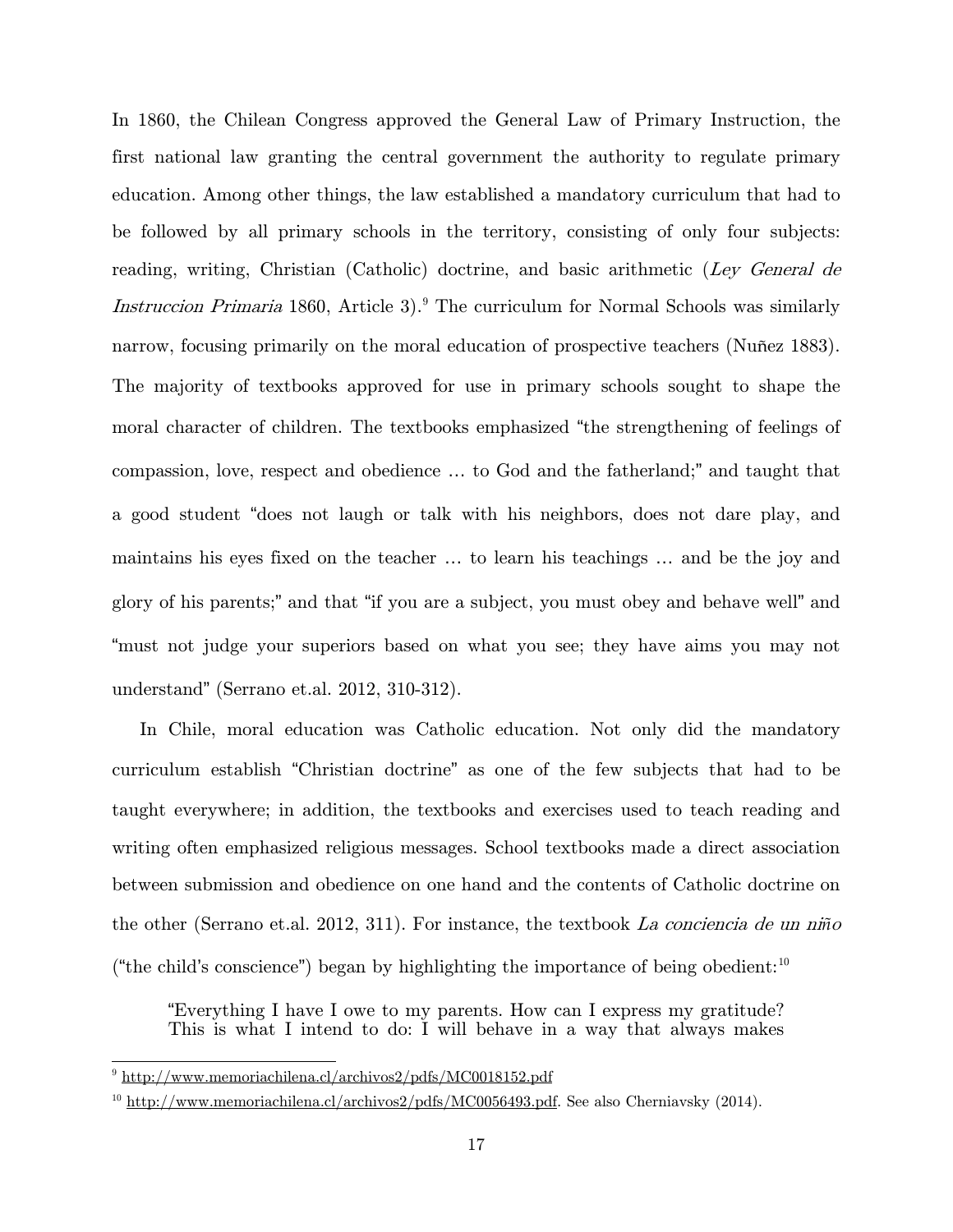In 1860, the Chilean Congress approved the General Law of Primary Instruction, the first national law granting the central government the authority to regulate primary education. Among other things, the law established a mandatory curriculum that had to be followed by all primary schools in the territory, consisting of only four subjects: reading, writing, Christian (Catholic) doctrine, and basic arithmetic (*Ley General de Instruccion Primaria* 1860, Article 3).[9] The curriculum for Normal Schools was similarly narrow, focusing primarily on the moral education of prospective teachers (Nuñez 1883). The majority of textbooks approved for use in primary schools sought to shape the moral character of children. The textbooks emphasized "the strengthening of feelings of compassion, love, respect and obedience … to God and the fatherland;" and taught that a good student "does not laugh or talk with his neighbors, does not dare play, and maintains his eyes fixed on the teacher … to learn his teachings … and be the joy and glory of his parents;" and that "if you are a subject, you must obey and behave well" and "must not judge your superiors based on what you see; they have aims you may not understand" (Serrano et.al. 2012, 310-312).

In Chile, moral education was Catholic education. Not only did the mandatory curriculum establish "Christian doctrine" as one of the few subjects that had to be taught everywhere; in addition, the textbooks and exercises used to teach reading and writing often emphasized religious messages. School textbooks made a direct association between submission and obedience on one hand and the contents of Catholic doctrine on the other (Serrano et.al. 2012, 311). For instance, the textbook *La conciencia de un niño* ("the child's conscience") began by highlighting the importance of being obedient:[10]

> "Everything I have I owe to my parents. How can I express my gratitude? This is what I intend to do: I will behave in a way that always makes

[9] http://www.memoriachilena.cl/archivos2/pdfs/MC0018152.pdf

[10] http://www.memoriachilena.cl/archivos2/pdfs/MC0056493.pdf. See also Cherniavsky (2014).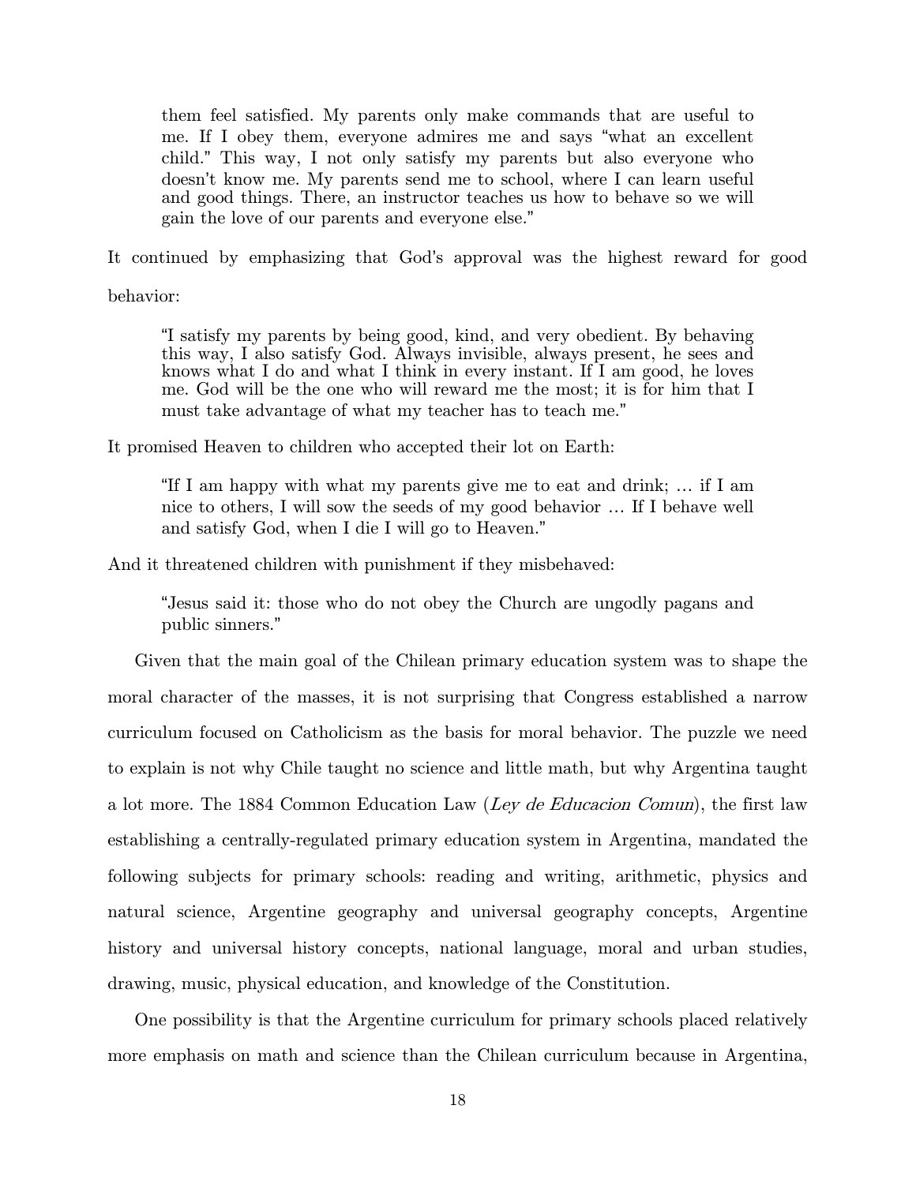> them feel satisfied. My parents only make commands that are useful to me. If I obey them, everyone admires me and says "what an excellent child." This way, I not only satisfy my parents but also everyone who doesn't know me. My parents send me to school, where I can learn useful and good things. There, an instructor teaches us how to behave so we will gain the love of our parents and everyone else."

It continued by emphasizing that God's approval was the highest reward for good behavior:

> "I satisfy my parents by being good, kind, and very obedient. By behaving this way, I also satisfy God. Always invisible, always present, he sees and knows what I do and what I think in every instant. If I am good, he loves me. God will be the one who will reward me the most; it is for him that I must take advantage of what my teacher has to teach me."

It promised Heaven to children who accepted their lot on Earth:

> "If I am happy with what my parents give me to eat and drink; … if I am nice to others, I will sow the seeds of my good behavior … If I behave well and satisfy God, when I die I will go to Heaven."

And it threatened children with punishment if they misbehaved:

> "Jesus said it: those who do not obey the Church are ungodly pagans and public sinners."

Given that the main goal of the Chilean primary education system was to shape the moral character of the masses, it is not surprising that Congress established a narrow curriculum focused on Catholicism as the basis for moral behavior. The puzzle we need to explain is not why Chile taught no science and little math, but why Argentina taught a lot more. The 1884 Common Education Law (*Ley de Educacion Comun*), the first law establishing a centrally-regulated primary education system in Argentina, mandated the following subjects for primary schools: reading and writing, arithmetic, physics and natural science, Argentine geography and universal geography concepts, Argentine history and universal history concepts, national language, moral and urban studies, drawing, music, physical education, and knowledge of the Constitution.

One possibility is that the Argentine curriculum for primary schools placed relatively more emphasis on math and science than the Chilean curriculum because in Argentina,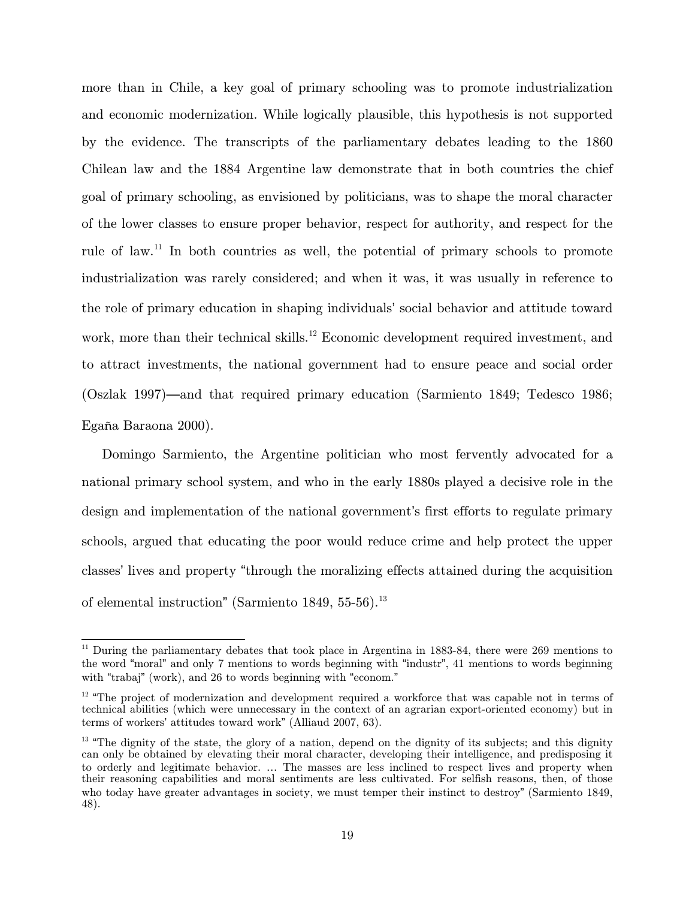more than in Chile, a key goal of primary schooling was to promote industrialization and economic modernization. While logically plausible, this hypothesis is not supported by the evidence. The transcripts of the parliamentary debates leading to the 1860 Chilean law and the 1884 Argentine law demonstrate that in both countries the chief goal of primary schooling, as envisioned by politicians, was to shape the moral character of the lower classes to ensure proper behavior, respect for authority, and respect for the rule of law.[11] In both countries as well, the potential of primary schools to promote industrialization was rarely considered; and when it was, it was usually in reference to the role of primary education in shaping individuals' social behavior and attitude toward work, more than their technical skills.[12] Economic development required investment, and to attract investments, the national government had to ensure peace and social order (Oszlak 1997)—and that required primary education (Sarmiento 1849; Tedesco 1986; Egaña Baraona 2000).

Domingo Sarmiento, the Argentine politician who most fervently advocated for a national primary school system, and who in the early 1880s played a decisive role in the design and implementation of the national government's first efforts to regulate primary schools, argued that educating the poor would reduce crime and help protect the upper classes' lives and property "through the moralizing effects attained during the acquisition of elemental instruction" (Sarmiento 1849, 55-56).[13]

---

[11] During the parliamentary debates that took place in Argentina in 1883-84, there were 269 mentions to the word "moral" and only 7 mentions to words beginning with "industr", 41 mentions to words beginning with "trabaj" (work), and 26 to words beginning with "econom."

[12] "The project of modernization and development required a workforce that was capable not in terms of technical abilities (which were unnecessary in the context of an agrarian export-oriented economy) but in terms of workers' attitudes toward work" (Alliaud 2007, 63).

[13] "The dignity of the state, the glory of a nation, depend on the dignity of its subjects; and this dignity can only be obtained by elevating their moral character, developing their intelligence, and predisposing it to orderly and legitimate behavior. … The masses are less inclined to respect lives and property when their reasoning capabilities and moral sentiments are less cultivated. For selfish reasons, then, of those who today have greater advantages in society, we must temper their instinct to destroy" (Sarmiento 1849, 48).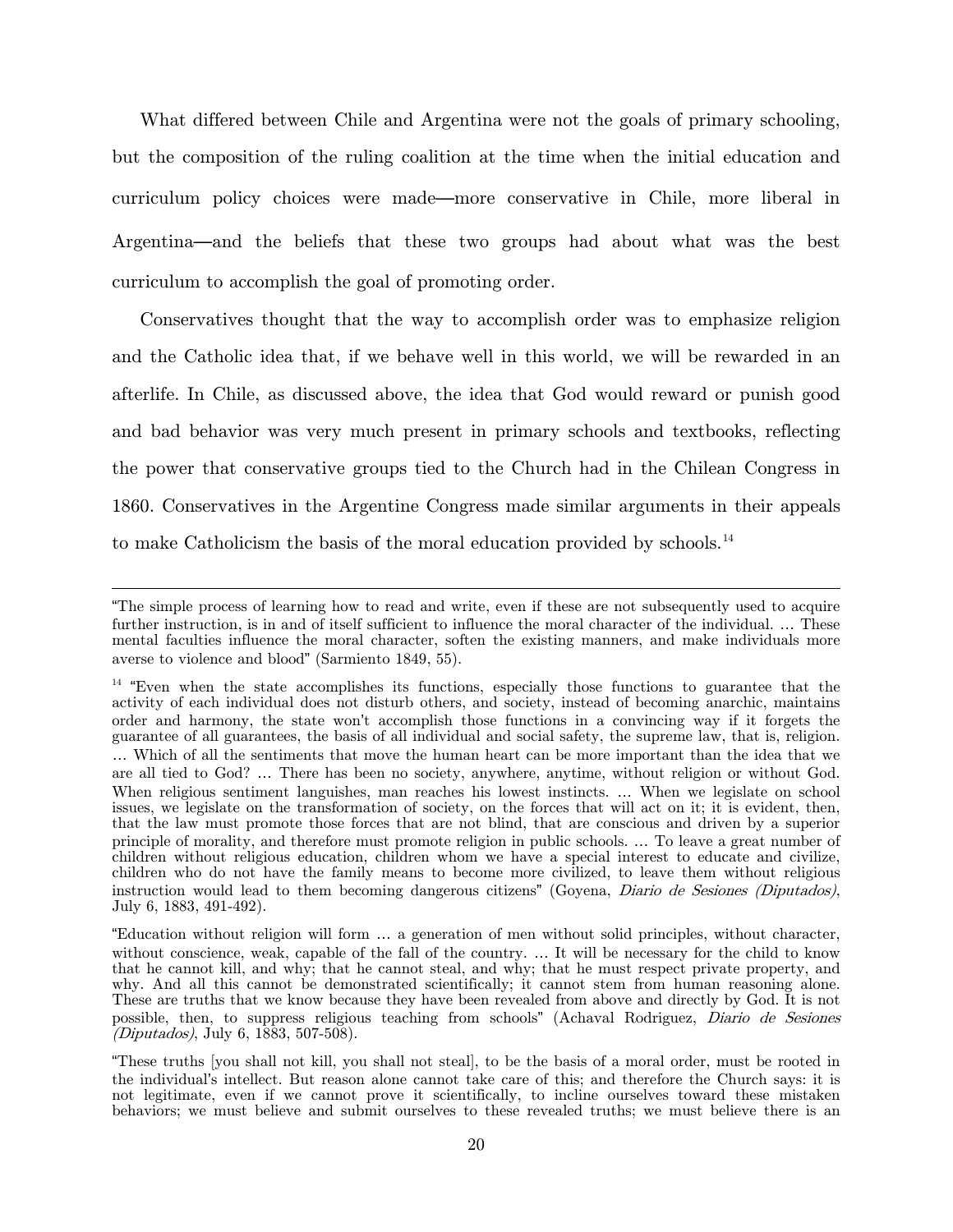What differed between Chile and Argentina were not the goals of primary schooling, but the composition of the ruling coalition at the time when the initial education and curriculum policy choices were made—more conservative in Chile, more liberal in Argentina—and the beliefs that these two groups had about what was the best curriculum to accomplish the goal of promoting order.

Conservatives thought that the way to accomplish order was to emphasize religion and the Catholic idea that, if we behave well in this world, we will be rewarded in an afterlife. In Chile, as discussed above, the idea that God would reward or punish good and bad behavior was very much present in primary schools and textbooks, reflecting the power that conservative groups tied to the Church had in the Chilean Congress in 1860. Conservatives in the Argentine Congress made similar arguments in their appeals to make Catholicism the basis of the moral education provided by schools.[14]

---

"The simple process of learning how to read and write, even if these are not subsequently used to acquire further instruction, is in and of itself sufficient to influence the moral character of the individual. … These mental faculties influence the moral character, soften the existing manners, and make individuals more averse to violence and blood" (Sarmiento 1849, 55).

[14] "Even when the state accomplishes its functions, especially those functions to guarantee that the activity of each individual does not disturb others, and society, instead of becoming anarchic, maintains order and harmony, the state won't accomplish those functions in a convincing way if it forgets the guarantee of all guarantees, the basis of all individual and social safety, the supreme law, that is, religion. … Which of all the sentiments that move the human heart can be more important than the idea that we are all tied to God? … There has been no society, anywhere, anytime, without religion or without God. When religious sentiment languishes, man reaches his lowest instincts. … When we legislate on school issues, we legislate on the transformation of society, on the forces that will act on it; it is evident, then, that the law must promote those forces that are not blind, that are conscious and driven by a superior principle of morality, and therefore must promote religion in public schools. … To leave a great number of children without religious education, children whom we have a special interest to educate and civilize, children who do not have the family means to become more civilized, to leave them without religious instruction would lead to them becoming dangerous citizens" (Goyena, *Diario de Sesiones (Diputados)*, July 6, 1883, 491-492).

"Education without religion will form … a generation of men without solid principles, without character, without conscience, weak, capable of the fall of the country. … It will be necessary for the child to know that he cannot kill, and why; that he cannot steal, and why; that he must respect private property, and why. And all this cannot be demonstrated scientifically; it cannot stem from human reasoning alone. These are truths that we know because they have been revealed from above and directly by God. It is not possible, then, to suppress religious teaching from schools" (Achaval Rodriguez, *Diario de Sesiones (Diputados)*, July 6, 1883, 507-508).

"These truths [you shall not kill, you shall not steal], to be the basis of a moral order, must be rooted in the individual's intellect. But reason alone cannot take care of this; and therefore the Church says: it is not legitimate, even if we cannot prove it scientifically, to incline ourselves toward these mistaken behaviors; we must believe and submit ourselves to these revealed truths; we must believe there is an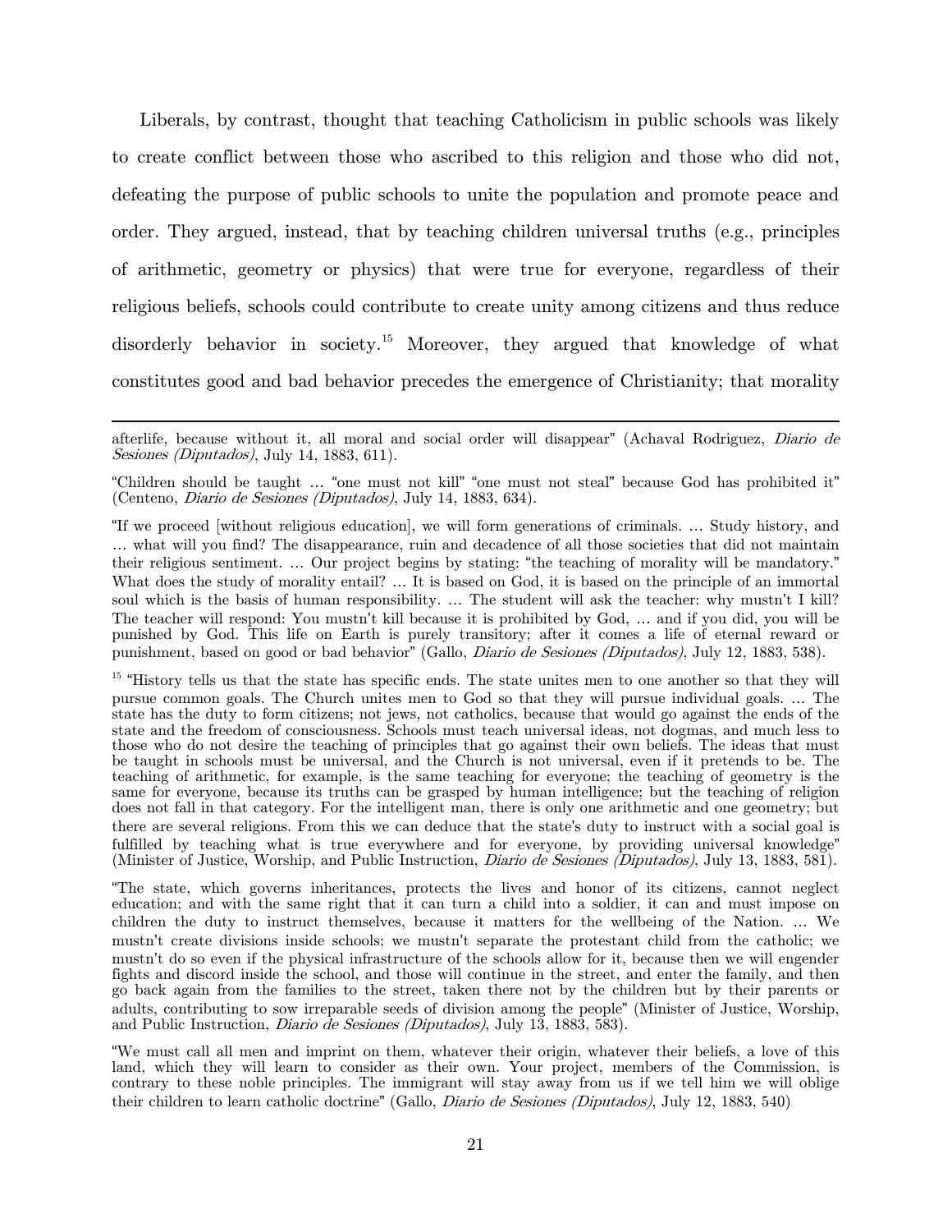Liberals, by contrast, thought that teaching Catholicism in public schools was likely to create conflict between those who ascribed to this religion and those who did not, defeating the purpose of public schools to unite the population and promote peace and order. They argued, instead, that by teaching children universal truths (e.g., principles of arithmetic, geometry or physics) that were true for everyone, regardless of their religious beliefs, schools could contribute to create unity among citizens and thus reduce disorderly behavior in society.[15] Moreover, they argued that knowledge of what constitutes good and bad behavior precedes the emergence of Christianity; that morality

---

afterlife, because without it, all moral and social order will disappear" (Achaval Rodriguez, *Diario de Sesiones (Diputados)*, July 14, 1883, 611).

"Children should be taught … "one must not kill" "one must not steal" because God has prohibited it" (Centeno, *Diario de Sesiones (Diputados)*, July 14, 1883, 634).

"If we proceed [without religious education], we will form generations of criminals. … Study history, and … what will you find? The disappearance, ruin and decadence of all those societies that did not maintain their religious sentiment. … Our project begins by stating: "the teaching of morality will be mandatory." What does the study of morality entail? … It is based on God, it is based on the principle of an immortal soul which is the basis of human responsibility. … The student will ask the teacher: why mustn't I kill? The teacher will respond: You mustn't kill because it is prohibited by God, … and if you did, you will be punished by God. This life on Earth is purely transitory; after it comes a life of eternal reward or punishment, based on good or bad behavior" (Gallo, *Diario de Sesiones (Diputados)*, July 12, 1883, 538).

[15] "History tells us that the state has specific ends. The state unites men to one another so that they will pursue common goals. The Church unites men to God so that they will pursue individual goals. … The state has the duty to form citizens; not jews, not catholics, because that would go against the ends of the state and the freedom of consciousness. Schools must teach universal ideas, not dogmas, and much less to those who do not desire the teaching of principles that go against their own beliefs. The ideas that must be taught in schools must be universal, and the Church is not universal, even if it pretends to be. The teaching of arithmetic, for example, is the same teaching for everyone; the teaching of geometry is the same for everyone, because its truths can be grasped by human intelligence; but the teaching of religion does not fall in that category. For the intelligent man, there is only one arithmetic and one geometry; but there are several religions. From this we can deduce that the state's duty to instruct with a social goal is fulfilled by teaching what is true everywhere and for everyone, by providing universal knowledge" (Minister of Justice, Worship, and Public Instruction, *Diario de Sesiones (Diputados)*, July 13, 1883, 581).

"The state, which governs inheritances, protects the lives and honor of its citizens, cannot neglect education; and with the same right that it can turn a child into a soldier, it can and must impose on children the duty to instruct themselves, because it matters for the wellbeing of the Nation. … We mustn't create divisions inside schools; we mustn't separate the protestant child from the catholic; we mustn't do so even if the physical infrastructure of the schools allow for it, because then we will engender fights and discord inside the school, and those will continue in the street, and enter the family, and then go back again from the families to the street, taken there not by the children but by their parents or adults, contributing to sow irreparable seeds of division among the people" (Minister of Justice, Worship, and Public Instruction, *Diario de Sesiones (Diputados)*, July 13, 1883, 583).

"We must call all men and imprint on them, whatever their origin, whatever their beliefs, a love of this land, which they will learn to consider as their own. Your project, members of the Commission, is contrary to these noble principles. The immigrant will stay away from us if we tell him we will oblige their children to learn catholic doctrine" (Gallo, *Diario de Sesiones (Diputados)*, July 12, 1883, 540)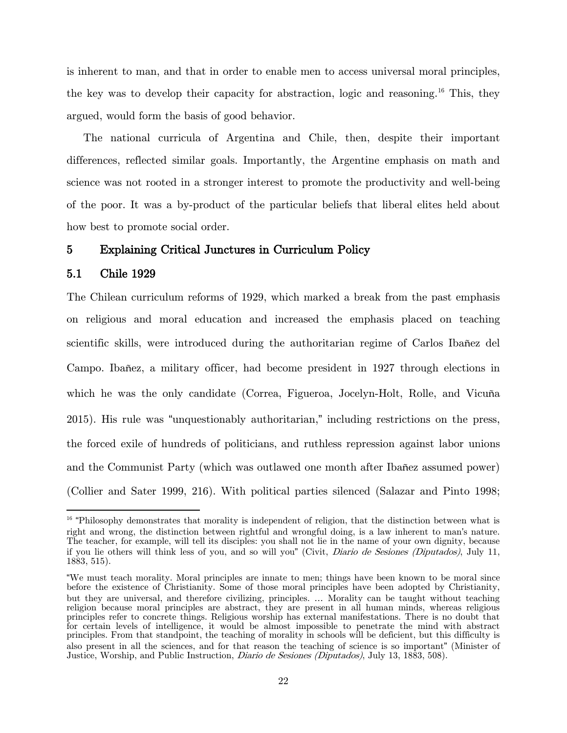is inherent to man, and that in order to enable men to access universal moral principles, the key was to develop their capacity for abstraction, logic and reasoning.[16] This, they argued, would form the basis of good behavior.

The national curricula of Argentina and Chile, then, despite their important differences, reflected similar goals. Importantly, the Argentine emphasis on math and science was not rooted in a stronger interest to promote the productivity and well-being of the poor. It was a by-product of the particular beliefs that liberal elites held about how best to promote social order.

## 5 Explaining Critical Junctures in Curriculum Policy

### 5.1 Chile 1929

The Chilean curriculum reforms of 1929, which marked a break from the past emphasis on religious and moral education and increased the emphasis placed on teaching scientific skills, were introduced during the authoritarian regime of Carlos Ibañez del Campo. Ibañez, a military officer, had become president in 1927 through elections in which he was the only candidate (Correa, Figueroa, Jocelyn-Holt, Rolle, and Vicuña 2015). His rule was "unquestionably authoritarian," including restrictions on the press, the forced exile of hundreds of politicians, and ruthless repression against labor unions and the Communist Party (which was outlawed one month after Ibañez assumed power) (Collier and Sater 1999, 216). With political parties silenced (Salazar and Pinto 1998;

---

[16] "Philosophy demonstrates that morality is independent of religion, that the distinction between what is right and wrong, the distinction between rightful and wrongful doing, is a law inherent to man's nature. The teacher, for example, will tell its disciples: you shall not lie in the name of your own dignity, because if you lie others will think less of you, and so will you" (Civit, *Diario de Sesiones (Diputados)*, July 11, 1883, 515).

"We must teach morality. Moral principles are innate to men; things have been known to be moral since before the existence of Christianity. Some of those moral principles have been adopted by Christianity, but they are universal, and therefore civilizing, principles. … Morality can be taught without teaching religion because moral principles are abstract, they are present in all human minds, whereas religious principles refer to concrete things. Religious worship has external manifestations. There is no doubt that for certain levels of intelligence, it would be almost impossible to penetrate the mind with abstract principles. From that standpoint, the teaching of morality in schools will be deficient, but this difficulty is also present in all the sciences, and for that reason the teaching of science is so important" (Minister of Justice, Worship, and Public Instruction, *Diario de Sesiones (Diputados)*, July 13, 1883, 508).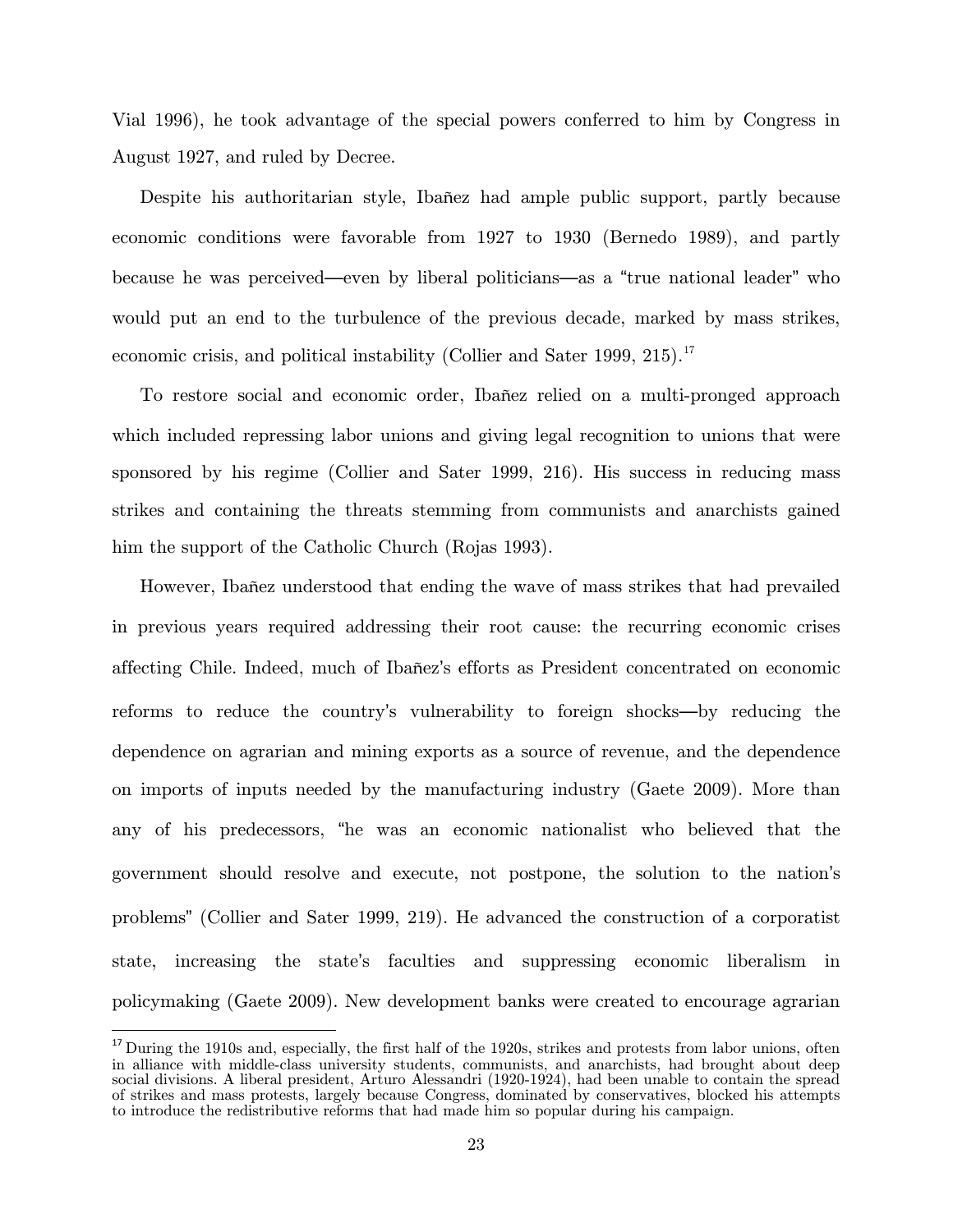Vial 1996), he took advantage of the special powers conferred to him by Congress in August 1927, and ruled by Decree.

Despite his authoritarian style, Ibañez had ample public support, partly because economic conditions were favorable from 1927 to 1930 (Bernedo 1989), and partly because he was perceived—even by liberal politicians—as a "true national leader" who would put an end to the turbulence of the previous decade, marked by mass strikes, economic crisis, and political instability (Collier and Sater 1999, 215).[17]

To restore social and economic order, Ibañez relied on a multi-pronged approach which included repressing labor unions and giving legal recognition to unions that were sponsored by his regime (Collier and Sater 1999, 216). His success in reducing mass strikes and containing the threats stemming from communists and anarchists gained him the support of the Catholic Church (Rojas 1993).

However, Ibañez understood that ending the wave of mass strikes that had prevailed in previous years required addressing their root cause: the recurring economic crises affecting Chile. Indeed, much of Ibañez's efforts as President concentrated on economic reforms to reduce the country's vulnerability to foreign shocks—by reducing the dependence on agrarian and mining exports as a source of revenue, and the dependence on imports of inputs needed by the manufacturing industry (Gaete 2009). More than any of his predecessors, "he was an economic nationalist who believed that the government should resolve and execute, not postpone, the solution to the nation's problems" (Collier and Sater 1999, 219). He advanced the construction of a corporatist state, increasing the state's faculties and suppressing economic liberalism in policymaking (Gaete 2009). New development banks were created to encourage agrarian

[17] During the 1910s and, especially, the first half of the 1920s, strikes and protests from labor unions, often in alliance with middle-class university students, communists, and anarchists, had brought about deep social divisions. A liberal president, Arturo Alessandri (1920-1924), had been unable to contain the spread of strikes and mass protests, largely because Congress, dominated by conservatives, blocked his attempts to introduce the redistributive reforms that had made him so popular during his campaign.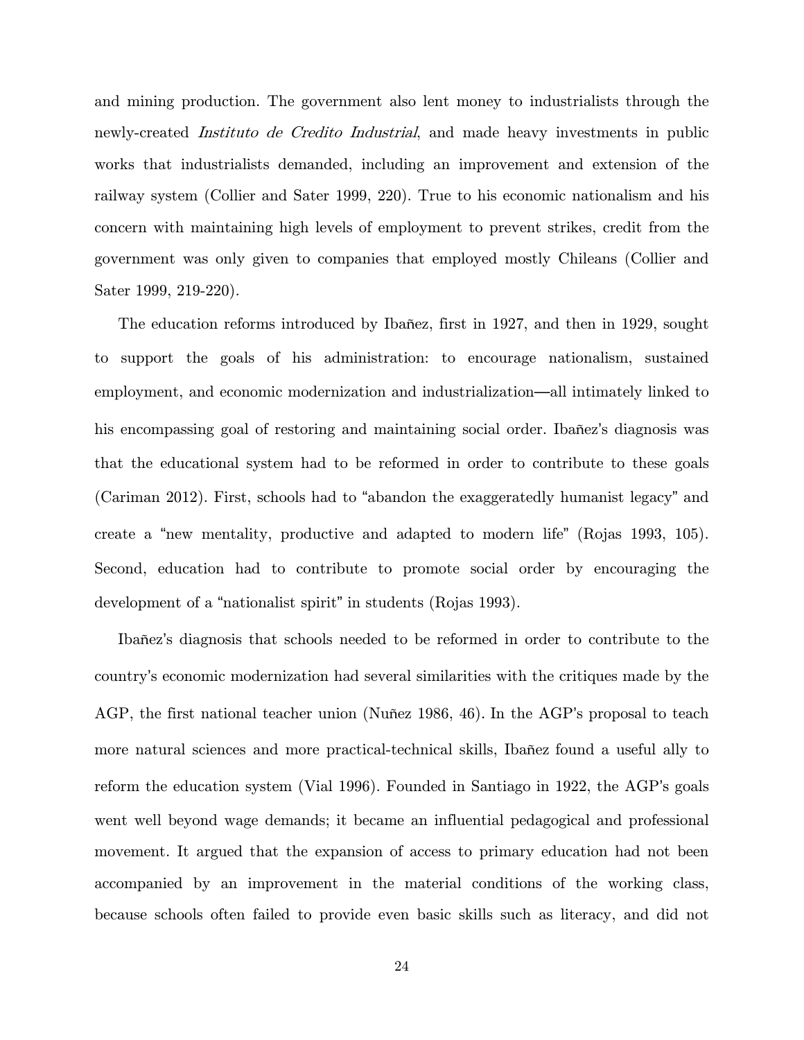and mining production. The government also lent money to industrialists through the newly-created *Instituto de Credito Industrial*, and made heavy investments in public works that industrialists demanded, including an improvement and extension of the railway system (Collier and Sater 1999, 220). True to his economic nationalism and his concern with maintaining high levels of employment to prevent strikes, credit from the government was only given to companies that employed mostly Chileans (Collier and Sater 1999, 219-220).

The education reforms introduced by Ibañez, first in 1927, and then in 1929, sought to support the goals of his administration: to encourage nationalism, sustained employment, and economic modernization and industrialization—all intimately linked to his encompassing goal of restoring and maintaining social order. Ibañez's diagnosis was that the educational system had to be reformed in order to contribute to these goals (Cariman 2012). First, schools had to "abandon the exaggeratedly humanist legacy" and create a "new mentality, productive and adapted to modern life" (Rojas 1993, 105). Second, education had to contribute to promote social order by encouraging the development of a "nationalist spirit" in students (Rojas 1993).

Ibañez's diagnosis that schools needed to be reformed in order to contribute to the country's economic modernization had several similarities with the critiques made by the AGP, the first national teacher union (Nuñez 1986, 46). In the AGP's proposal to teach more natural sciences and more practical-technical skills, Ibañez found a useful ally to reform the education system (Vial 1996). Founded in Santiago in 1922, the AGP's goals went well beyond wage demands; it became an influential pedagogical and professional movement. It argued that the expansion of access to primary education had not been accompanied by an improvement in the material conditions of the working class, because schools often failed to provide even basic skills such as literacy, and did not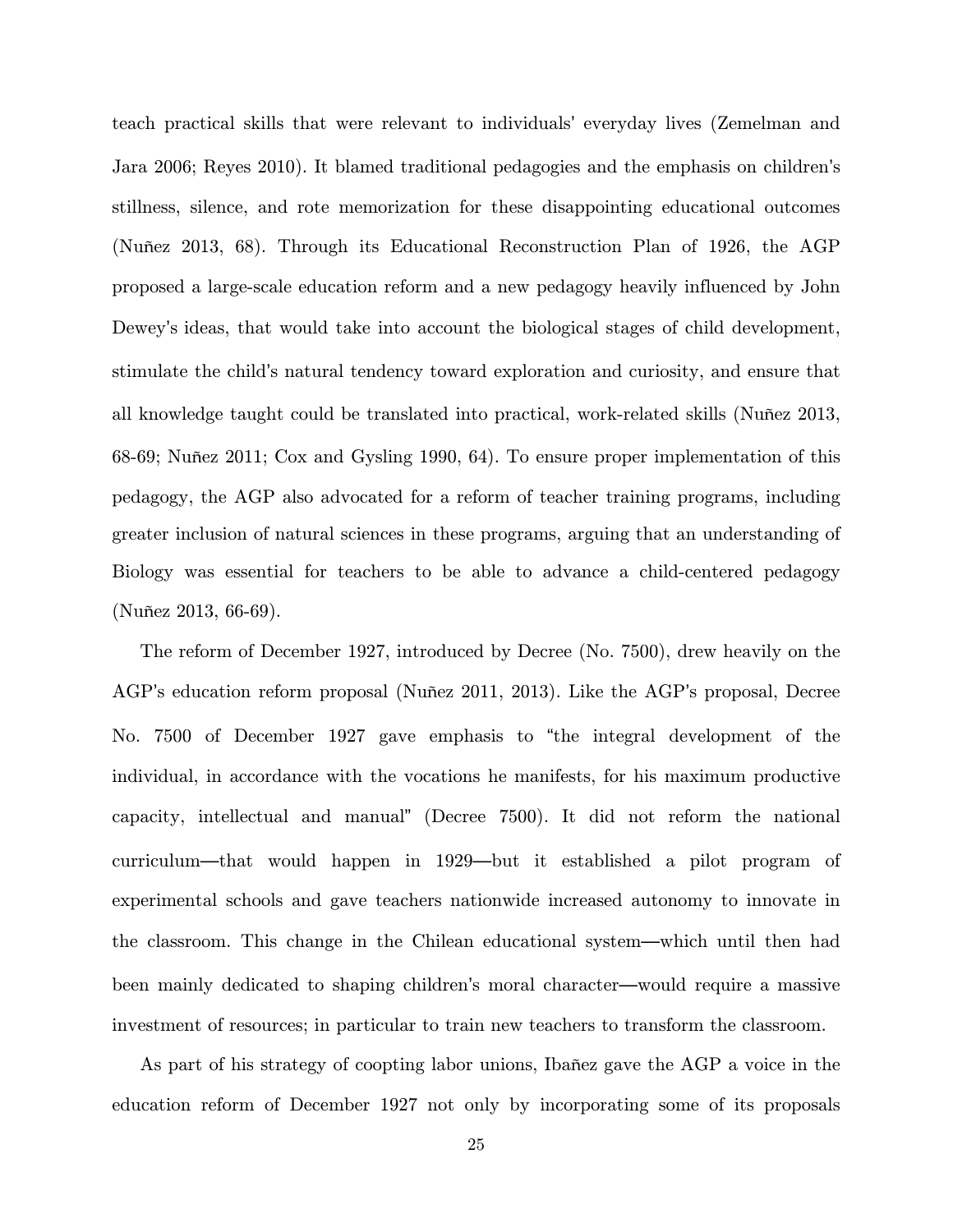teach practical skills that were relevant to individuals' everyday lives (Zemelman and Jara 2006; Reyes 2010). It blamed traditional pedagogies and the emphasis on children's stillness, silence, and rote memorization for these disappointing educational outcomes (Nuñez 2013, 68). Through its Educational Reconstruction Plan of 1926, the AGP proposed a large-scale education reform and a new pedagogy heavily influenced by John Dewey's ideas, that would take into account the biological stages of child development, stimulate the child's natural tendency toward exploration and curiosity, and ensure that all knowledge taught could be translated into practical, work-related skills (Nuñez 2013, 68-69; Nuñez 2011; Cox and Gysling 1990, 64). To ensure proper implementation of this pedagogy, the AGP also advocated for a reform of teacher training programs, including greater inclusion of natural sciences in these programs, arguing that an understanding of Biology was essential for teachers to be able to advance a child-centered pedagogy (Nuñez 2013, 66-69).

The reform of December 1927, introduced by Decree (No. 7500), drew heavily on the AGP's education reform proposal (Nuñez 2011, 2013). Like the AGP's proposal, Decree No. 7500 of December 1927 gave emphasis to "the integral development of the individual, in accordance with the vocations he manifests, for his maximum productive capacity, intellectual and manual" (Decree 7500). It did not reform the national curriculum—that would happen in 1929—but it established a pilot program of experimental schools and gave teachers nationwide increased autonomy to innovate in the classroom. This change in the Chilean educational system—which until then had been mainly dedicated to shaping children's moral character—would require a massive investment of resources; in particular to train new teachers to transform the classroom.

As part of his strategy of coopting labor unions, Ibañez gave the AGP a voice in the education reform of December 1927 not only by incorporating some of its proposals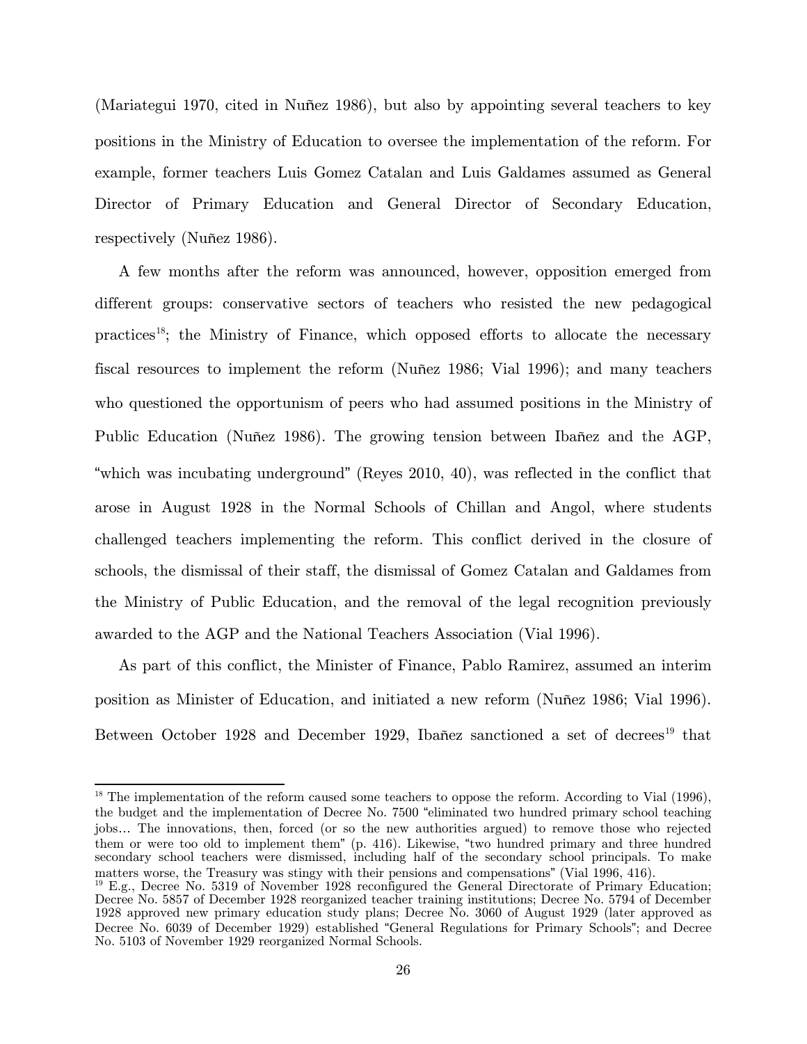(Mariategui 1970, cited in Nuñez 1986), but also by appointing several teachers to key positions in the Ministry of Education to oversee the implementation of the reform. For example, former teachers Luis Gomez Catalan and Luis Galdames assumed as General Director of Primary Education and General Director of Secondary Education, respectively (Nuñez 1986).

A few months after the reform was announced, however, opposition emerged from different groups: conservative sectors of teachers who resisted the new pedagogical practices[18]; the Ministry of Finance, which opposed efforts to allocate the necessary fiscal resources to implement the reform (Nuñez 1986; Vial 1996); and many teachers who questioned the opportunism of peers who had assumed positions in the Ministry of Public Education (Nuñez 1986). The growing tension between Ibañez and the AGP, "which was incubating underground" (Reyes 2010, 40), was reflected in the conflict that arose in August 1928 in the Normal Schools of Chillan and Angol, where students challenged teachers implementing the reform. This conflict derived in the closure of schools, the dismissal of their staff, the dismissal of Gomez Catalan and Galdames from the Ministry of Public Education, and the removal of the legal recognition previously awarded to the AGP and the National Teachers Association (Vial 1996).

As part of this conflict, the Minister of Finance, Pablo Ramirez, assumed an interim position as Minister of Education, and initiated a new reform (Nuñez 1986; Vial 1996). Between October 1928 and December 1929, Ibañez sanctioned a set of decrees[19] that

---

[18] The implementation of the reform caused some teachers to oppose the reform. According to Vial (1996), the budget and the implementation of Decree No. 7500 "eliminated two hundred primary school teaching jobs… The innovations, then, forced (or so the new authorities argued) to remove those who rejected them or were too old to implement them" (p. 416). Likewise, "two hundred primary and three hundred secondary school teachers were dismissed, including half of the secondary school principals. To make matters worse, the Treasury was stingy with their pensions and compensations" (Vial 1996, 416).

[19] E.g., Decree No. 5319 of November 1928 reconfigured the General Directorate of Primary Education; Decree No. 5857 of December 1928 reorganized teacher training institutions; Decree No. 5794 of December 1928 approved new primary education study plans; Decree No. 3060 of August 1929 (later approved as Decree No. 6039 of December 1929) established "General Regulations for Primary Schools"; and Decree No. 5103 of November 1929 reorganized Normal Schools.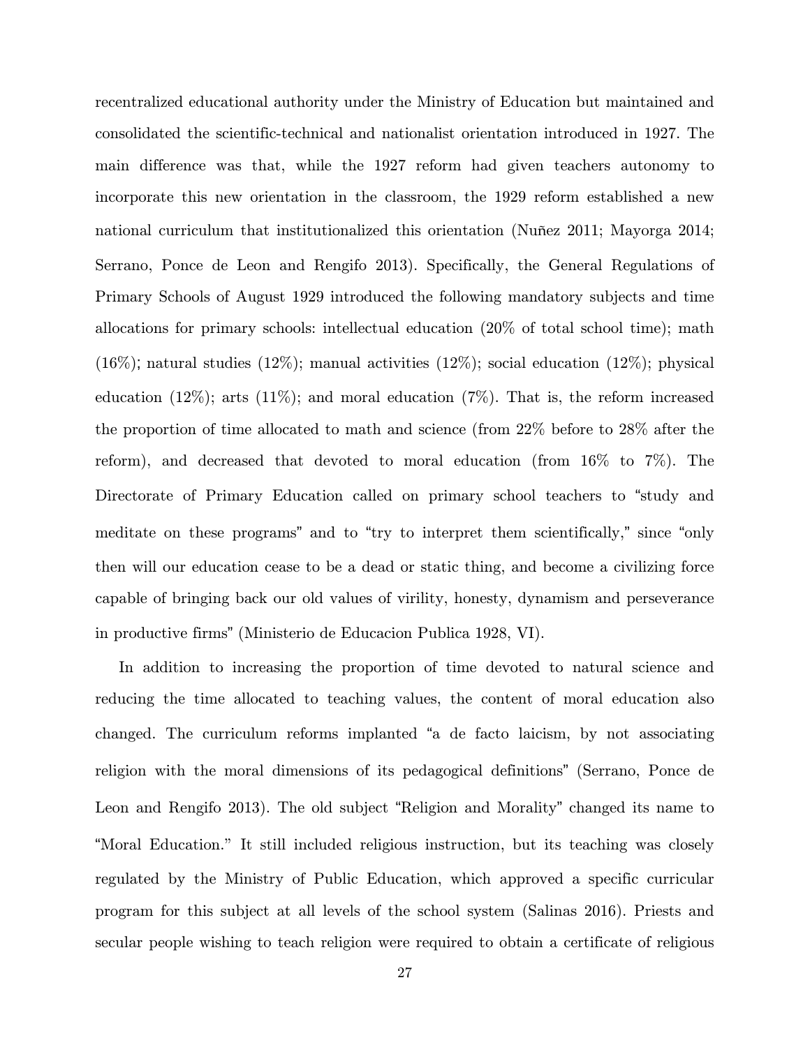recentralized educational authority under the Ministry of Education but maintained and consolidated the scientific-technical and nationalist orientation introduced in 1927. The main difference was that, while the 1927 reform had given teachers autonomy to incorporate this new orientation in the classroom, the 1929 reform established a new national curriculum that institutionalized this orientation (Nuñez 2011; Mayorga 2014; Serrano, Ponce de Leon and Rengifo 2013). Specifically, the General Regulations of Primary Schools of August 1929 introduced the following mandatory subjects and time allocations for primary schools: intellectual education (20% of total school time); math (16%); natural studies (12%); manual activities (12%); social education (12%); physical education (12%); arts (11%); and moral education (7%). That is, the reform increased the proportion of time allocated to math and science (from 22% before to 28% after the reform), and decreased that devoted to moral education (from 16% to 7%). The Directorate of Primary Education called on primary school teachers to "study and meditate on these programs" and to "try to interpret them scientifically," since "only then will our education cease to be a dead or static thing, and become a civilizing force capable of bringing back our old values of virility, honesty, dynamism and perseverance in productive firms" (Ministerio de Educacion Publica 1928, VI).

In addition to increasing the proportion of time devoted to natural science and reducing the time allocated to teaching values, the content of moral education also changed. The curriculum reforms implanted "a de facto laicism, by not associating religion with the moral dimensions of its pedagogical definitions" (Serrano, Ponce de Leon and Rengifo 2013). The old subject "Religion and Morality" changed its name to "Moral Education." It still included religious instruction, but its teaching was closely regulated by the Ministry of Public Education, which approved a specific curricular program for this subject at all levels of the school system (Salinas 2016). Priests and secular people wishing to teach religion were required to obtain a certificate of religious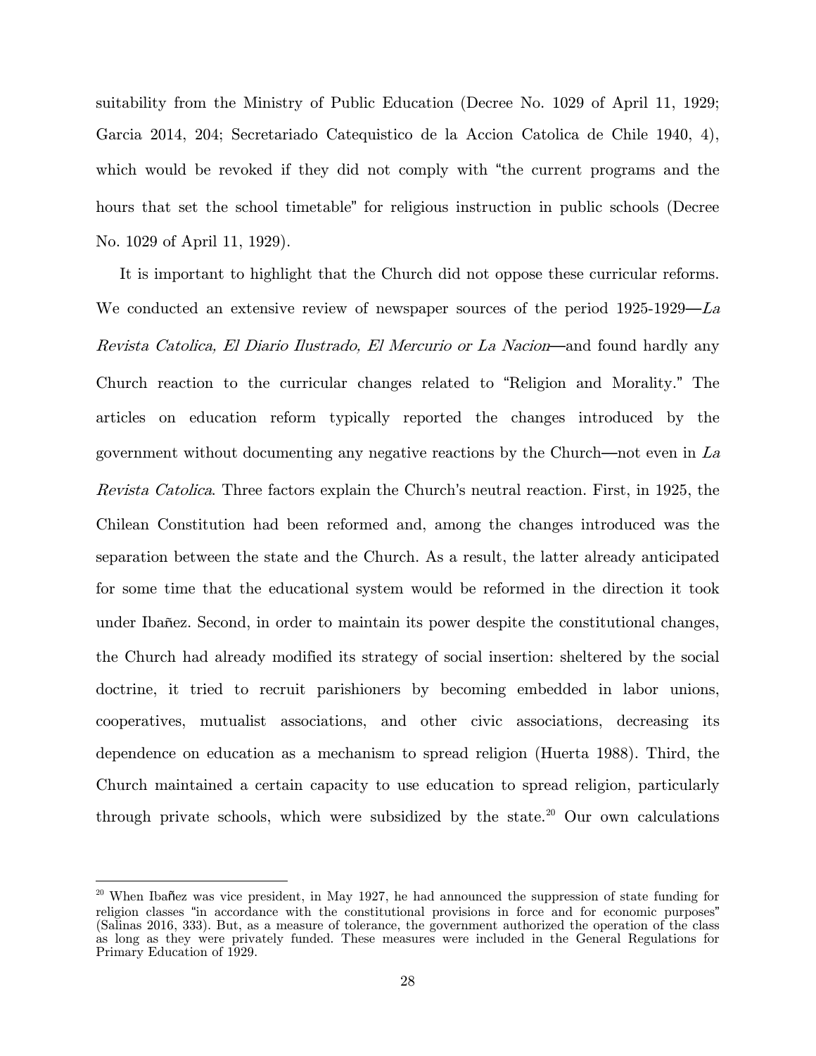suitability from the Ministry of Public Education (Decree No. 1029 of April 11, 1929; Garcia 2014, 204; Secretariado Catequistico de la Accion Catolica de Chile 1940, 4), which would be revoked if they did not comply with "the current programs and the hours that set the school timetable" for religious instruction in public schools (Decree No. 1029 of April 11, 1929).

It is important to highlight that the Church did not oppose these curricular reforms. We conducted an extensive review of newspaper sources of the period 1925-1929—*La Revista Catolica, El Diario Ilustrado, El Mercurio or La Nacion*—and found hardly any Church reaction to the curricular changes related to "Religion and Morality." The articles on education reform typically reported the changes introduced by the government without documenting any negative reactions by the Church—not even in *La Revista Catolica*. Three factors explain the Church's neutral reaction. First, in 1925, the Chilean Constitution had been reformed and, among the changes introduced was the separation between the state and the Church. As a result, the latter already anticipated for some time that the educational system would be reformed in the direction it took under Ibañez. Second, in order to maintain its power despite the constitutional changes, the Church had already modified its strategy of social insertion: sheltered by the social doctrine, it tried to recruit parishioners by becoming embedded in labor unions, cooperatives, mutualist associations, and other civic associations, decreasing its dependence on education as a mechanism to spread religion (Huerta 1988). Third, the Church maintained a certain capacity to use education to spread religion, particularly through private schools, which were subsidized by the state.[20] Our own calculations

[20] When Ibañez was vice president, in May 1927, he had announced the suppression of state funding for religion classes "in accordance with the constitutional provisions in force and for economic purposes" (Salinas 2016, 333). But, as a measure of tolerance, the government authorized the operation of the class as long as they were privately funded. These measures were included in the General Regulations for Primary Education of 1929.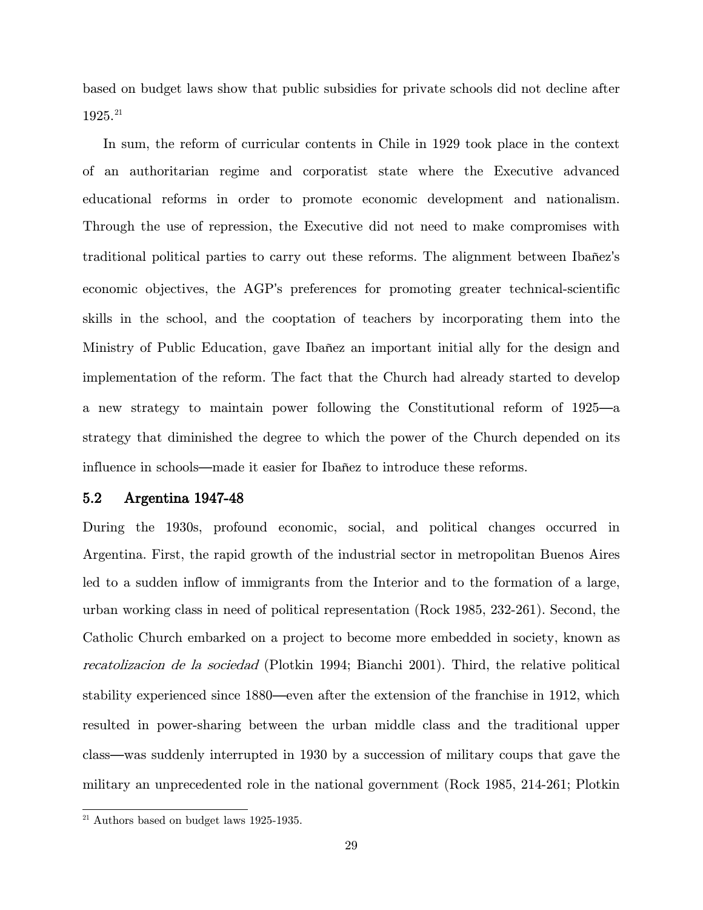based on budget laws show that public subsidies for private schools did not decline after 1925.[21]

In sum, the reform of curricular contents in Chile in 1929 took place in the context of an authoritarian regime and corporatist state where the Executive advanced educational reforms in order to promote economic development and nationalism. Through the use of repression, the Executive did not need to make compromises with traditional political parties to carry out these reforms. The alignment between Ibañez's economic objectives, the AGP's preferences for promoting greater technical-scientific skills in the school, and the cooptation of teachers by incorporating them into the Ministry of Public Education, gave Ibañez an important initial ally for the design and implementation of the reform. The fact that the Church had already started to develop a new strategy to maintain power following the Constitutional reform of 1925—a strategy that diminished the degree to which the power of the Church depended on its influence in schools—made it easier for Ibañez to introduce these reforms.

## 5.2 Argentina 1947-48

During the 1930s, profound economic, social, and political changes occurred in Argentina. First, the rapid growth of the industrial sector in metropolitan Buenos Aires led to a sudden inflow of immigrants from the Interior and to the formation of a large, urban working class in need of political representation (Rock 1985, 232-261). Second, the Catholic Church embarked on a project to become more embedded in society, known as *recatolizacion de la sociedad* (Plotkin 1994; Bianchi 2001). Third, the relative political stability experienced since 1880—even after the extension of the franchise in 1912, which resulted in power-sharing between the urban middle class and the traditional upper class—was suddenly interrupted in 1930 by a succession of military coups that gave the military an unprecedented role in the national government (Rock 1985, 214-261; Plotkin

[21] Authors based on budget laws 1925-1935.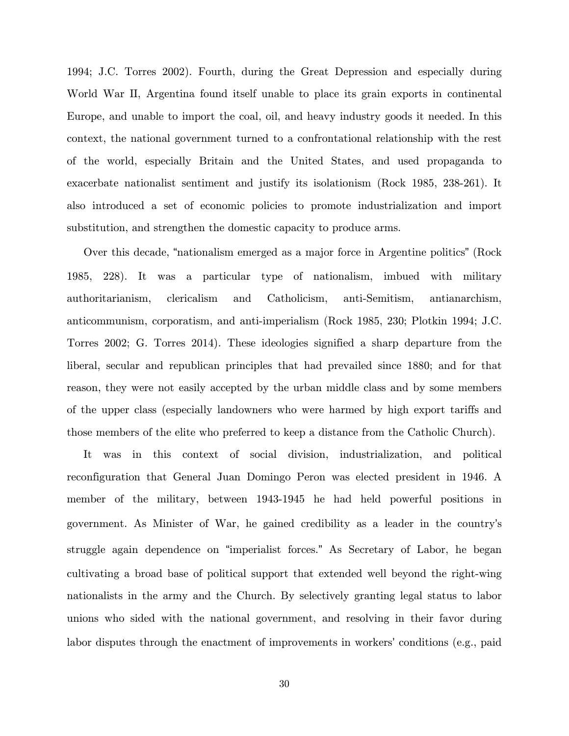1994; J.C. Torres 2002). Fourth, during the Great Depression and especially during World War II, Argentina found itself unable to place its grain exports in continental Europe, and unable to import the coal, oil, and heavy industry goods it needed. In this context, the national government turned to a confrontational relationship with the rest of the world, especially Britain and the United States, and used propaganda to exacerbate nationalist sentiment and justify its isolationism (Rock 1985, 238-261). It also introduced a set of economic policies to promote industrialization and import substitution, and strengthen the domestic capacity to produce arms.

Over this decade, "nationalism emerged as a major force in Argentine politics" (Rock 1985, 228). It was a particular type of nationalism, imbued with military authoritarianism, clericalism and Catholicism, anti-Semitism, antianarchism, anticommunism, corporatism, and anti-imperialism (Rock 1985, 230; Plotkin 1994; J.C. Torres 2002; G. Torres 2014). These ideologies signified a sharp departure from the liberal, secular and republican principles that had prevailed since 1880; and for that reason, they were not easily accepted by the urban middle class and by some members of the upper class (especially landowners who were harmed by high export tariffs and those members of the elite who preferred to keep a distance from the Catholic Church).

It was in this context of social division, industrialization, and political reconfiguration that General Juan Domingo Peron was elected president in 1946. A member of the military, between 1943-1945 he had held powerful positions in government. As Minister of War, he gained credibility as a leader in the country's struggle again dependence on "imperialist forces." As Secretary of Labor, he began cultivating a broad base of political support that extended well beyond the right-wing nationalists in the army and the Church. By selectively granting legal status to labor unions who sided with the national government, and resolving in their favor during labor disputes through the enactment of improvements in workers' conditions (e.g., paid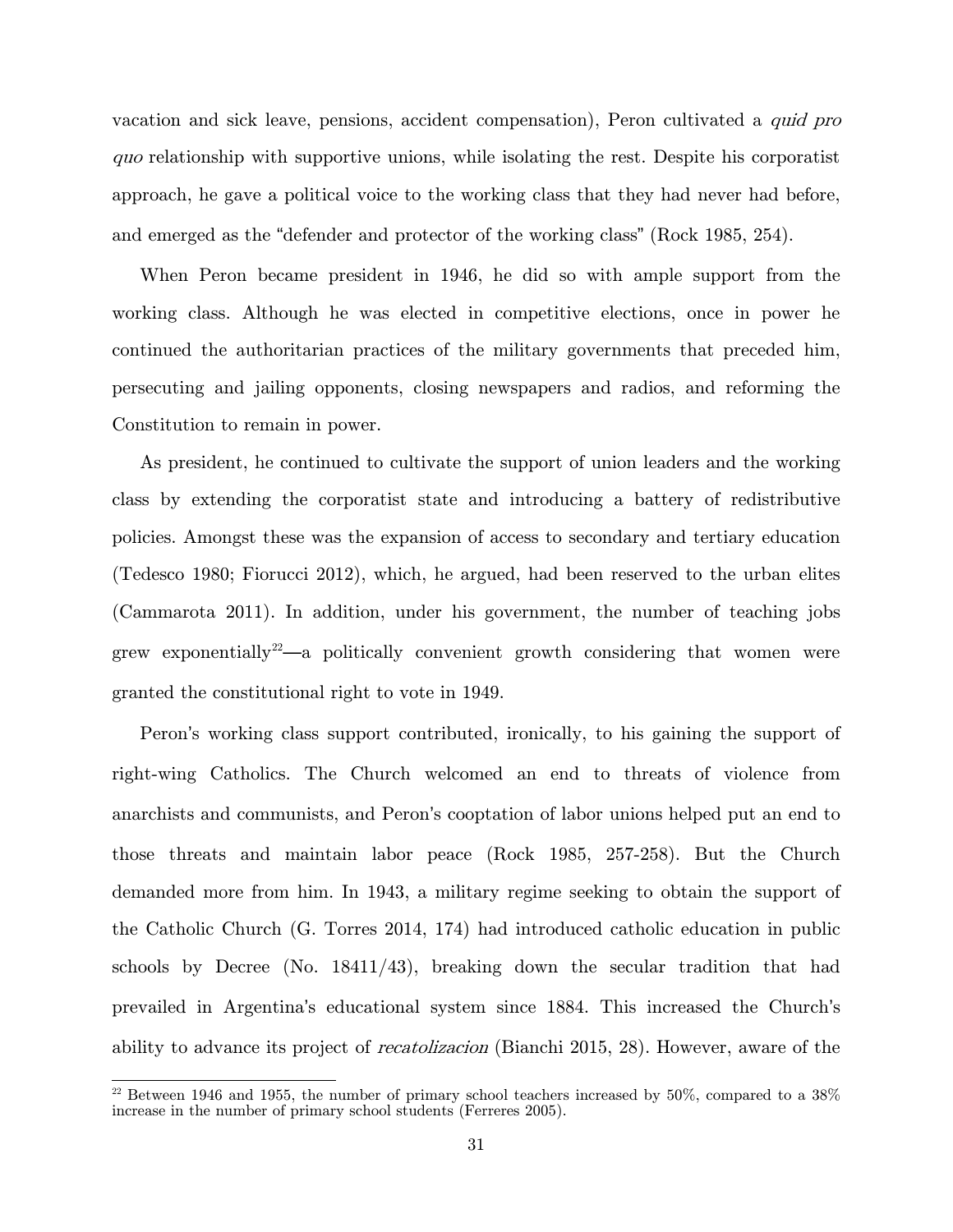vacation and sick leave, pensions, accident compensation), Peron cultivated a *quid pro quo* relationship with supportive unions, while isolating the rest. Despite his corporatist approach, he gave a political voice to the working class that they had never had before, and emerged as the "defender and protector of the working class" (Rock 1985, 254).

When Peron became president in 1946, he did so with ample support from the working class. Although he was elected in competitive elections, once in power he continued the authoritarian practices of the military governments that preceded him, persecuting and jailing opponents, closing newspapers and radios, and reforming the Constitution to remain in power.

As president, he continued to cultivate the support of union leaders and the working class by extending the corporatist state and introducing a battery of redistributive policies. Amongst these was the expansion of access to secondary and tertiary education (Tedesco 1980; Fiorucci 2012), which, he argued, had been reserved to the urban elites (Cammarota 2011). In addition, under his government, the number of teaching jobs grew exponentially[22]—a politically convenient growth considering that women were granted the constitutional right to vote in 1949.

Peron's working class support contributed, ironically, to his gaining the support of right-wing Catholics. The Church welcomed an end to threats of violence from anarchists and communists, and Peron's cooptation of labor unions helped put an end to those threats and maintain labor peace (Rock 1985, 257-258). But the Church demanded more from him. In 1943, a military regime seeking to obtain the support of the Catholic Church (G. Torres 2014, 174) had introduced catholic education in public schools by Decree (No. 18411/43), breaking down the secular tradition that had prevailed in Argentina's educational system since 1884. This increased the Church's ability to advance its project of *recatolizacion* (Bianchi 2015, 28). However, aware of the

[22] Between 1946 and 1955, the number of primary school teachers increased by 50%, compared to a 38% increase in the number of primary school students (Ferreres 2005).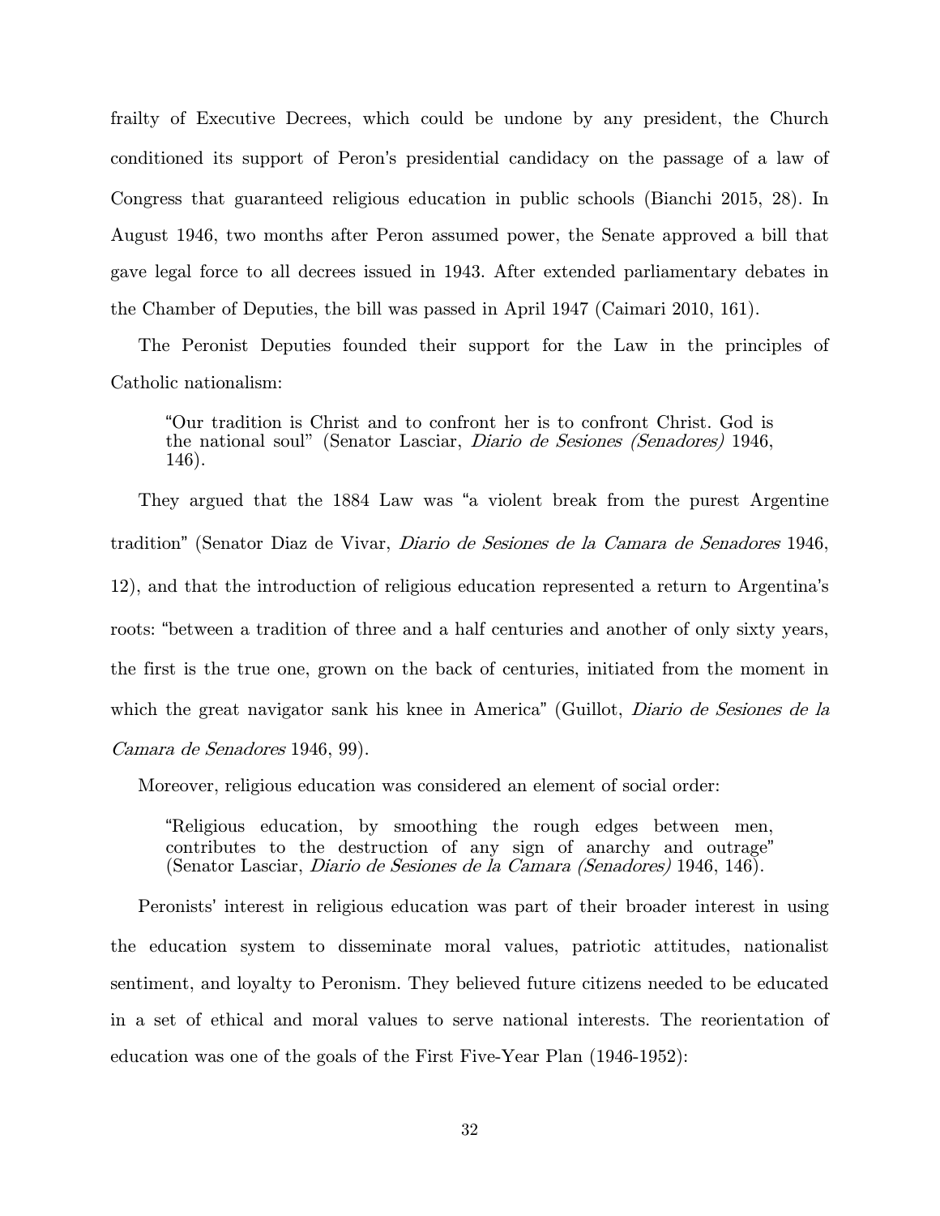frailty of Executive Decrees, which could be undone by any president, the Church conditioned its support of Peron's presidential candidacy on the passage of a law of Congress that guaranteed religious education in public schools (Bianchi 2015, 28). In August 1946, two months after Peron assumed power, the Senate approved a bill that gave legal force to all decrees issued in 1943. After extended parliamentary debates in the Chamber of Deputies, the bill was passed in April 1947 (Caimari 2010, 161).

The Peronist Deputies founded their support for the Law in the principles of Catholic nationalism:

> "Our tradition is Christ and to confront her is to confront Christ. God is the national soul" (Senator Lasciar, *Diario de Sesiones (Senadores)* 1946, 146).

They argued that the 1884 Law was "a violent break from the purest Argentine tradition" (Senator Diaz de Vivar, *Diario de Sesiones de la Camara de Senadores* 1946, 12), and that the introduction of religious education represented a return to Argentina's roots: "between a tradition of three and a half centuries and another of only sixty years, the first is the true one, grown on the back of centuries, initiated from the moment in which the great navigator sank his knee in America" (Guillot, *Diario de Sesiones de la Camara de Senadores* 1946, 99).

Moreover, religious education was considered an element of social order:

> "Religious education, by smoothing the rough edges between men, contributes to the destruction of any sign of anarchy and outrage" (Senator Lasciar, *Diario de Sesiones de la Camara (Senadores)* 1946, 146).

Peronists' interest in religious education was part of their broader interest in using the education system to disseminate moral values, patriotic attitudes, nationalist sentiment, and loyalty to Peronism. They believed future citizens needed to be educated in a set of ethical and moral values to serve national interests. The reorientation of education was one of the goals of the First Five-Year Plan (1946-1952):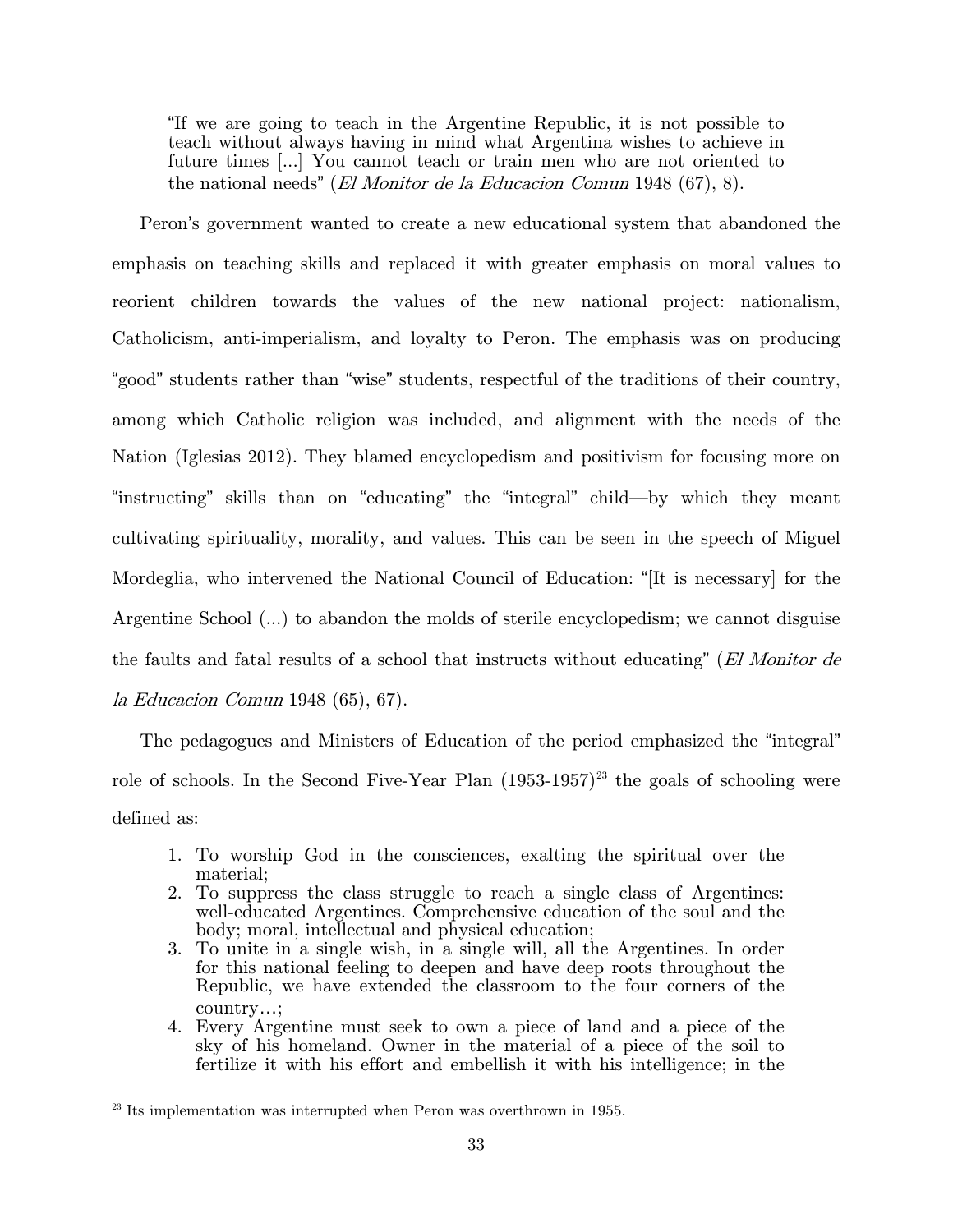> "If we are going to teach in the Argentine Republic, it is not possible to teach without always having in mind what Argentina wishes to achieve in future times [...] You cannot teach or train men who are not oriented to the national needs" (*El Monitor de la Educacion Comun* 1948 (67), 8).

Peron's government wanted to create a new educational system that abandoned the emphasis on teaching skills and replaced it with greater emphasis on moral values to reorient children towards the values of the new national project: nationalism, Catholicism, anti-imperialism, and loyalty to Peron. The emphasis was on producing "good" students rather than "wise" students, respectful of the traditions of their country, among which Catholic religion was included, and alignment with the needs of the Nation (Iglesias 2012). They blamed encyclopedism and positivism for focusing more on "instructing" skills than on "educating" the "integral" child—by which they meant cultivating spirituality, morality, and values. This can be seen in the speech of Miguel Mordeglia, who intervened the National Council of Education: "[It is necessary] for the Argentine School (...) to abandon the molds of sterile encyclopedism; we cannot disguise the faults and fatal results of a school that instructs without educating" (*El Monitor de la Educacion Comun* 1948 (65), 67).

The pedagogues and Ministers of Education of the period emphasized the "integral" role of schools. In the Second Five-Year Plan (1953-1957)[23] the goals of schooling were defined as:

> 1. To worship God in the consciences, exalting the spiritual over the material;
> 2. To suppress the class struggle to reach a single class of Argentines: well-educated Argentines. Comprehensive education of the soul and the body; moral, intellectual and physical education;
> 3. To unite in a single wish, in a single will, all the Argentines. In order for this national feeling to deepen and have deep roots throughout the Republic, we have extended the classroom to the four corners of the country…;
> 4. Every Argentine must seek to own a piece of land and a piece of the sky of his homeland. Owner in the material of a piece of the soil to fertilize it with his effort and embellish it with his intelligence; in the

[23] Its implementation was interrupted when Peron was overthrown in 1955.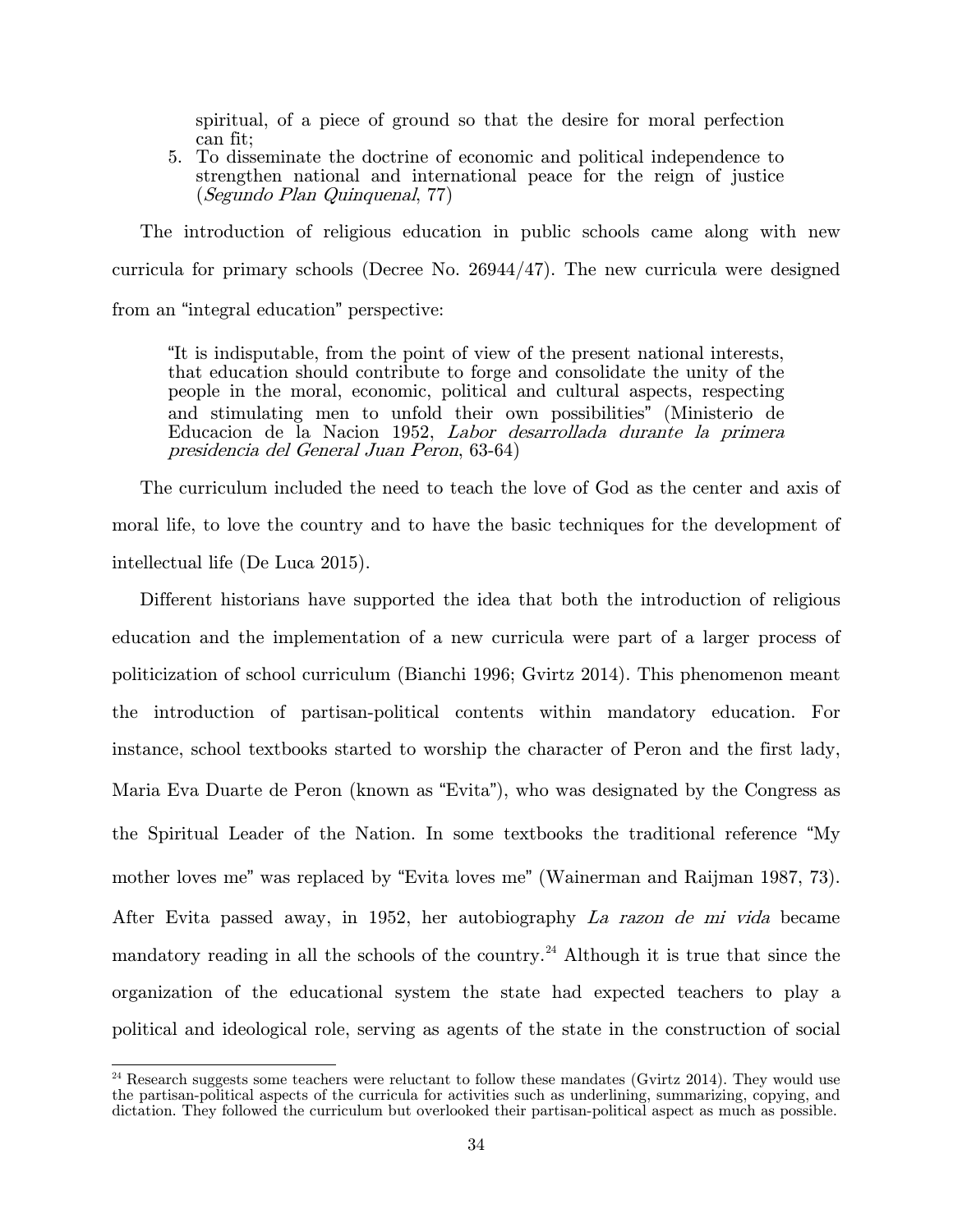spiritual, of a piece of ground so that the desire for moral perfection can fit;

5. To disseminate the doctrine of economic and political independence to strengthen national and international peace for the reign of justice (*Segundo Plan Quinquenal*, 77)

The introduction of religious education in public schools came along with new curricula for primary schools (Decree No. 26944/47). The new curricula were designed from an "integral education" perspective:

> "It is indisputable, from the point of view of the present national interests, that education should contribute to forge and consolidate the unity of the people in the moral, economic, political and cultural aspects, respecting and stimulating men to unfold their own possibilities" (Ministerio de Educacion de la Nacion 1952, *Labor desarrollada durante la primera presidencia del General Juan Peron*, 63-64)

The curriculum included the need to teach the love of God as the center and axis of moral life, to love the country and to have the basic techniques for the development of intellectual life (De Luca 2015).

Different historians have supported the idea that both the introduction of religious education and the implementation of a new curricula were part of a larger process of politicization of school curriculum (Bianchi 1996; Gvirtz 2014). This phenomenon meant the introduction of partisan-political contents within mandatory education. For instance, school textbooks started to worship the character of Peron and the first lady, Maria Eva Duarte de Peron (known as "Evita"), who was designated by the Congress as the Spiritual Leader of the Nation. In some textbooks the traditional reference "My mother loves me" was replaced by "Evita loves me" (Wainerman and Raijman 1987, 73). After Evita passed away, in 1952, her autobiography *La razon de mi vida* became mandatory reading in all the schools of the country.[24] Although it is true that since the organization of the educational system the state had expected teachers to play a political and ideological role, serving as agents of the state in the construction of social

[24] Research suggests some teachers were reluctant to follow these mandates (Gvirtz 2014). They would use the partisan-political aspects of the curricula for activities such as underlining, summarizing, copying, and dictation. They followed the curriculum but overlooked their partisan-political aspect as much as possible.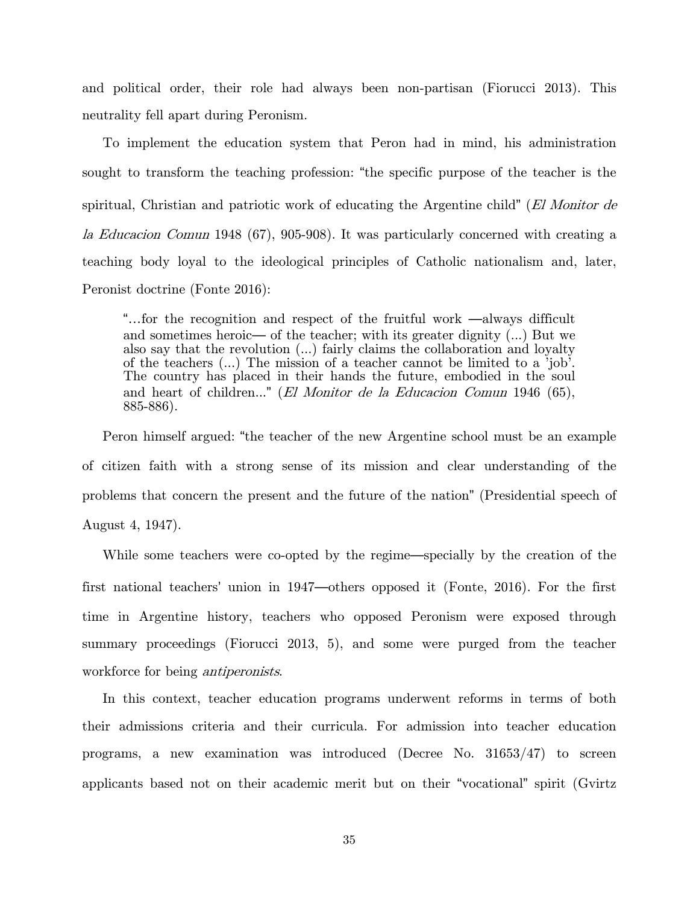and political order, their role had always been non-partisan (Fiorucci 2013). This neutrality fell apart during Peronism.

To implement the education system that Peron had in mind, his administration sought to transform the teaching profession: "the specific purpose of the teacher is the spiritual, Christian and patriotic work of educating the Argentine child" (*El Monitor de la Educacion Comun* 1948 (67), 905-908). It was particularly concerned with creating a teaching body loyal to the ideological principles of Catholic nationalism and, later, Peronist doctrine (Fonte 2016):

> "...for the recognition and respect of the fruitful work —always difficult and sometimes heroic— of the teacher; with its greater dignity (...) But we also say that the revolution (...) fairly claims the collaboration and loyalty of the teachers (...) The mission of a teacher cannot be limited to a 'job'. The country has placed in their hands the future, embodied in the soul and heart of children..." (*El Monitor de la Educacion Comun* 1946 (65), 885-886).

Peron himself argued: "the teacher of the new Argentine school must be an example of citizen faith with a strong sense of its mission and clear understanding of the problems that concern the present and the future of the nation" (Presidential speech of August 4, 1947).

While some teachers were co-opted by the regime—specially by the creation of the first national teachers' union in 1947—others opposed it (Fonte, 2016). For the first time in Argentine history, teachers who opposed Peronism were exposed through summary proceedings (Fiorucci 2013, 5), and some were purged from the teacher workforce for being *antiperonists*.

In this context, teacher education programs underwent reforms in terms of both their admissions criteria and their curricula. For admission into teacher education programs, a new examination was introduced (Decree No. 31653/47) to screen applicants based not on their academic merit but on their "vocational" spirit (Gvirtz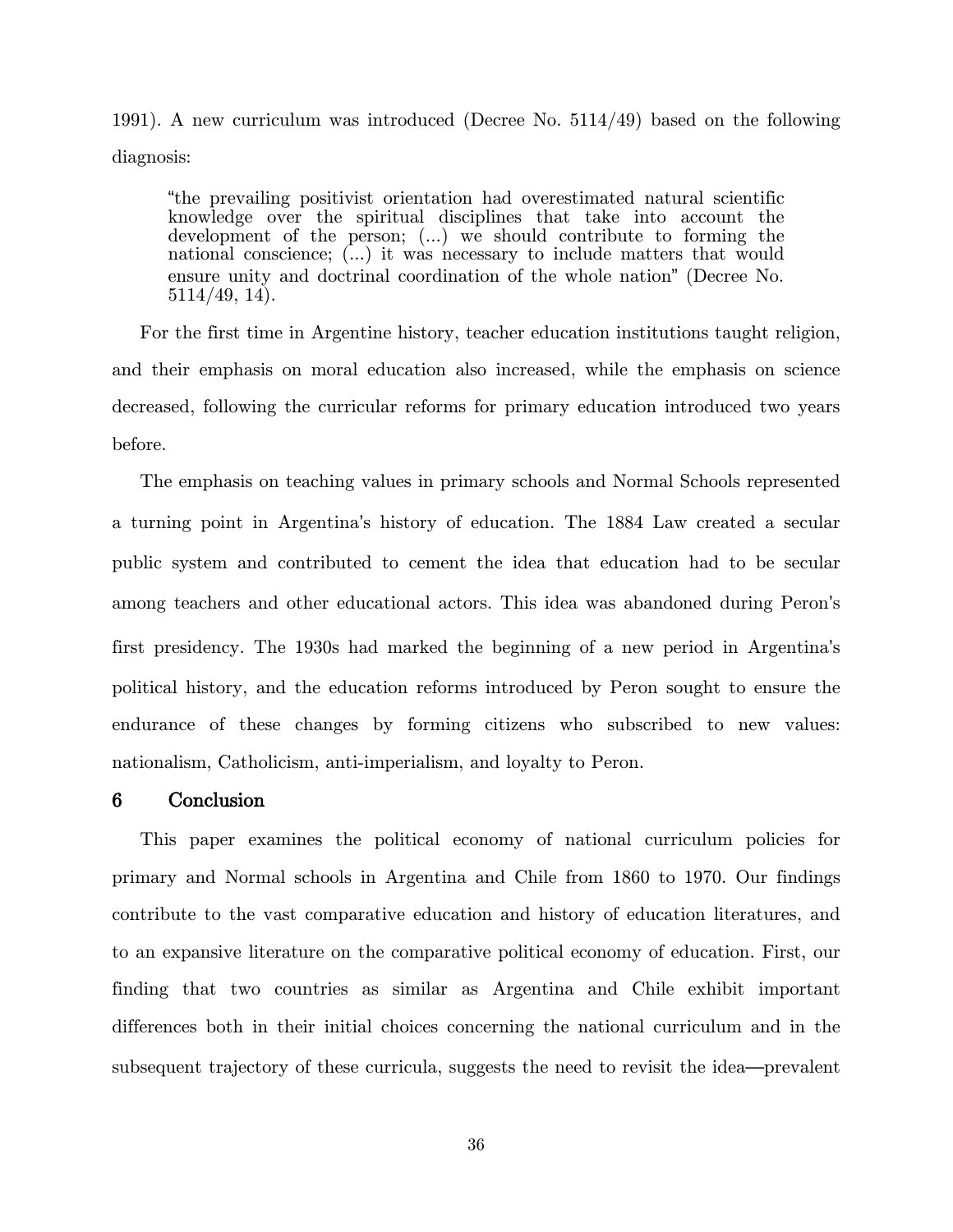1991). A new curriculum was introduced (Decree No. 5114/49) based on the following diagnosis:

> "the prevailing positivist orientation had overestimated natural scientific knowledge over the spiritual disciplines that take into account the development of the person; (...) we should contribute to forming the national conscience; (...) it was necessary to include matters that would ensure unity and doctrinal coordination of the whole nation" (Decree No. 5114/49, 14).

For the first time in Argentine history, teacher education institutions taught religion, and their emphasis on moral education also increased, while the emphasis on science decreased, following the curricular reforms for primary education introduced two years before.

The emphasis on teaching values in primary schools and Normal Schools represented a turning point in Argentina's history of education. The 1884 Law created a secular public system and contributed to cement the idea that education had to be secular among teachers and other educational actors. This idea was abandoned during Peron's first presidency. The 1930s had marked the beginning of a new period in Argentina's political history, and the education reforms introduced by Peron sought to ensure the endurance of these changes by forming citizens who subscribed to new values: nationalism, Catholicism, anti-imperialism, and loyalty to Peron.

## 6 Conclusion

This paper examines the political economy of national curriculum policies for primary and Normal schools in Argentina and Chile from 1860 to 1970. Our findings contribute to the vast comparative education and history of education literatures, and to an expansive literature on the comparative political economy of education. First, our finding that two countries as similar as Argentina and Chile exhibit important differences both in their initial choices concerning the national curriculum and in the subsequent trajectory of these curricula, suggests the need to revisit the idea—prevalent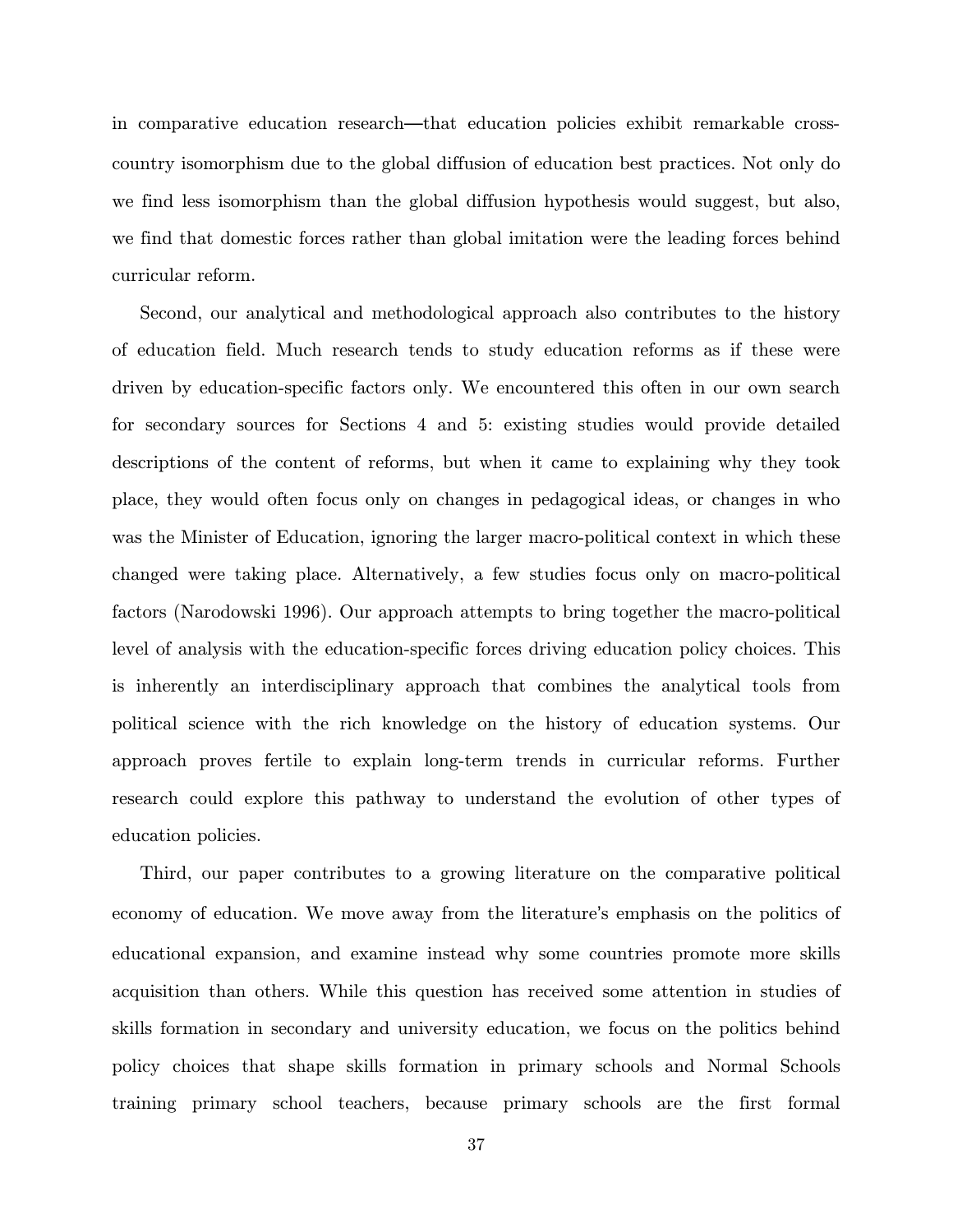in comparative education research—that education policies exhibit remarkable cross-country isomorphism due to the global diffusion of education best practices. Not only do we find less isomorphism than the global diffusion hypothesis would suggest, but also, we find that domestic forces rather than global imitation were the leading forces behind curricular reform.

Second, our analytical and methodological approach also contributes to the history of education field. Much research tends to study education reforms as if these were driven by education-specific factors only. We encountered this often in our own search for secondary sources for Sections 4 and 5: existing studies would provide detailed descriptions of the content of reforms, but when it came to explaining why they took place, they would often focus only on changes in pedagogical ideas, or changes in who was the Minister of Education, ignoring the larger macro-political context in which these changed were taking place. Alternatively, a few studies focus only on macro-political factors (Narodowski 1996). Our approach attempts to bring together the macro-political level of analysis with the education-specific forces driving education policy choices. This is inherently an interdisciplinary approach that combines the analytical tools from political science with the rich knowledge on the history of education systems. Our approach proves fertile to explain long-term trends in curricular reforms. Further research could explore this pathway to understand the evolution of other types of education policies.

Third, our paper contributes to a growing literature on the comparative political economy of education. We move away from the literature's emphasis on the politics of educational expansion, and examine instead why some countries promote more skills acquisition than others. While this question has received some attention in studies of skills formation in secondary and university education, we focus on the politics behind policy choices that shape skills formation in primary schools and Normal Schools training primary school teachers, because primary schools are the first formal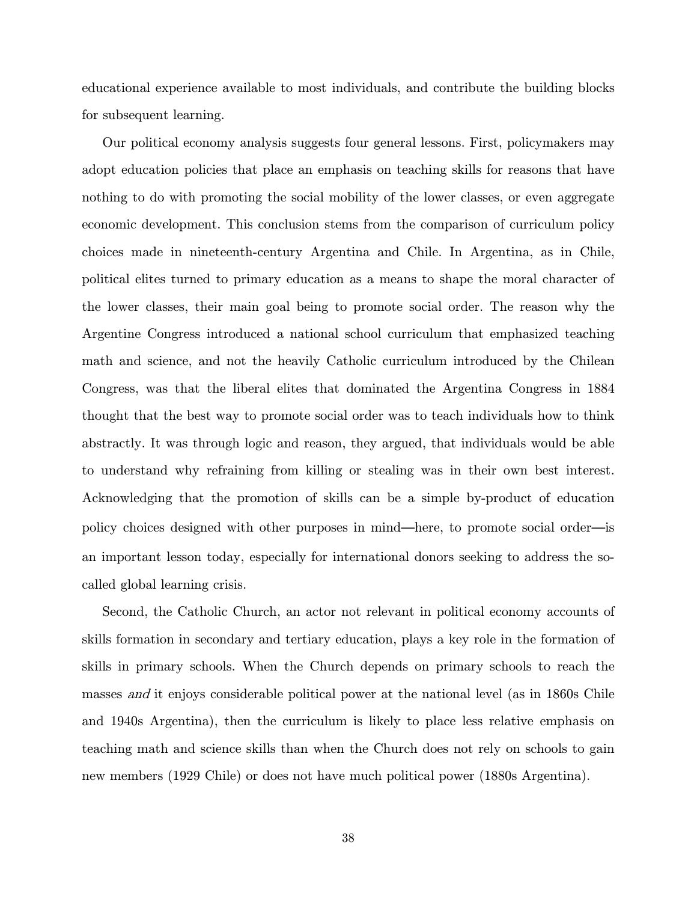educational experience available to most individuals, and contribute the building blocks for subsequent learning.

Our political economy analysis suggests four general lessons. First, policymakers may adopt education policies that place an emphasis on teaching skills for reasons that have nothing to do with promoting the social mobility of the lower classes, or even aggregate economic development. This conclusion stems from the comparison of curriculum policy choices made in nineteenth-century Argentina and Chile. In Argentina, as in Chile, political elites turned to primary education as a means to shape the moral character of the lower classes, their main goal being to promote social order. The reason why the Argentine Congress introduced a national school curriculum that emphasized teaching math and science, and not the heavily Catholic curriculum introduced by the Chilean Congress, was that the liberal elites that dominated the Argentina Congress in 1884 thought that the best way to promote social order was to teach individuals how to think abstractly. It was through logic and reason, they argued, that individuals would be able to understand why refraining from killing or stealing was in their own best interest. Acknowledging that the promotion of skills can be a simple by-product of education policy choices designed with other purposes in mind—here, to promote social order—is an important lesson today, especially for international donors seeking to address the so-called global learning crisis.

Second, the Catholic Church, an actor not relevant in political economy accounts of skills formation in secondary and tertiary education, plays a key role in the formation of skills in primary schools. When the Church depends on primary schools to reach the masses *and* it enjoys considerable political power at the national level (as in 1860s Chile and 1940s Argentina), then the curriculum is likely to place less relative emphasis on teaching math and science skills than when the Church does not rely on schools to gain new members (1929 Chile) or does not have much political power (1880s Argentina).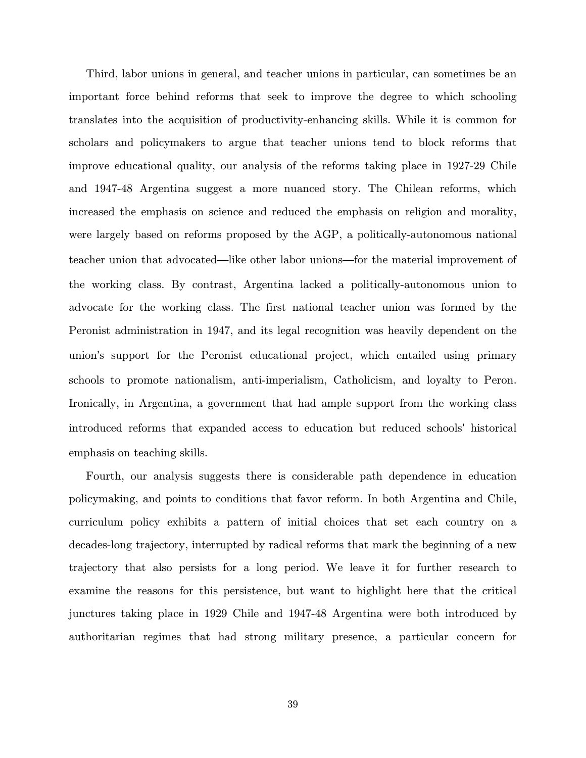Third, labor unions in general, and teacher unions in particular, can sometimes be an important force behind reforms that seek to improve the degree to which schooling translates into the acquisition of productivity-enhancing skills. While it is common for scholars and policymakers to argue that teacher unions tend to block reforms that improve educational quality, our analysis of the reforms taking place in 1927-29 Chile and 1947-48 Argentina suggest a more nuanced story. The Chilean reforms, which increased the emphasis on science and reduced the emphasis on religion and morality, were largely based on reforms proposed by the AGP, a politically-autonomous national teacher union that advocated—like other labor unions—for the material improvement of the working class. By contrast, Argentina lacked a politically-autonomous union to advocate for the working class. The first national teacher union was formed by the Peronist administration in 1947, and its legal recognition was heavily dependent on the union's support for the Peronist educational project, which entailed using primary schools to promote nationalism, anti-imperialism, Catholicism, and loyalty to Peron. Ironically, in Argentina, a government that had ample support from the working class introduced reforms that expanded access to education but reduced schools' historical emphasis on teaching skills.

Fourth, our analysis suggests there is considerable path dependence in education policymaking, and points to conditions that favor reform. In both Argentina and Chile, curriculum policy exhibits a pattern of initial choices that set each country on a decades-long trajectory, interrupted by radical reforms that mark the beginning of a new trajectory that also persists for a long period. We leave it for further research to examine the reasons for this persistence, but want to highlight here that the critical junctures taking place in 1929 Chile and 1947-48 Argentina were both introduced by authoritarian regimes that had strong military presence, a particular concern for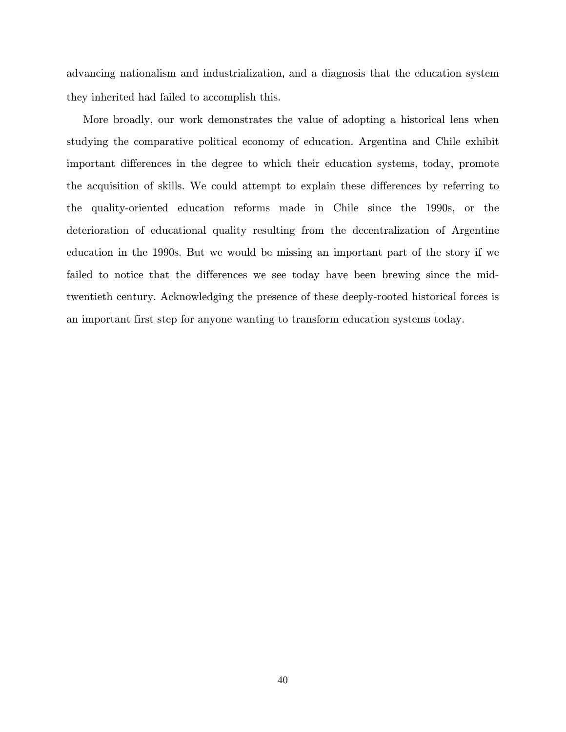advancing nationalism and industrialization, and a diagnosis that the education system they inherited had failed to accomplish this.

More broadly, our work demonstrates the value of adopting a historical lens when studying the comparative political economy of education. Argentina and Chile exhibit important differences in the degree to which their education systems, today, promote the acquisition of skills. We could attempt to explain these differences by referring to the quality-oriented education reforms made in Chile since the 1990s, or the deterioration of educational quality resulting from the decentralization of Argentine education in the 1990s. But we would be missing an important part of the story if we failed to notice that the differences we see today have been brewing since the mid-twentieth century. Acknowledging the presence of these deeply-rooted historical forces is an important first step for anyone wanting to transform education systems today.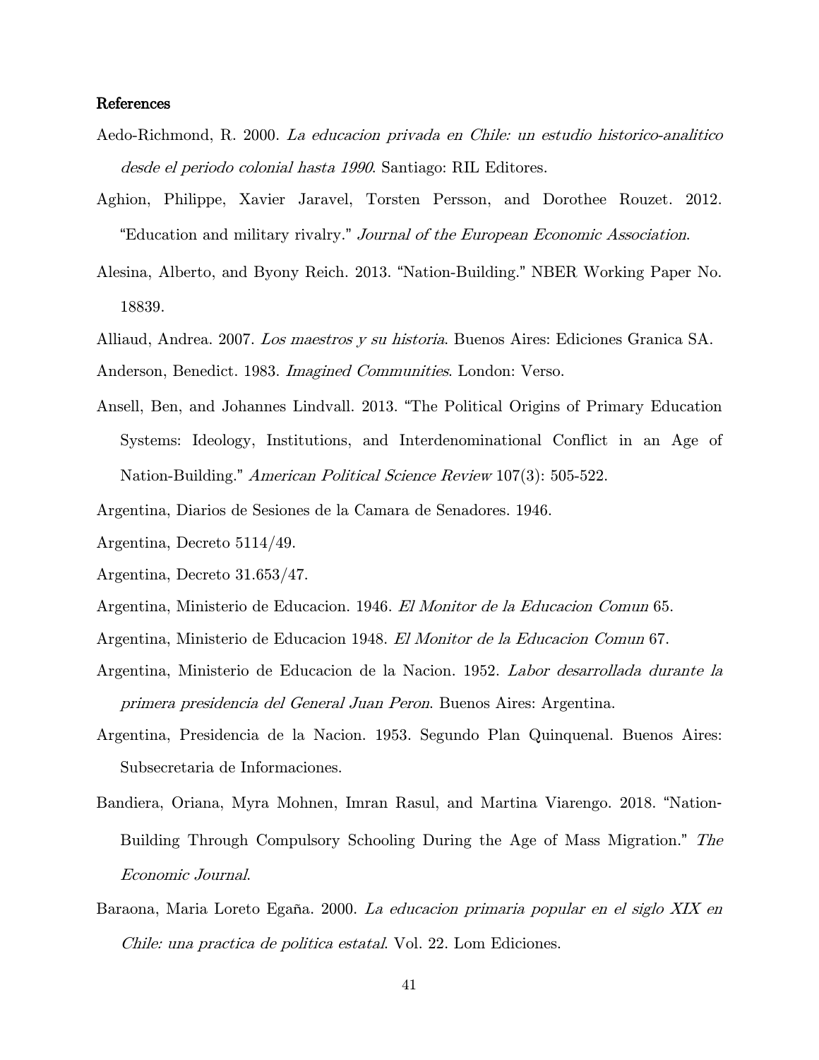## References

Aedo-Richmond, R. 2000. *La educacion privada en Chile: un estudio historico-analitico desde el periodo colonial hasta 1990*. Santiago: RIL Editores.

Aghion, Philippe, Xavier Jaravel, Torsten Persson, and Dorothee Rouzet. 2012. "Education and military rivalry." *Journal of the European Economic Association*.

Alesina, Alberto, and Byony Reich. 2013. "Nation-Building." NBER Working Paper No. 18839.

Alliaud, Andrea. 2007. *Los maestros y su historia*. Buenos Aires: Ediciones Granica SA.

Anderson, Benedict. 1983. *Imagined Communities*. London: Verso.

Ansell, Ben, and Johannes Lindvall. 2013. "The Political Origins of Primary Education Systems: Ideology, Institutions, and Interdenominational Conflict in an Age of Nation-Building." *American Political Science Review* 107(3): 505-522.

Argentina, Diarios de Sesiones de la Camara de Senadores. 1946.

Argentina, Decreto 5114/49.

Argentina, Decreto 31.653/47.

Argentina, Ministerio de Educacion. 1946. *El Monitor de la Educacion Comun* 65.

Argentina, Ministerio de Educacion 1948. *El Monitor de la Educacion Comun* 67.

Argentina, Ministerio de Educacion de la Nacion. 1952. *Labor desarrollada durante la primera presidencia del General Juan Peron*. Buenos Aires: Argentina.

Argentina, Presidencia de la Nacion. 1953. Segundo Plan Quinquenal. Buenos Aires: Subsecretaria de Informaciones.

Bandiera, Oriana, Myra Mohnen, Imran Rasul, and Martina Viarengo. 2018. "Nation-Building Through Compulsory Schooling During the Age of Mass Migration." *The Economic Journal*.

Baraona, Maria Loreto Egaña. 2000. *La educacion primaria popular en el siglo XIX en Chile: una practica de politica estatal*. Vol. 22. Lom Ediciones.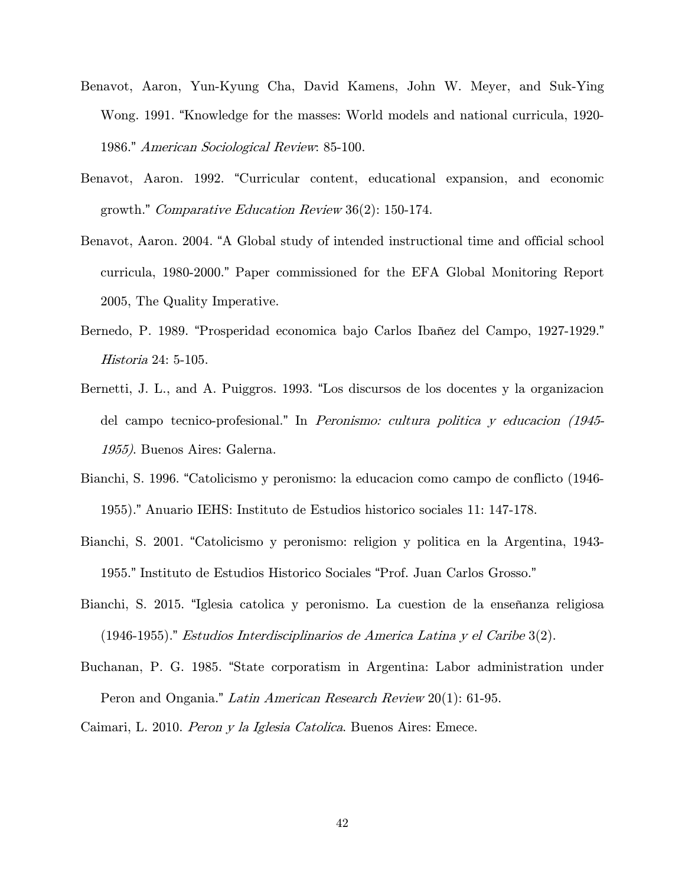Benavot, Aaron, Yun-Kyung Cha, David Kamens, John W. Meyer, and Suk-Ying Wong. 1991. "Knowledge for the masses: World models and national curricula, 1920-1986." *American Sociological Review*: 85-100.

Benavot, Aaron. 1992. "Curricular content, educational expansion, and economic growth." *Comparative Education Review* 36(2): 150-174.

Benavot, Aaron. 2004. "A Global study of intended instructional time and official school curricula, 1980-2000." Paper commissioned for the EFA Global Monitoring Report 2005, The Quality Imperative.

Bernedo, P. 1989. "Prosperidad economica bajo Carlos Ibañez del Campo, 1927-1929." *Historia* 24: 5-105.

Bernetti, J. L., and A. Puiggros. 1993. "Los discursos de los docentes y la organizacion del campo tecnico-profesional." In *Peronismo: cultura politica y educacion (1945-1955)*. Buenos Aires: Galerna.

Bianchi, S. 1996. "Catolicismo y peronismo: la educacion como campo de conflicto (1946-1955)." Anuario IEHS: Instituto de Estudios historico sociales 11: 147-178.

Bianchi, S. 2001. "Catolicismo y peronismo: religion y politica en la Argentina, 1943-1955." Instituto de Estudios Historico Sociales "Prof. Juan Carlos Grosso."

Bianchi, S. 2015. "Iglesia catolica y peronismo. La cuestion de la enseñanza religiosa (1946-1955)." *Estudios Interdisciplinarios de America Latina y el Caribe* 3(2).

Buchanan, P. G. 1985. "State corporatism in Argentina: Labor administration under Peron and Ongania." *Latin American Research Review* 20(1): 61-95.

Caimari, L. 2010. *Peron y la Iglesia Catolica*. Buenos Aires: Emece.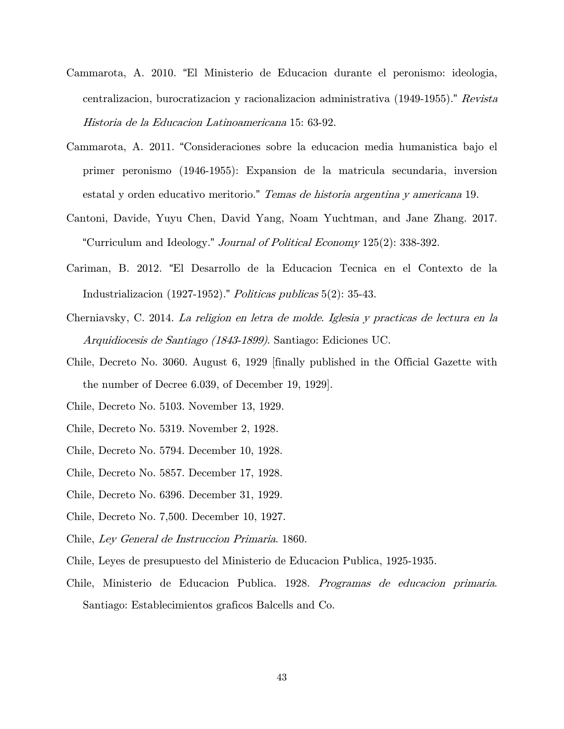Cammarota, A. 2010. "El Ministerio de Educacion durante el peronismo: ideologia, centralizacion, burocratizacion y racionalizacion administrativa (1949-1955)." *Revista Historia de la Educacion Latinoamericana* 15: 63-92.

Cammarota, A. 2011. "Consideraciones sobre la educacion media humanistica bajo el primer peronismo (1946-1955): Expansion de la matricula secundaria, inversion estatal y orden educativo meritorio." *Temas de historia argentina y americana* 19.

Cantoni, Davide, Yuyu Chen, David Yang, Noam Yuchtman, and Jane Zhang. 2017. "Curriculum and Ideology." *Journal of Political Economy* 125(2): 338-392.

Cariman, B. 2012. "El Desarrollo de la Educacion Tecnica en el Contexto de la Industrializacion (1927-1952)." *Politicas publicas* 5(2): 35-43.

Cherniavsky, C. 2014. *La religion en letra de molde. Iglesia y practicas de lectura en la Arquidiocesis de Santiago (1843-1899)*. Santiago: Ediciones UC.

Chile, Decreto No. 3060. August 6, 1929 [finally published in the Official Gazette with the number of Decree 6.039, of December 19, 1929].

Chile, Decreto No. 5103. November 13, 1929.

Chile, Decreto No. 5319. November 2, 1928.

Chile, Decreto No. 5794. December 10, 1928.

Chile, Decreto No. 5857. December 17, 1928.

Chile, Decreto No. 6396. December 31, 1929.

Chile, Decreto No. 7,500. December 10, 1927.

Chile, *Ley General de Instruccion Primaria*. 1860.

Chile, Leyes de presupuesto del Ministerio de Educacion Publica, 1925-1935.

Chile, Ministerio de Educacion Publica. 1928. *Programas de educacion primaria*. Santiago: Establecimientos graficos Balcells and Co.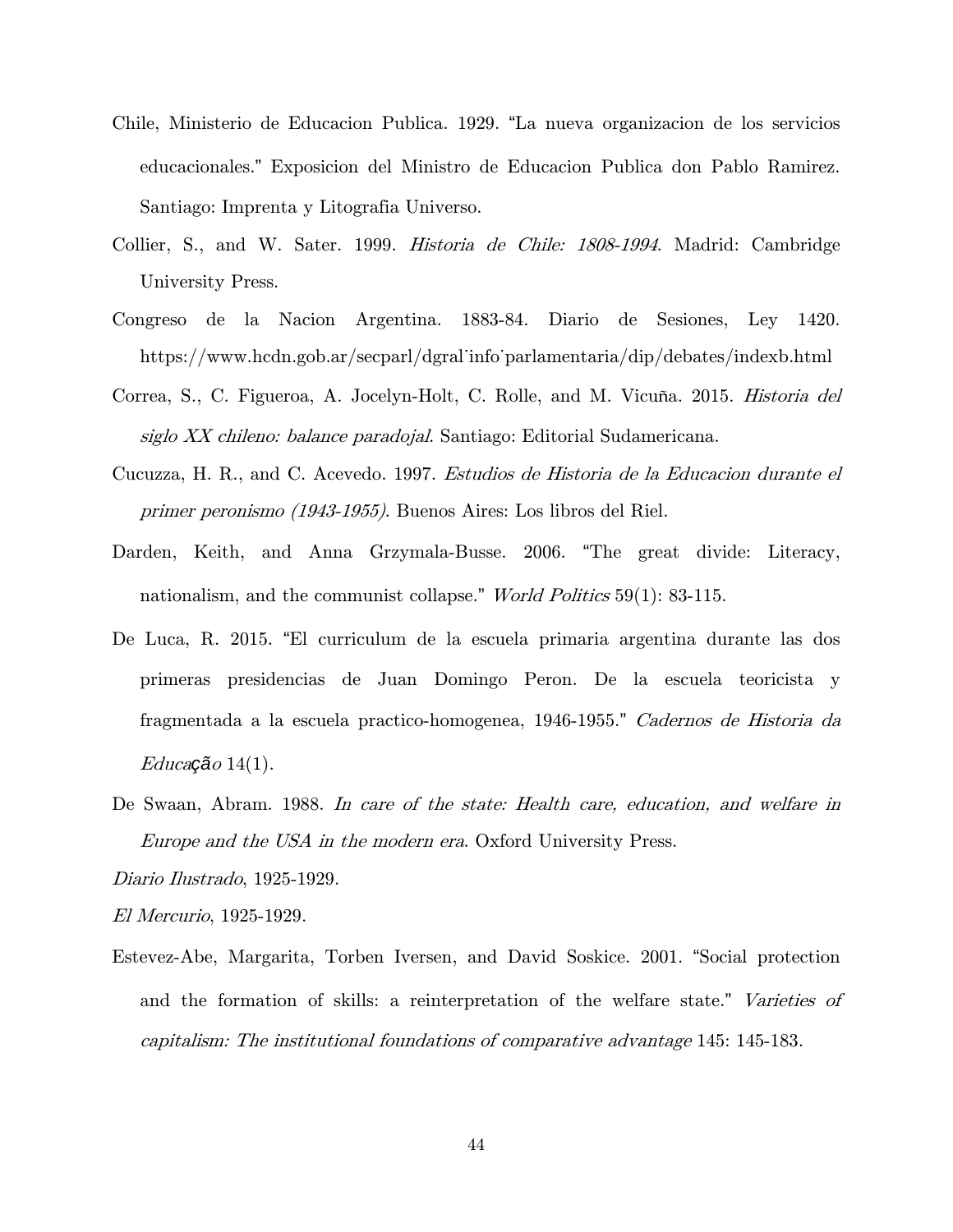Chile, Ministerio de Educacion Publica. 1929. "La nueva organizacion de los servicios educacionales." Exposicion del Ministro de Educacion Publica don Pablo Ramirez. Santiago: Imprenta y Litografia Universo.

Collier, S., and W. Sater. 1999. *Historia de Chile: 1808-1994*. Madrid: Cambridge University Press.

Congreso de la Nacion Argentina. 1883-84. Diario de Sesiones, Ley 1420. https://www.hcdn.gob.ar/secparl/dgral˙info˙parlamentaria/dip/debates/indexb.html

Correa, S., C. Figueroa, A. Jocelyn-Holt, C. Rolle, and M. Vicuña. 2015. *Historia del siglo XX chileno: balance paradojal*. Santiago: Editorial Sudamericana.

Cucuzza, H. R., and C. Acevedo. 1997. *Estudios de Historia de la Educacion durante el primer peronismo (1943-1955)*. Buenos Aires: Los libros del Riel.

Darden, Keith, and Anna Grzymala-Busse. 2006. "The great divide: Literacy, nationalism, and the communist collapse." *World Politics* 59(1): 83-115.

De Luca, R. 2015. "El curriculum de la escuela primaria argentina durante las dos primeras presidencias de Juan Domingo Peron. De la escuela teoricista y fragmentada a la escuela practico-homogenea, 1946-1955." *Cadernos de Historia da Educação* 14(1).

De Swaan, Abram. 1988. *In care of the state: Health care, education, and welfare in Europe and the USA in the modern era*. Oxford University Press.

*Diario Ilustrado*, 1925-1929.

*El Mercurio*, 1925-1929.

Estevez-Abe, Margarita, Torben Iversen, and David Soskice. 2001. "Social protection and the formation of skills: a reinterpretation of the welfare state." *Varieties of capitalism: The institutional foundations of comparative advantage* 145: 145-183.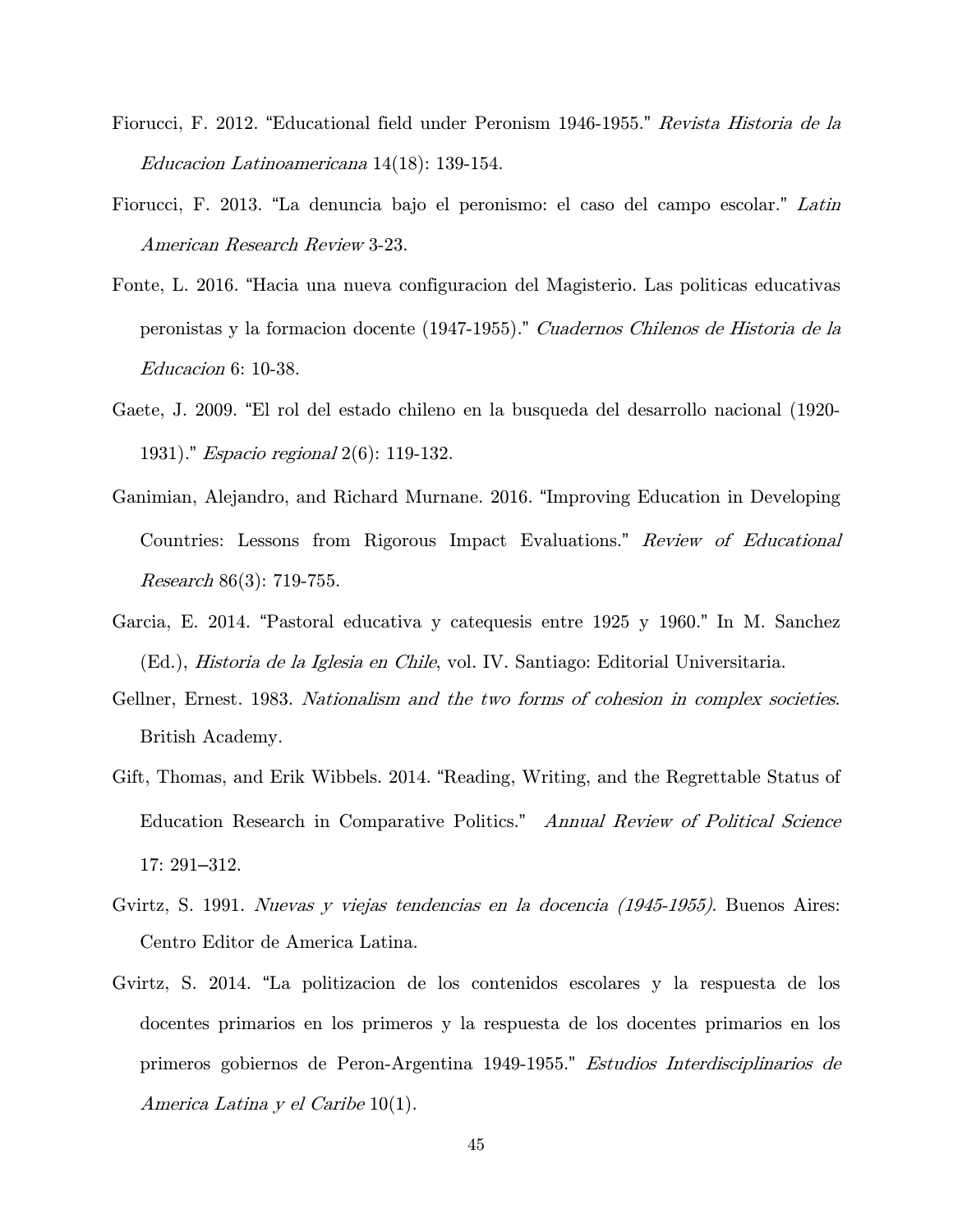Fiorucci, F. 2012. "Educational field under Peronism 1946-1955." *Revista Historia de la Educacion Latinoamericana* 14(18): 139-154.

Fiorucci, F. 2013. "La denuncia bajo el peronismo: el caso del campo escolar." *Latin American Research Review* 3-23.

Fonte, L. 2016. "Hacia una nueva configuracion del Magisterio. Las politicas educativas peronistas y la formacion docente (1947-1955)." *Cuadernos Chilenos de Historia de la Educacion* 6: 10-38.

Gaete, J. 2009. "El rol del estado chileno en la busqueda del desarrollo nacional (1920-1931)." *Espacio regional* 2(6): 119-132.

Ganimian, Alejandro, and Richard Murnane. 2016. "Improving Education in Developing Countries: Lessons from Rigorous Impact Evaluations." *Review of Educational Research* 86(3): 719-755.

Garcia, E. 2014. "Pastoral educativa y catequesis entre 1925 y 1960." In M. Sanchez (Ed.), *Historia de la Iglesia en Chile*, vol. IV. Santiago: Editorial Universitaria.

Gellner, Ernest. 1983. *Nationalism and the two forms of cohesion in complex societies*. British Academy.

Gift, Thomas, and Erik Wibbels. 2014. "Reading, Writing, and the Regrettable Status of Education Research in Comparative Politics." *Annual Review of Political Science* 17: 291–312.

Gvirtz, S. 1991. *Nuevas y viejas tendencias en la docencia (1945-1955)*. Buenos Aires: Centro Editor de America Latina.

Gvirtz, S. 2014. "La politizacion de los contenidos escolares y la respuesta de los docentes primarios en los primeros y la respuesta de los docentes primarios en los primeros gobiernos de Peron-Argentina 1949-1955." *Estudios Interdisciplinarios de America Latina y el Caribe* 10(1).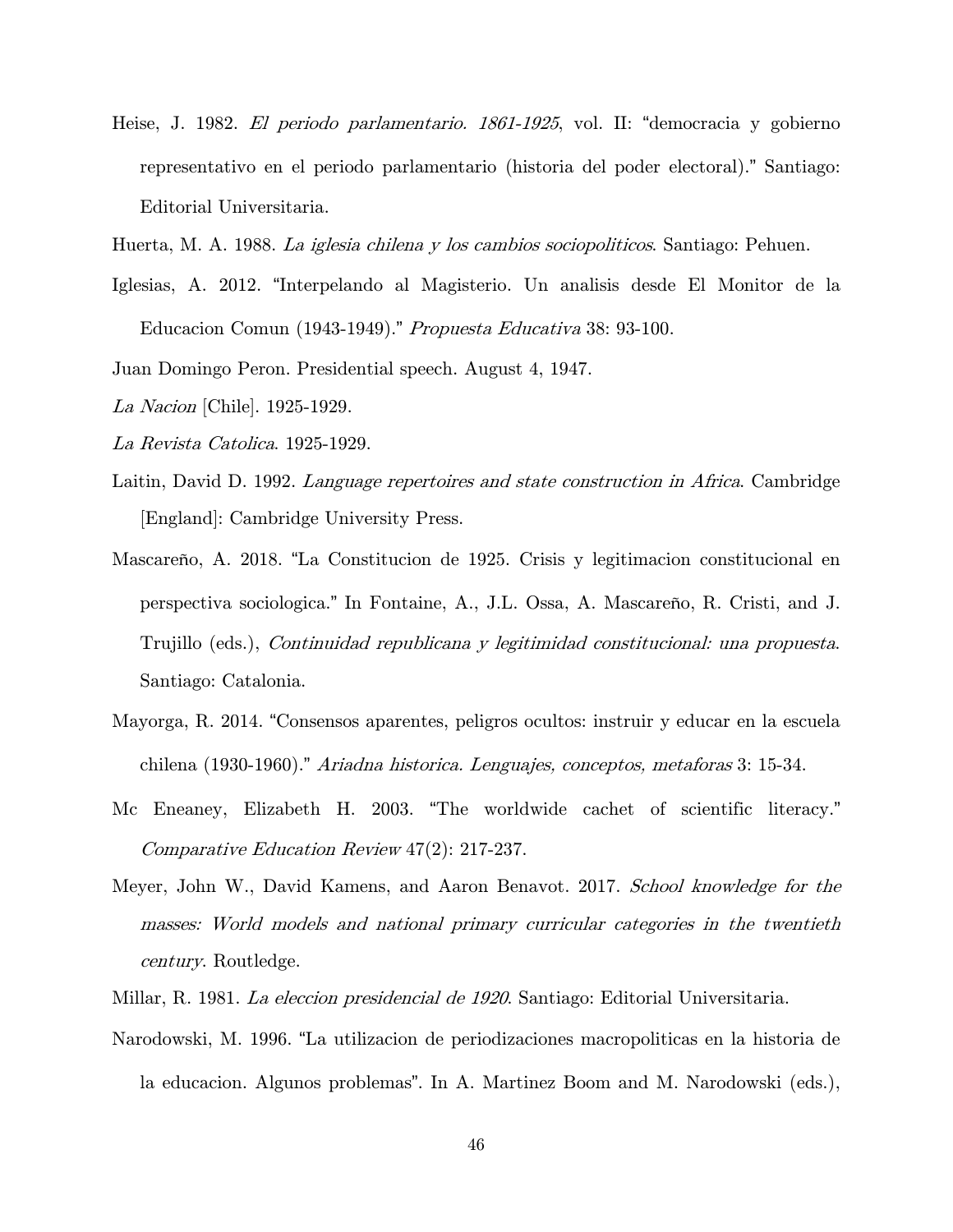Heise, J. 1982. *El periodo parlamentario. 1861-1925*, vol. II: "democracia y gobierno representativo en el periodo parlamentario (historia del poder electoral)." Santiago: Editorial Universitaria.

Huerta, M. A. 1988. *La iglesia chilena y los cambios sociopoliticos*. Santiago: Pehuen.

Iglesias, A. 2012. "Interpelando al Magisterio. Un analisis desde El Monitor de la Educacion Comun (1943-1949)." *Propuesta Educativa* 38: 93-100.

Juan Domingo Peron. Presidential speech. August 4, 1947.

*La Nacion* [Chile]. 1925-1929.

*La Revista Catolica*. 1925-1929.

Laitin, David D. 1992. *Language repertoires and state construction in Africa*. Cambridge [England]: Cambridge University Press.

Mascareño, A. 2018. "La Constitucion de 1925. Crisis y legitimacion constitucional en perspectiva sociologica." In Fontaine, A., J.L. Ossa, A. Mascareño, R. Cristi, and J. Trujillo (eds.), *Continuidad republicana y legitimidad constitucional: una propuesta*. Santiago: Catalonia.

Mayorga, R. 2014. "Consensos aparentes, peligros ocultos: instruir y educar en la escuela chilena (1930-1960)." *Ariadna historica. Lenguajes, conceptos, metaforas* 3: 15-34.

Mc Eneaney, Elizabeth H. 2003. "The worldwide cachet of scientific literacy." *Comparative Education Review* 47(2): 217-237.

Meyer, John W., David Kamens, and Aaron Benavot. 2017. *School knowledge for the masses: World models and national primary curricular categories in the twentieth century*. Routledge.

Millar, R. 1981. *La eleccion presidencial de 1920*. Santiago: Editorial Universitaria.

Narodowski, M. 1996. "La utilizacion de periodizaciones macropoliticas en la historia de la educacion. Algunos problemas". In A. Martinez Boom and M. Narodowski (eds.),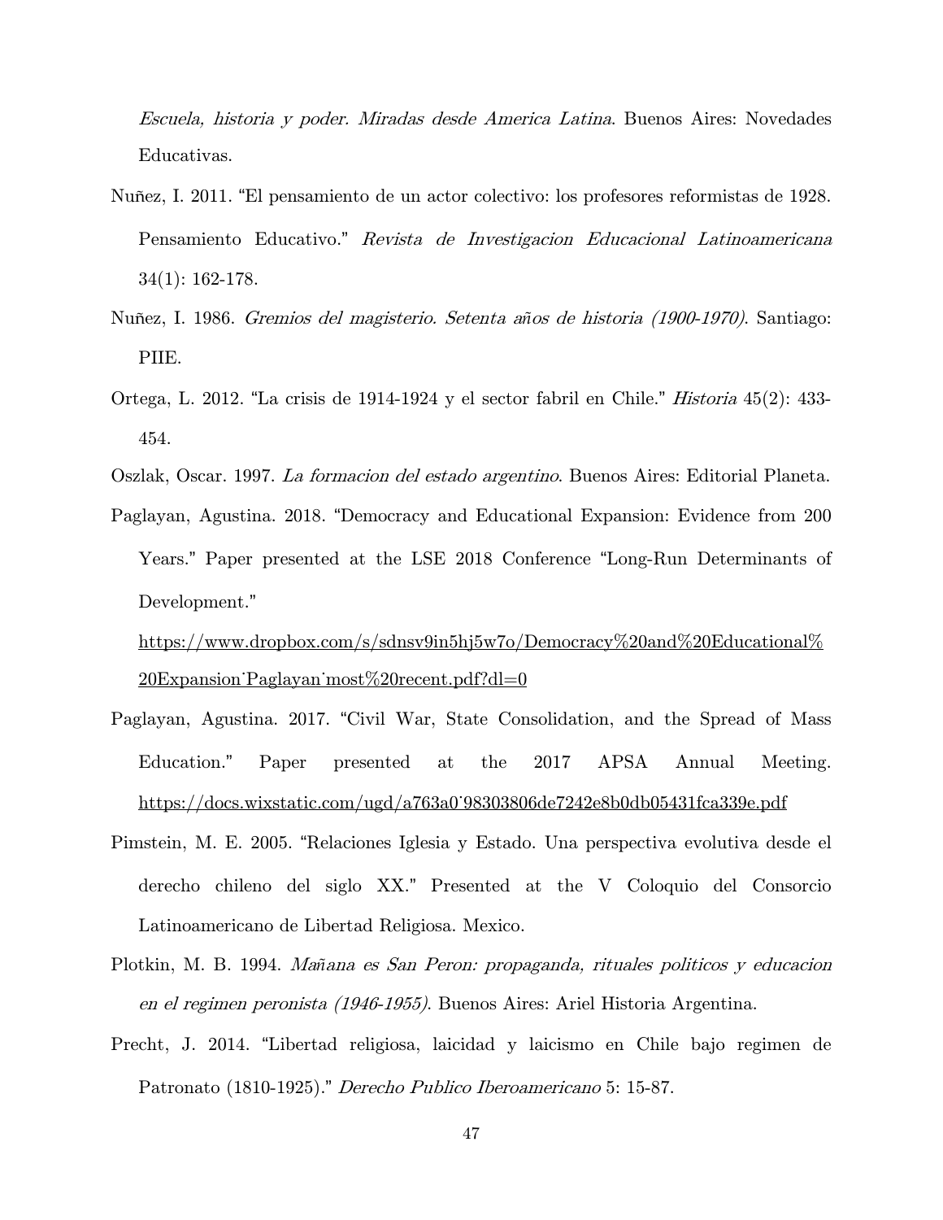*Escuela, historia y poder. Miradas desde America Latina*. Buenos Aires: Novedades Educativas.

Nuñez, I. 2011. "El pensamiento de un actor colectivo: los profesores reformistas de 1928. Pensamiento Educativo." *Revista de Investigacion Educacional Latinoamericana* 34(1): 162-178.

Nuñez, I. 1986. *Gremios del magisterio. Setenta años de historia (1900-1970)*. Santiago: PIIE.

Ortega, L. 2012. "La crisis de 1914-1924 y el sector fabril en Chile." *Historia* 45(2): 433-454.

Oszlak, Oscar. 1997. *La formacion del estado argentino*. Buenos Aires: Editorial Planeta.

Paglayan, Agustina. 2018. "Democracy and Educational Expansion: Evidence from 200 Years." Paper presented at the LSE 2018 Conference "Long-Run Determinants of Development." https://www.dropbox.com/s/sdnsv9in5hj5w7o/Democracy%20and%20Educational%20Expansion˙Paglayan˙most%20recent.pdf?dl=0

Paglayan, Agustina. 2017. "Civil War, State Consolidation, and the Spread of Mass Education." Paper presented at the 2017 APSA Annual Meeting. https://docs.wixstatic.com/ugd/a763a0˙98303806de7242e8b0db05431fca339e.pdf

Pimstein, M. E. 2005. "Relaciones Iglesia y Estado. Una perspectiva evolutiva desde el derecho chileno del siglo XX." Presented at the V Coloquio del Consorcio Latinoamericano de Libertad Religiosa. Mexico.

Plotkin, M. B. 1994. *Mañana es San Peron: propaganda, rituales politicos y educacion en el regimen peronista (1946-1955)*. Buenos Aires: Ariel Historia Argentina.

Precht, J. 2014. "Libertad religiosa, laicidad y laicismo en Chile bajo regimen de Patronato (1810-1925)." *Derecho Publico Iberoamericano* 5: 15-87.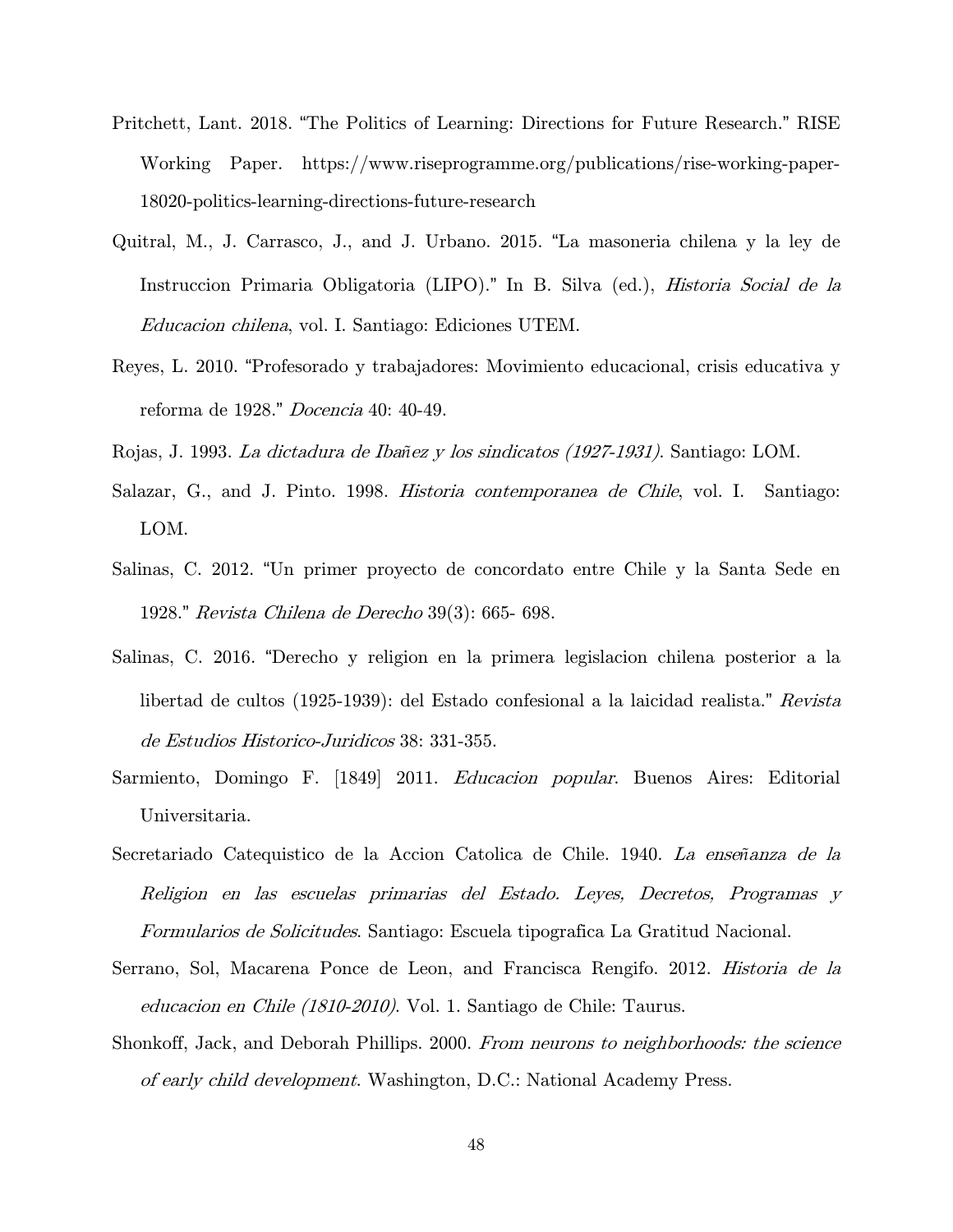Pritchett, Lant. 2018. "The Politics of Learning: Directions for Future Research." RISE Working Paper. https://www.riseprogramme.org/publications/rise-working-paper-18020-politics-learning-directions-future-research

Quitral, M., J. Carrasco, J., and J. Urbano. 2015. "La masoneria chilena y la ley de Instruccion Primaria Obligatoria (LIPO)." In B. Silva (ed.), *Historia Social de la Educacion chilena*, vol. I. Santiago: Ediciones UTEM.

Reyes, L. 2010. "Profesorado y trabajadores: Movimiento educacional, crisis educativa y reforma de 1928." *Docencia* 40: 40-49.

Rojas, J. 1993. *La dictadura de Ibañez y los sindicatos (1927-1931)*. Santiago: LOM.

Salazar, G., and J. Pinto. 1998. *Historia contemporanea de Chile*, vol. I. Santiago: LOM.

Salinas, C. 2012. "Un primer proyecto de concordato entre Chile y la Santa Sede en 1928." *Revista Chilena de Derecho* 39(3): 665- 698.

Salinas, C. 2016. "Derecho y religion en la primera legislacion chilena posterior a la libertad de cultos (1925-1939): del Estado confesional a la laicidad realista." *Revista de Estudios Historico-Juridicos* 38: 331-355.

Sarmiento, Domingo F. [1849] 2011. *Educacion popular*. Buenos Aires: Editorial Universitaria.

Secretariado Catequistico de la Accion Catolica de Chile. 1940. *La enseñanza de la Religion en las escuelas primarias del Estado. Leyes, Decretos, Programas y Formularios de Solicitudes*. Santiago: Escuela tipografica La Gratitud Nacional.

Serrano, Sol, Macarena Ponce de Leon, and Francisca Rengifo. 2012. *Historia de la educacion en Chile (1810-2010)*. Vol. 1. Santiago de Chile: Taurus.

Shonkoff, Jack, and Deborah Phillips. 2000. *From neurons to neighborhoods: the science of early child development*. Washington, D.C.: National Academy Press.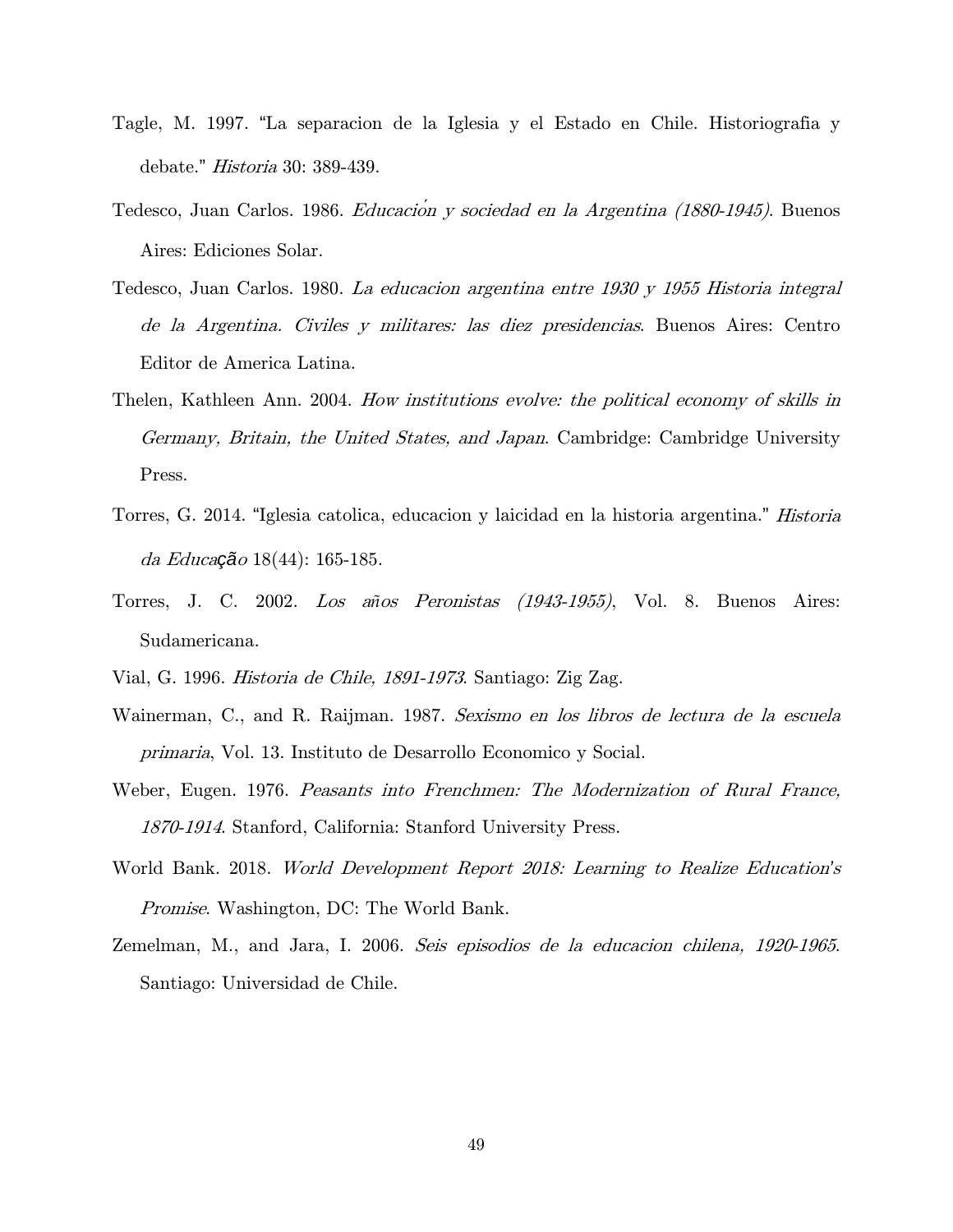Tagle, M. 1997. "La separacion de la Iglesia y el Estado en Chile. Historiografia y debate." *Historia* 30: 389-439.

Tedesco, Juan Carlos. 1986. *Educación y sociedad en la Argentina (1880-1945)*. Buenos Aires: Ediciones Solar.

Tedesco, Juan Carlos. 1980. *La educacion argentina entre 1930 y 1955 Historia integral de la Argentina. Civiles y militares: las diez presidencias*. Buenos Aires: Centro Editor de America Latina.

Thelen, Kathleen Ann. 2004. *How institutions evolve: the political economy of skills in Germany, Britain, the United States, and Japan*. Cambridge: Cambridge University Press.

Torres, G. 2014. "Iglesia catolica, educacion y laicidad en la historia argentina." *Historia da Educação* 18(44): 165-185.

Torres, J. C. 2002. *Los años Peronistas (1943-1955)*, Vol. 8. Buenos Aires: Sudamericana.

Vial, G. 1996. *Historia de Chile, 1891-1973*. Santiago: Zig Zag.

Wainerman, C., and R. Raijman. 1987. *Sexismo en los libros de lectura de la escuela primaria*, Vol. 13. Instituto de Desarrollo Economico y Social.

Weber, Eugen. 1976. *Peasants into Frenchmen: The Modernization of Rural France, 1870-1914*. Stanford, California: Stanford University Press.

World Bank. 2018. *World Development Report 2018: Learning to Realize Education's Promise*. Washington, DC: The World Bank.

Zemelman, M., and Jara, I. 2006. *Seis episodios de la educacion chilena, 1920-1965*. Santiago: Universidad de Chile.